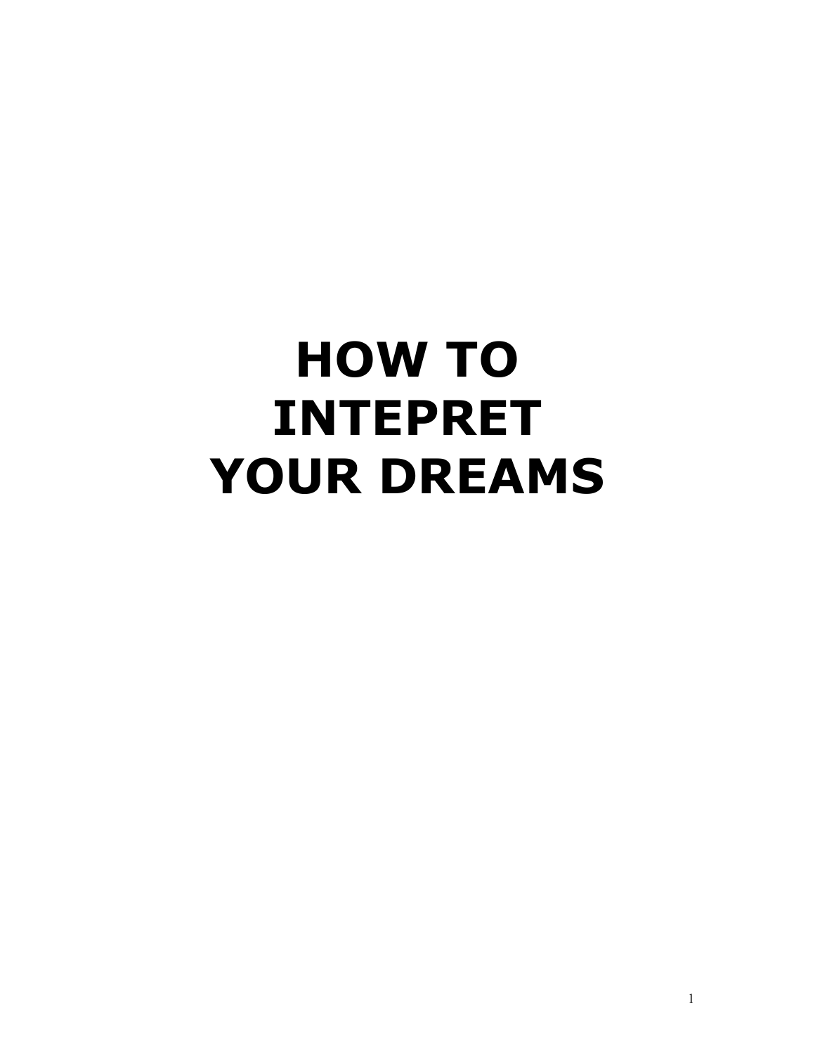# HOW TO INTEPRET YOUR DREAMS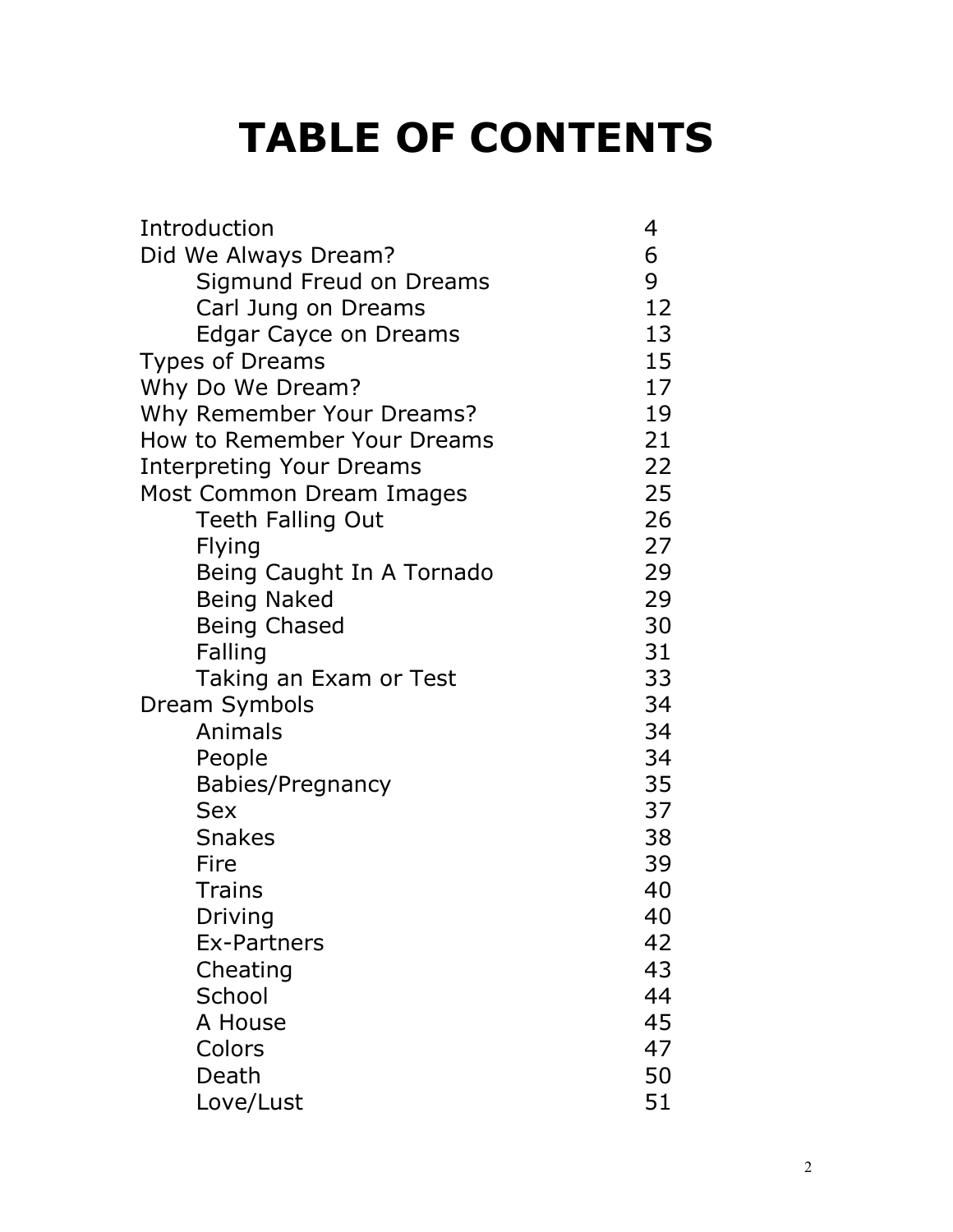# TABLE OF CONTENTS

| | |
|---|---|
| Introduction | 4 |
| Did We Always Dream? | 6 |
| &nbsp;&nbsp;&nbsp;&nbsp;Sigmund Freud on Dreams | 9 |
| &nbsp;&nbsp;&nbsp;&nbsp;Carl Jung on Dreams | 12 |
| &nbsp;&nbsp;&nbsp;&nbsp;Edgar Cayce on Dreams | 13 |
| Types of Dreams | 15 |
| Why Do We Dream? | 17 |
| Why Remember Your Dreams? | 19 |
| How to Remember Your Dreams | 21 |
| Interpreting Your Dreams | 22 |
| Most Common Dream Images | 25 |
| &nbsp;&nbsp;&nbsp;&nbsp;Teeth Falling Out | 26 |
| &nbsp;&nbsp;&nbsp;&nbsp;Flying | 27 |
| &nbsp;&nbsp;&nbsp;&nbsp;Being Caught In A Tornado | 29 |
| &nbsp;&nbsp;&nbsp;&nbsp;Being Naked | 29 |
| &nbsp;&nbsp;&nbsp;&nbsp;Being Chased | 30 |
| &nbsp;&nbsp;&nbsp;&nbsp;Falling | 31 |
| &nbsp;&nbsp;&nbsp;&nbsp;Taking an Exam or Test | 33 |
| Dream Symbols | 34 |
| &nbsp;&nbsp;&nbsp;&nbsp;Animals | 34 |
| &nbsp;&nbsp;&nbsp;&nbsp;People | 34 |
| &nbsp;&nbsp;&nbsp;&nbsp;Babies/Pregnancy | 35 |
| &nbsp;&nbsp;&nbsp;&nbsp;Sex | 37 |
| &nbsp;&nbsp;&nbsp;&nbsp;Snakes | 38 |
| &nbsp;&nbsp;&nbsp;&nbsp;Fire | 39 |
| &nbsp;&nbsp;&nbsp;&nbsp;Trains | 40 |
| &nbsp;&nbsp;&nbsp;&nbsp;Driving | 40 |
| &nbsp;&nbsp;&nbsp;&nbsp;Ex-Partners | 42 |
| &nbsp;&nbsp;&nbsp;&nbsp;Cheating | 43 |
| &nbsp;&nbsp;&nbsp;&nbsp;School | 44 |
| &nbsp;&nbsp;&nbsp;&nbsp;A House | 45 |
| &nbsp;&nbsp;&nbsp;&nbsp;Colors | 47 |
| &nbsp;&nbsp;&nbsp;&nbsp;Death | 50 |
| &nbsp;&nbsp;&nbsp;&nbsp;Love/Lust | 51 |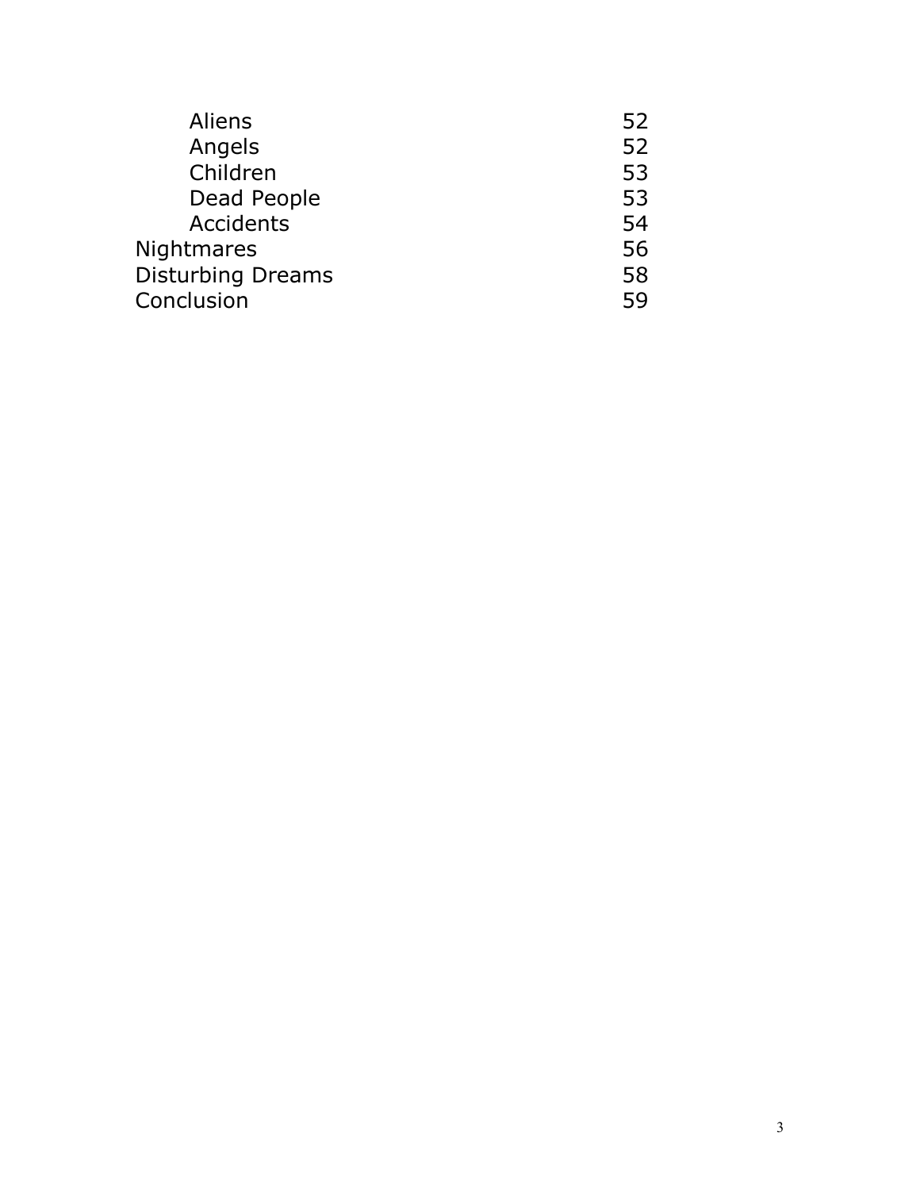| | |
|---|---|
| &nbsp;&nbsp;&nbsp;&nbsp;Aliens | 52 |
| &nbsp;&nbsp;&nbsp;&nbsp;Angels | 52 |
| &nbsp;&nbsp;&nbsp;&nbsp;Children | 53 |
| &nbsp;&nbsp;&nbsp;&nbsp;Dead People | 53 |
| &nbsp;&nbsp;&nbsp;&nbsp;Accidents | 54 |
| Nightmares | 56 |
| Disturbing Dreams | 58 |
| Conclusion | 59 |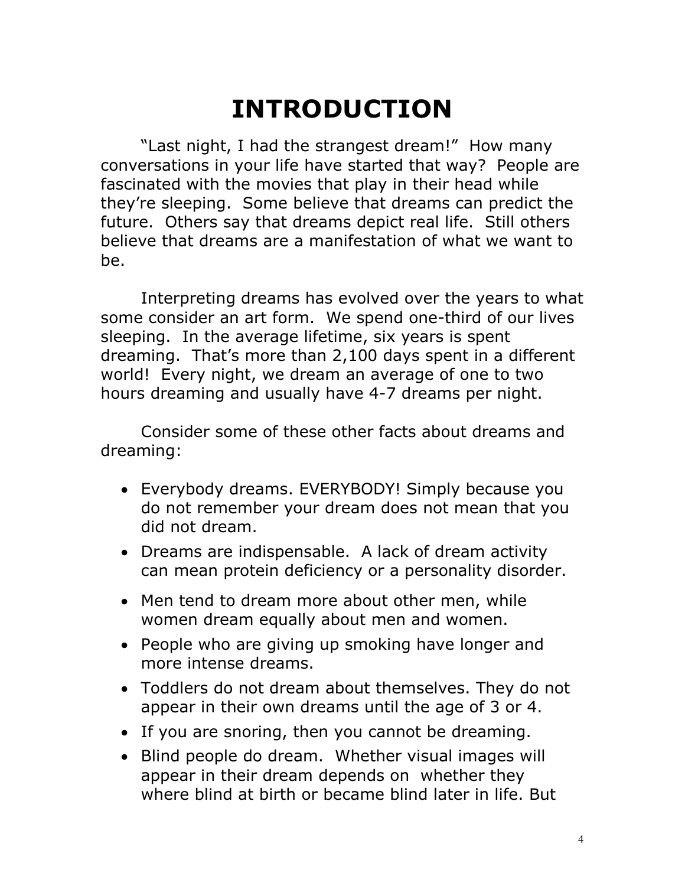# INTRODUCTION

"Last night, I had the strangest dream!" How many conversations in your life have started that way? People are fascinated with the movies that play in their head while they're sleeping. Some believe that dreams can predict the future. Others say that dreams depict real life. Still others believe that dreams are a manifestation of what we want to be.

Interpreting dreams has evolved over the years to what some consider an art form. We spend one-third of our lives sleeping. In the average lifetime, six years is spent dreaming. That's more than 2,100 days spent in a different world! Every night, we dream an average of one to two hours dreaming and usually have 4-7 dreams per night.

Consider some of these other facts about dreams and dreaming:

- Everybody dreams. EVERYBODY! Simply because you do not remember your dream does not mean that you did not dream.
- Dreams are indispensable. A lack of dream activity can mean protein deficiency or a personality disorder.
- Men tend to dream more about other men, while women dream equally about men and women.
- People who are giving up smoking have longer and more intense dreams.
- Toddlers do not dream about themselves. They do not appear in their own dreams until the age of 3 or 4.
- If you are snoring, then you cannot be dreaming.
- Blind people do dream. Whether visual images will appear in their dream depends on whether they where blind at birth or became blind later in life. But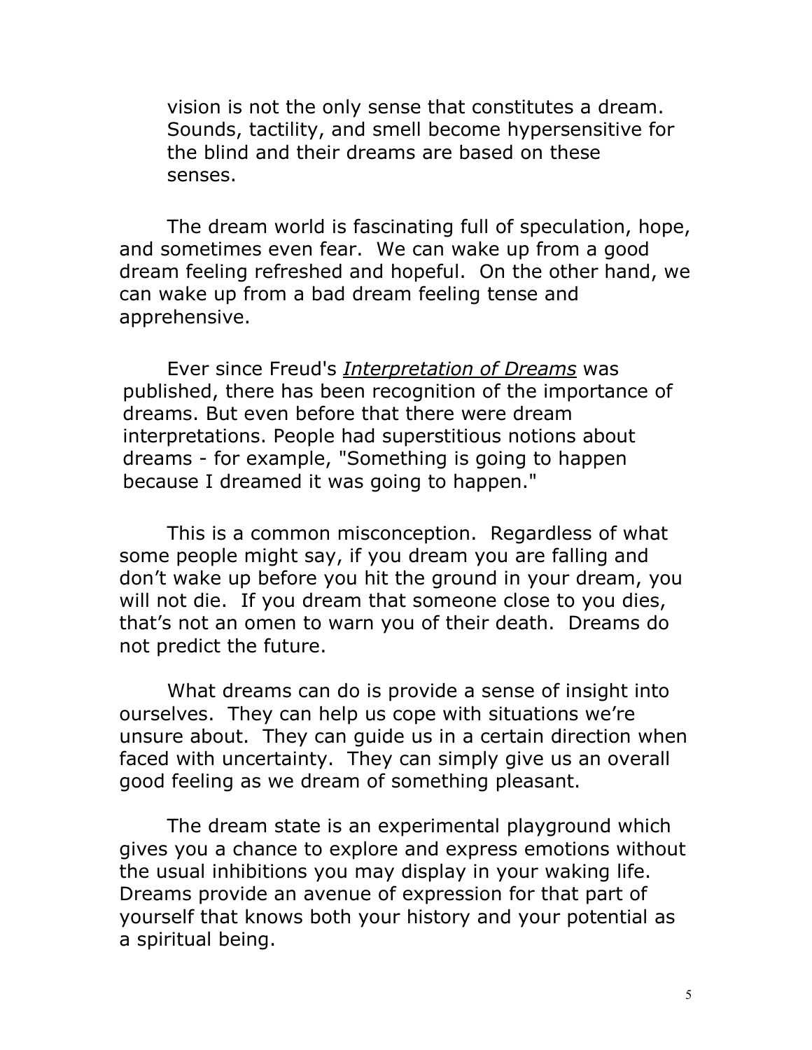vision is not the only sense that constitutes a dream. Sounds, tactility, and smell become hypersensitive for the blind and their dreams are based on these senses.

The dream world is fascinating full of speculation, hope, and sometimes even fear. We can wake up from a good dream feeling refreshed and hopeful. On the other hand, we can wake up from a bad dream feeling tense and apprehensive.

Ever since Freud's *Interpretation of Dreams* was published, there has been recognition of the importance of dreams. But even before that there were dream interpretations. People had superstitious notions about dreams - for example, "Something is going to happen because I dreamed it was going to happen."

This is a common misconception. Regardless of what some people might say, if you dream you are falling and don't wake up before you hit the ground in your dream, you will not die. If you dream that someone close to you dies, that's not an omen to warn you of their death. Dreams do not predict the future.

What dreams can do is provide a sense of insight into ourselves. They can help us cope with situations we're unsure about. They can guide us in a certain direction when faced with uncertainty. They can simply give us an overall good feeling as we dream of something pleasant.

The dream state is an experimental playground which gives you a chance to explore and express emotions without the usual inhibitions you may display in your waking life. Dreams provide an avenue of expression for that part of yourself that knows both your history and your potential as a spiritual being.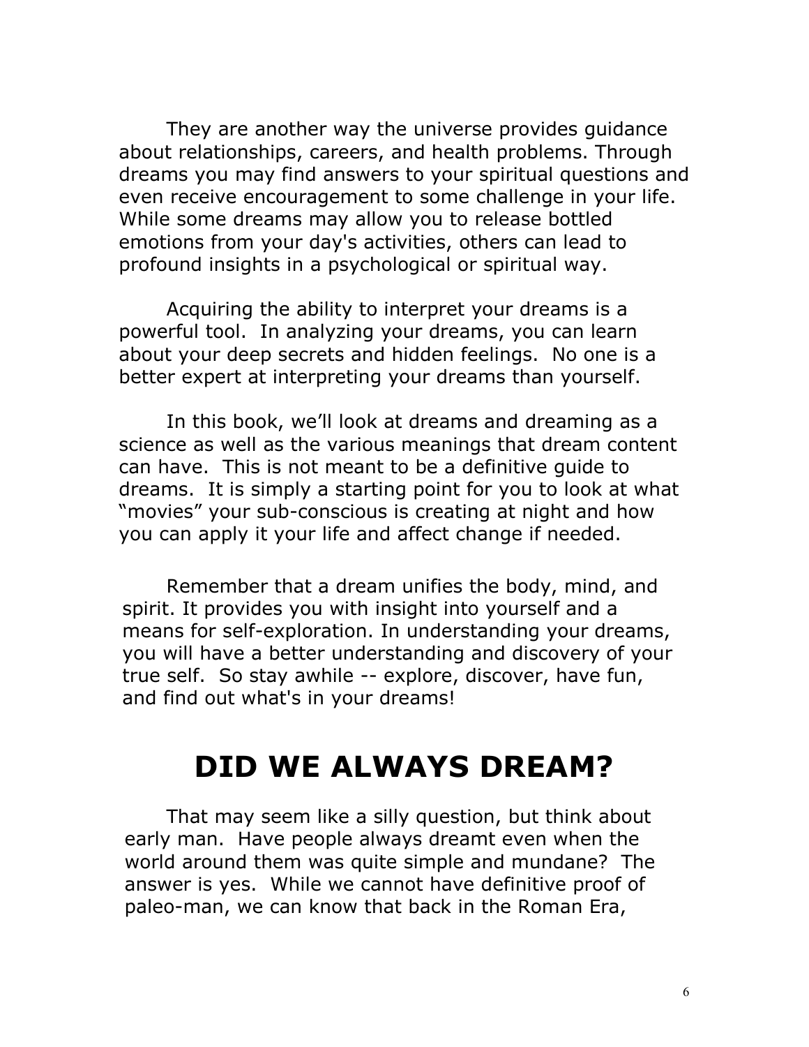They are another way the universe provides guidance about relationships, careers, and health problems. Through dreams you may find answers to your spiritual questions and even receive encouragement to some challenge in your life. While some dreams may allow you to release bottled emotions from your day's activities, others can lead to profound insights in a psychological or spiritual way.

Acquiring the ability to interpret your dreams is a powerful tool. In analyzing your dreams, you can learn about your deep secrets and hidden feelings. No one is a better expert at interpreting your dreams than yourself.

In this book, we'll look at dreams and dreaming as a science as well as the various meanings that dream content can have. This is not meant to be a definitive guide to dreams. It is simply a starting point for you to look at what "movies" your sub-conscious is creating at night and how you can apply it your life and affect change if needed.

Remember that a dream unifies the body, mind, and spirit. It provides you with insight into yourself and a means for self-exploration. In understanding your dreams, you will have a better understanding and discovery of your true self. So stay awhile -- explore, discover, have fun, and find out what's in your dreams!

# DID WE ALWAYS DREAM?

That may seem like a silly question, but think about early man. Have people always dreamt even when the world around them was quite simple and mundane? The answer is yes. While we cannot have definitive proof of paleo-man, we can know that back in the Roman Era,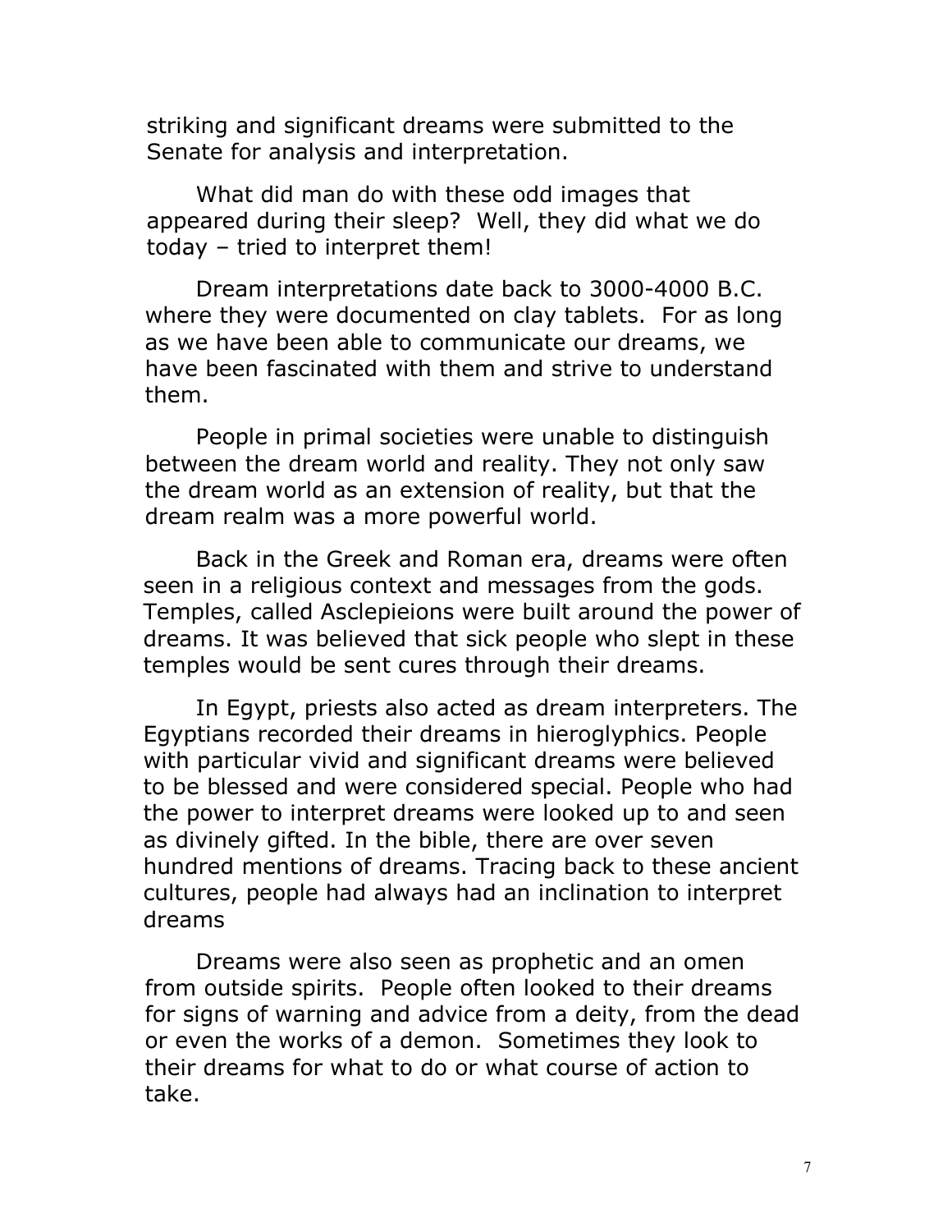striking and significant dreams were submitted to the Senate for analysis and interpretation.

What did man do with these odd images that appeared during their sleep? Well, they did what we do today – tried to interpret them!

Dream interpretations date back to 3000-4000 B.C. where they were documented on clay tablets. For as long as we have been able to communicate our dreams, we have been fascinated with them and strive to understand them.

People in primal societies were unable to distinguish between the dream world and reality. They not only saw the dream world as an extension of reality, but that the dream realm was a more powerful world.

Back in the Greek and Roman era, dreams were often seen in a religious context and messages from the gods. Temples, called Asclepieions were built around the power of dreams. It was believed that sick people who slept in these temples would be sent cures through their dreams.

In Egypt, priests also acted as dream interpreters. The Egyptians recorded their dreams in hieroglyphics. People with particular vivid and significant dreams were believed to be blessed and were considered special. People who had the power to interpret dreams were looked up to and seen as divinely gifted. In the bible, there are over seven hundred mentions of dreams. Tracing back to these ancient cultures, people had always had an inclination to interpret dreams

Dreams were also seen as prophetic and an omen from outside spirits. People often looked to their dreams for signs of warning and advice from a deity, from the dead or even the works of a demon. Sometimes they look to their dreams for what to do or what course of action to take.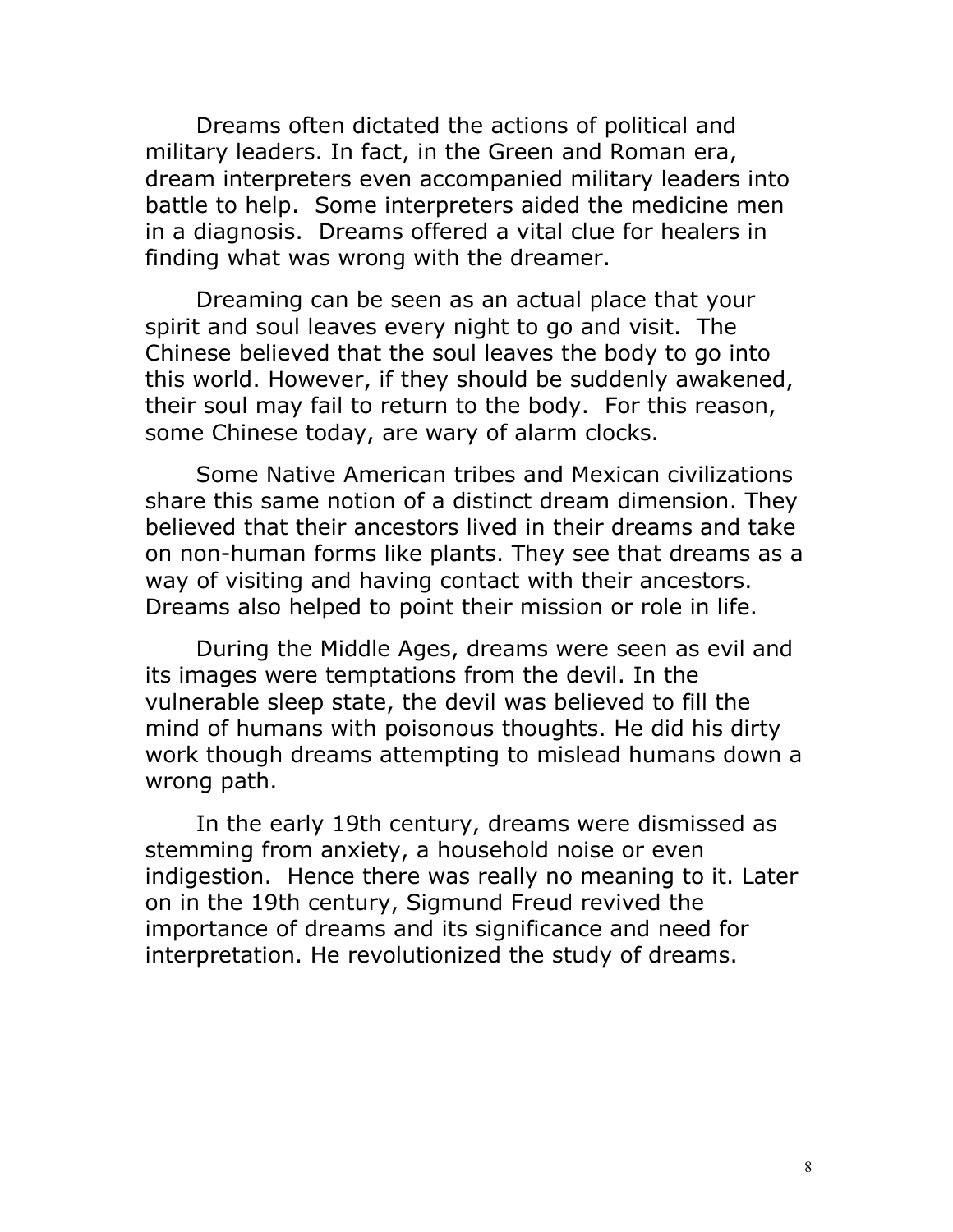Dreams often dictated the actions of political and military leaders. In fact, in the Green and Roman era, dream interpreters even accompanied military leaders into battle to help. Some interpreters aided the medicine men in a diagnosis. Dreams offered a vital clue for healers in finding what was wrong with the dreamer.

Dreaming can be seen as an actual place that your spirit and soul leaves every night to go and visit. The Chinese believed that the soul leaves the body to go into this world. However, if they should be suddenly awakened, their soul may fail to return to the body. For this reason, some Chinese today, are wary of alarm clocks.

Some Native American tribes and Mexican civilizations share this same notion of a distinct dream dimension. They believed that their ancestors lived in their dreams and take on non-human forms like plants. They see that dreams as a way of visiting and having contact with their ancestors. Dreams also helped to point their mission or role in life.

During the Middle Ages, dreams were seen as evil and its images were temptations from the devil. In the vulnerable sleep state, the devil was believed to fill the mind of humans with poisonous thoughts. He did his dirty work though dreams attempting to mislead humans down a wrong path.

In the early 19th century, dreams were dismissed as stemming from anxiety, a household noise or even indigestion. Hence there was really no meaning to it. Later on in the 19th century, Sigmund Freud revived the importance of dreams and its significance and need for interpretation. He revolutionized the study of dreams.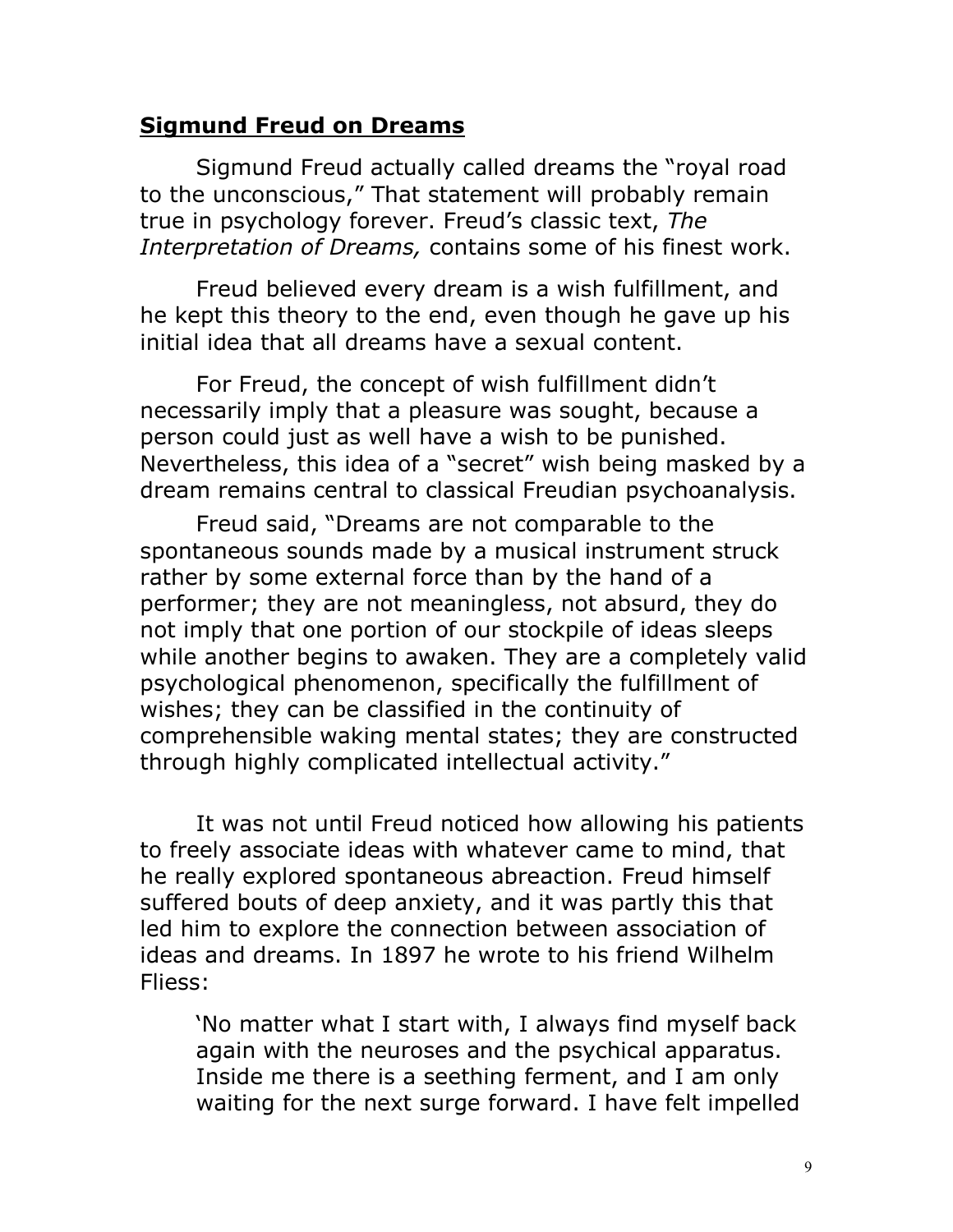## **Sigmund Freud on Dreams**

Sigmund Freud actually called dreams the "royal road to the unconscious," That statement will probably remain true in psychology forever. Freud's classic text, *The Interpretation of Dreams,* contains some of his finest work.

Freud believed every dream is a wish fulfillment, and he kept this theory to the end, even though he gave up his initial idea that all dreams have a sexual content.

For Freud, the concept of wish fulfillment didn't necessarily imply that a pleasure was sought, because a person could just as well have a wish to be punished. Nevertheless, this idea of a "secret" wish being masked by a dream remains central to classical Freudian psychoanalysis.

Freud said, "Dreams are not comparable to the spontaneous sounds made by a musical instrument struck rather by some external force than by the hand of a performer; they are not meaningless, not absurd, they do not imply that one portion of our stockpile of ideas sleeps while another begins to awaken. They are a completely valid psychological phenomenon, specifically the fulfillment of wishes; they can be classified in the continuity of comprehensible waking mental states; they are constructed through highly complicated intellectual activity."

It was not until Freud noticed how allowing his patients to freely associate ideas with whatever came to mind, that he really explored spontaneous abreaction. Freud himself suffered bouts of deep anxiety, and it was partly this that led him to explore the connection between association of ideas and dreams. In 1897 he wrote to his friend Wilhelm Fliess:

> 'No matter what I start with, I always find myself back again with the neuroses and the psychical apparatus. Inside me there is a seething ferment, and I am only waiting for the next surge forward. I have felt impelled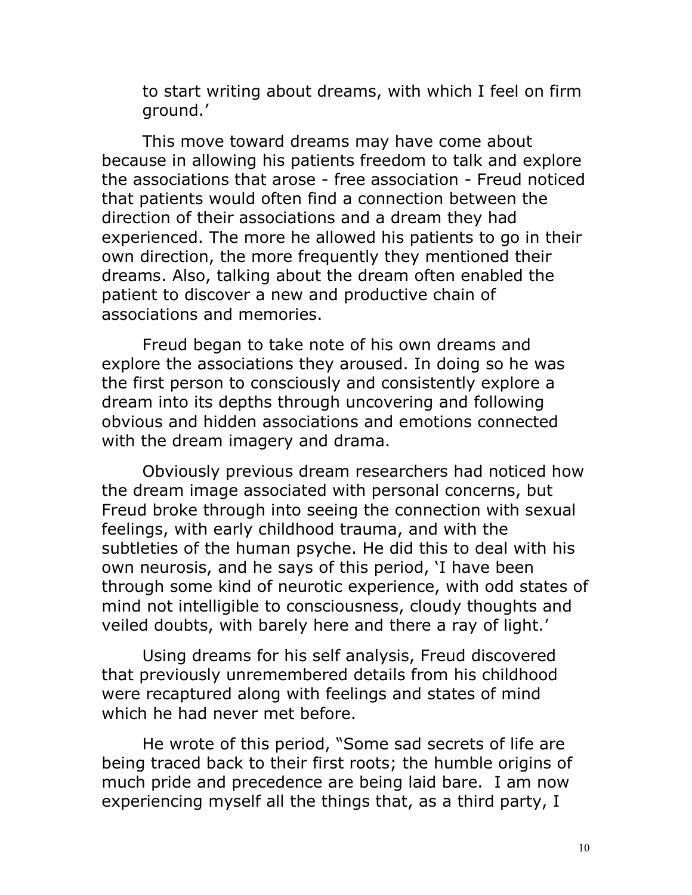to start writing about dreams, with which I feel on firm ground.'

This move toward dreams may have come about because in allowing his patients freedom to talk and explore the associations that arose - free association - Freud noticed that patients would often find a connection between the direction of their associations and a dream they had experienced. The more he allowed his patients to go in their own direction, the more frequently they mentioned their dreams. Also, talking about the dream often enabled the patient to discover a new and productive chain of associations and memories.

Freud began to take note of his own dreams and explore the associations they aroused. In doing so he was the first person to consciously and consistently explore a dream into its depths through uncovering and following obvious and hidden associations and emotions connected with the dream imagery and drama.

Obviously previous dream researchers had noticed how the dream image associated with personal concerns, but Freud broke through into seeing the connection with sexual feelings, with early childhood trauma, and with the subtleties of the human psyche. He did this to deal with his own neurosis, and he says of this period, 'I have been through some kind of neurotic experience, with odd states of mind not intelligible to consciousness, cloudy thoughts and veiled doubts, with barely here and there a ray of light.'

Using dreams for his self analysis, Freud discovered that previously unremembered details from his childhood were recaptured along with feelings and states of mind which he had never met before.

He wrote of this period, "Some sad secrets of life are being traced back to their first roots; the humble origins of much pride and precedence are being laid bare. I am now experiencing myself all the things that, as a third party, I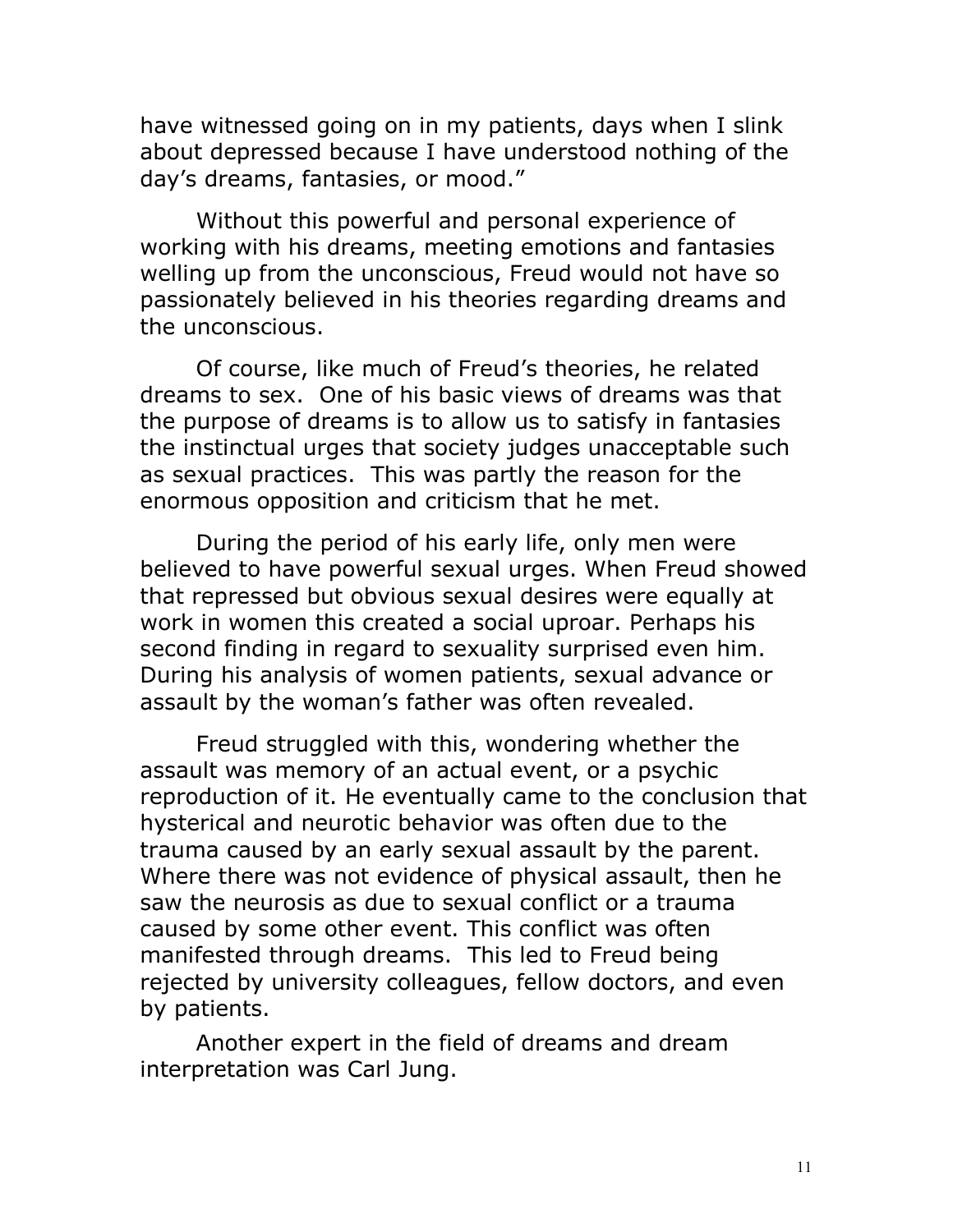have witnessed going on in my patients, days when I slink about depressed because I have understood nothing of the day's dreams, fantasies, or mood."

Without this powerful and personal experience of working with his dreams, meeting emotions and fantasies welling up from the unconscious, Freud would not have so passionately believed in his theories regarding dreams and the unconscious.

Of course, like much of Freud's theories, he related dreams to sex. One of his basic views of dreams was that the purpose of dreams is to allow us to satisfy in fantasies the instinctual urges that society judges unacceptable such as sexual practices. This was partly the reason for the enormous opposition and criticism that he met.

During the period of his early life, only men were believed to have powerful sexual urges. When Freud showed that repressed but obvious sexual desires were equally at work in women this created a social uproar. Perhaps his second finding in regard to sexuality surprised even him. During his analysis of women patients, sexual advance or assault by the woman's father was often revealed.

Freud struggled with this, wondering whether the assault was memory of an actual event, or a psychic reproduction of it. He eventually came to the conclusion that hysterical and neurotic behavior was often due to the trauma caused by an early sexual assault by the parent. Where there was not evidence of physical assault, then he saw the neurosis as due to sexual conflict or a trauma caused by some other event. This conflict was often manifested through dreams. This led to Freud being rejected by university colleagues, fellow doctors, and even by patients.

Another expert in the field of dreams and dream interpretation was Carl Jung.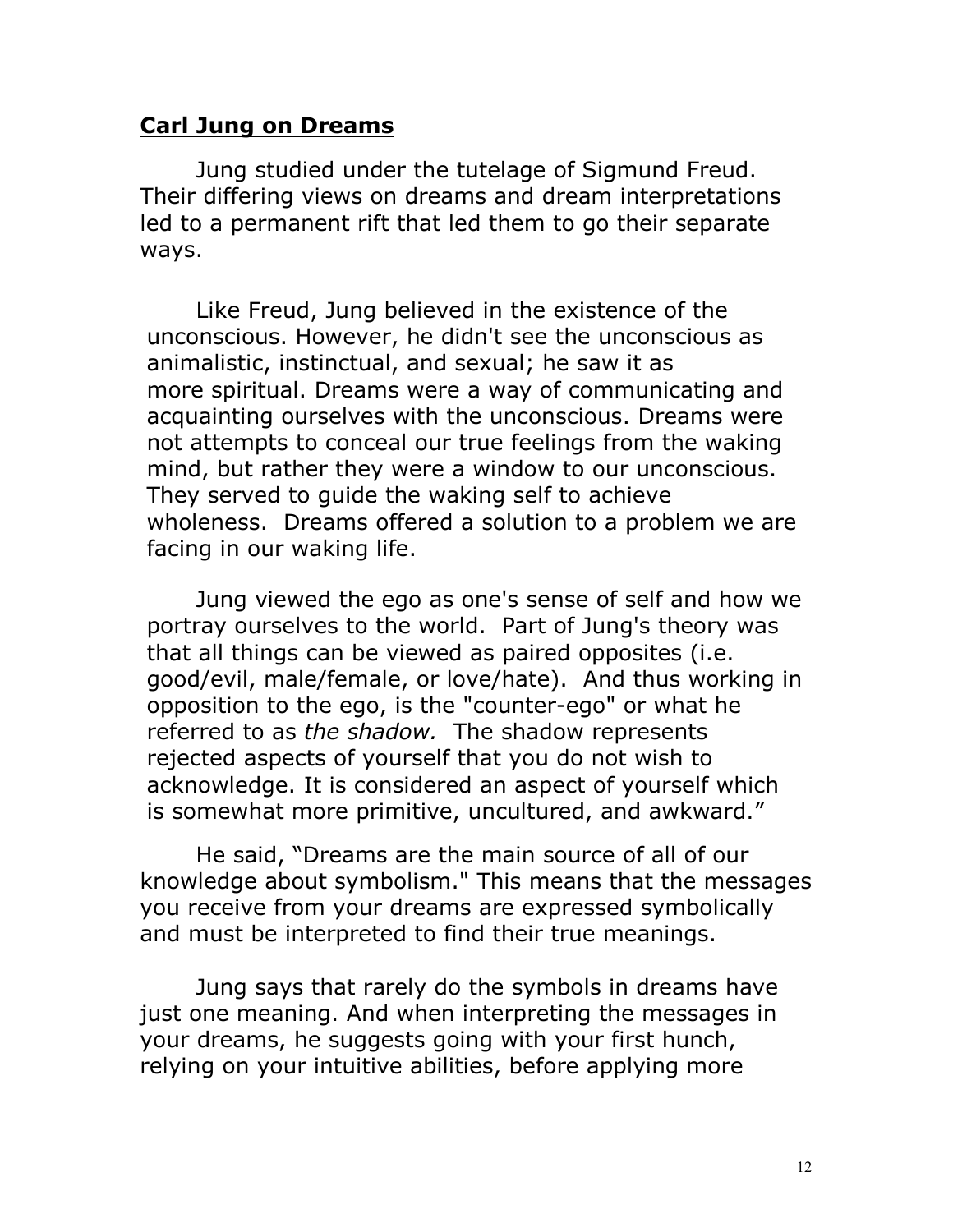## **Carl Jung on Dreams**

Jung studied under the tutelage of Sigmund Freud. Their differing views on dreams and dream interpretations led to a permanent rift that led them to go their separate ways.

Like Freud, Jung believed in the existence of the unconscious. However, he didn't see the unconscious as animalistic, instinctual, and sexual; he saw it as more spiritual. Dreams were a way of communicating and acquainting ourselves with the unconscious. Dreams were not attempts to conceal our true feelings from the waking mind, but rather they were a window to our unconscious. They served to guide the waking self to achieve wholeness. Dreams offered a solution to a problem we are facing in our waking life.

Jung viewed the ego as one's sense of self and how we portray ourselves to the world. Part of Jung's theory was that all things can be viewed as paired opposites (i.e. good/evil, male/female, or love/hate). And thus working in opposition to the ego, is the "counter-ego" or what he referred to as *the shadow.* The shadow represents rejected aspects of yourself that you do not wish to acknowledge. It is considered an aspect of yourself which is somewhat more primitive, uncultured, and awkward."

He said, "Dreams are the main source of all of our knowledge about symbolism." This means that the messages you receive from your dreams are expressed symbolically and must be interpreted to find their true meanings.

Jung says that rarely do the symbols in dreams have just one meaning. And when interpreting the messages in your dreams, he suggests going with your first hunch, relying on your intuitive abilities, before applying more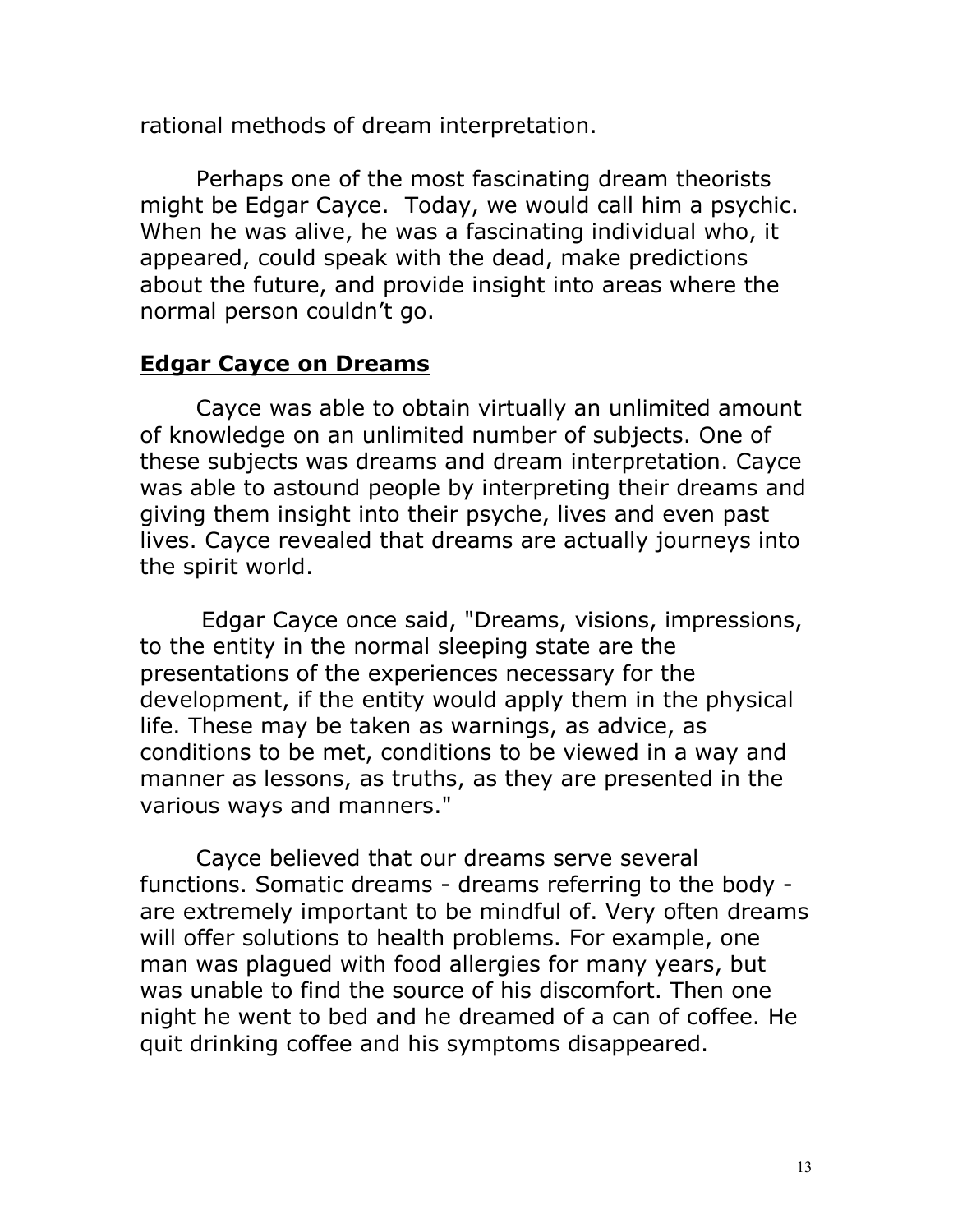rational methods of dream interpretation.

Perhaps one of the most fascinating dream theorists might be Edgar Cayce. Today, we would call him a psychic. When he was alive, he was a fascinating individual who, it appeared, could speak with the dead, make predictions about the future, and provide insight into areas where the normal person couldn't go.

## **Edgar Cayce on Dreams**

Cayce was able to obtain virtually an unlimited amount of knowledge on an unlimited number of subjects. One of these subjects was dreams and dream interpretation. Cayce was able to astound people by interpreting their dreams and giving them insight into their psyche, lives and even past lives. Cayce revealed that dreams are actually journeys into the spirit world.

Edgar Cayce once said, "Dreams, visions, impressions, to the entity in the normal sleeping state are the presentations of the experiences necessary for the development, if the entity would apply them in the physical life. These may be taken as warnings, as advice, as conditions to be met, conditions to be viewed in a way and manner as lessons, as truths, as they are presented in the various ways and manners."

Cayce believed that our dreams serve several functions. Somatic dreams - dreams referring to the body - are extremely important to be mindful of. Very often dreams will offer solutions to health problems. For example, one man was plagued with food allergies for many years, but was unable to find the source of his discomfort. Then one night he went to bed and he dreamed of a can of coffee. He quit drinking coffee and his symptoms disappeared.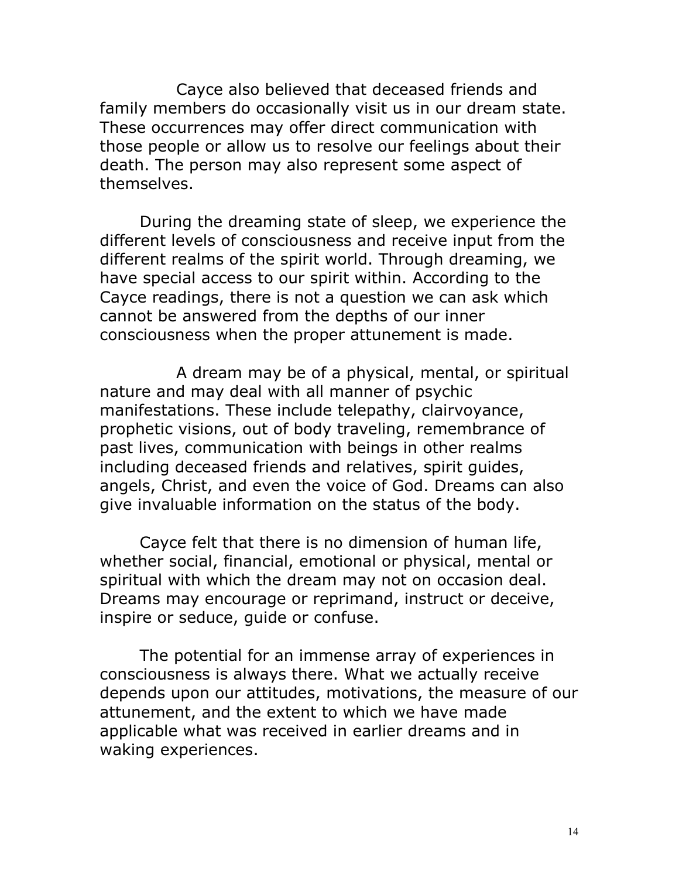Cayce also believed that deceased friends and family members do occasionally visit us in our dream state. These occurrences may offer direct communication with those people or allow us to resolve our feelings about their death. The person may also represent some aspect of themselves.

During the dreaming state of sleep, we experience the different levels of consciousness and receive input from the different realms of the spirit world. Through dreaming, we have special access to our spirit within. According to the Cayce readings, there is not a question we can ask which cannot be answered from the depths of our inner consciousness when the proper attunement is made.

A dream may be of a physical, mental, or spiritual nature and may deal with all manner of psychic manifestations. These include telepathy, clairvoyance, prophetic visions, out of body traveling, remembrance of past lives, communication with beings in other realms including deceased friends and relatives, spirit guides, angels, Christ, and even the voice of God. Dreams can also give invaluable information on the status of the body.

Cayce felt that there is no dimension of human life, whether social, financial, emotional or physical, mental or spiritual with which the dream may not on occasion deal. Dreams may encourage or reprimand, instruct or deceive, inspire or seduce, guide or confuse.

The potential for an immense array of experiences in consciousness is always there. What we actually receive depends upon our attitudes, motivations, the measure of our attunement, and the extent to which we have made applicable what was received in earlier dreams and in waking experiences.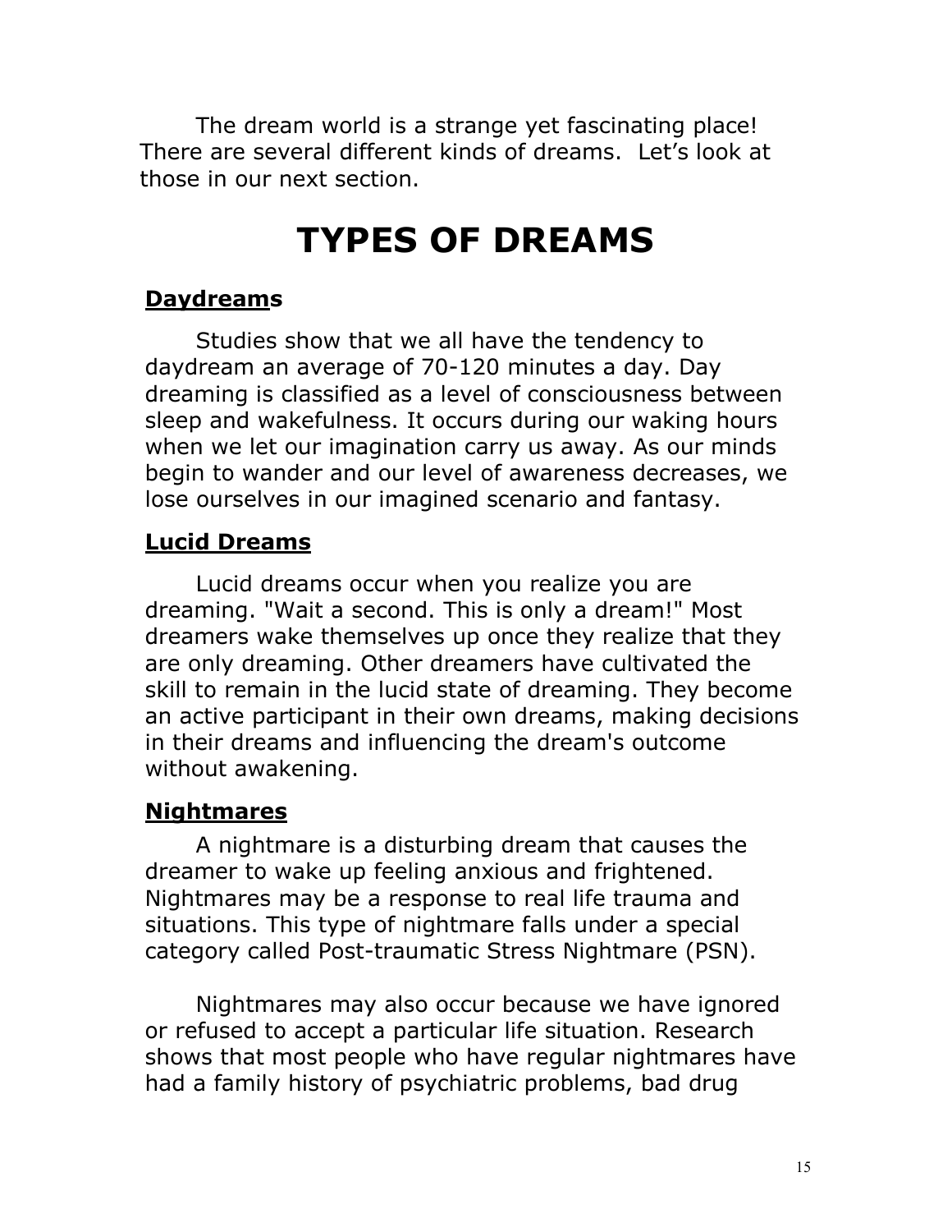The dream world is a strange yet fascinating place! There are several different kinds of dreams. Let's look at those in our next section.

# TYPES OF DREAMS

### Daydreams

Studies show that we all have the tendency to daydream an average of 70-120 minutes a day. Day dreaming is classified as a level of consciousness between sleep and wakefulness. It occurs during our waking hours when we let our imagination carry us away. As our minds begin to wander and our level of awareness decreases, we lose ourselves in our imagined scenario and fantasy.

### Lucid Dreams

Lucid dreams occur when you realize you are dreaming. "Wait a second. This is only a dream!" Most dreamers wake themselves up once they realize that they are only dreaming. Other dreamers have cultivated the skill to remain in the lucid state of dreaming. They become an active participant in their own dreams, making decisions in their dreams and influencing the dream's outcome without awakening.

### Nightmares

A nightmare is a disturbing dream that causes the dreamer to wake up feeling anxious and frightened. Nightmares may be a response to real life trauma and situations. This type of nightmare falls under a special category called Post-traumatic Stress Nightmare (PSN).

Nightmares may also occur because we have ignored or refused to accept a particular life situation. Research shows that most people who have regular nightmares have had a family history of psychiatric problems, bad drug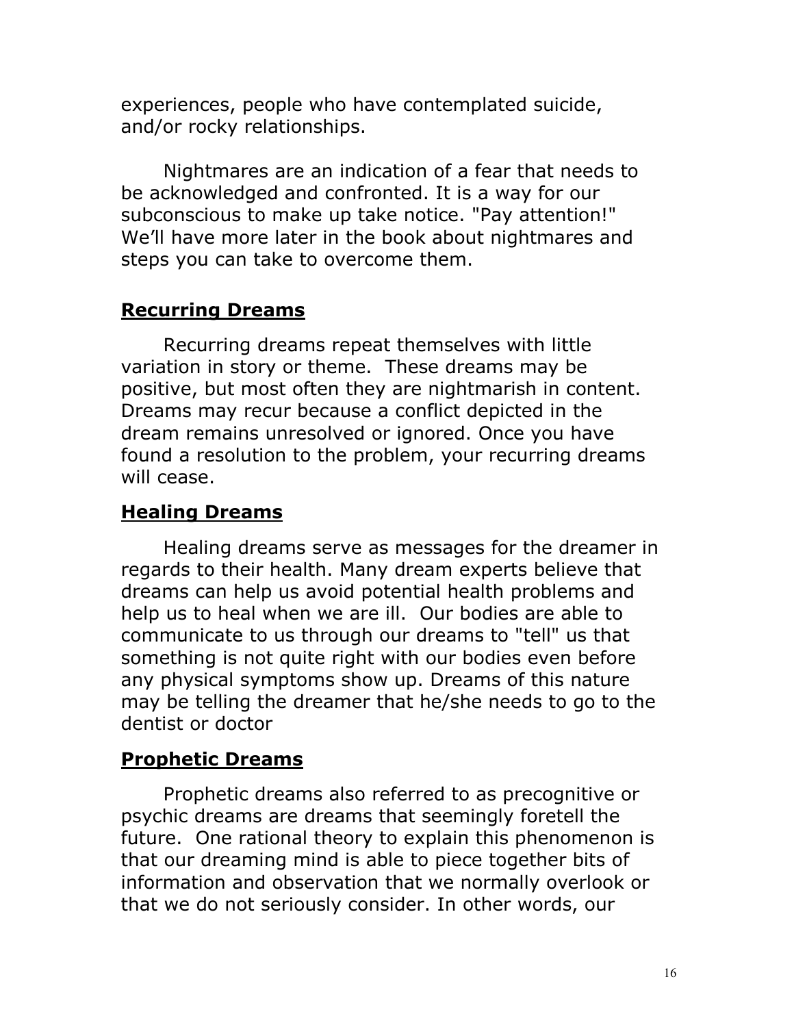experiences, people who have contemplated suicide, and/or rocky relationships.

Nightmares are an indication of a fear that needs to be acknowledged and confronted. It is a way for our subconscious to make up take notice. "Pay attention!" We'll have more later in the book about nightmares and steps you can take to overcome them.

## **Recurring Dreams**

Recurring dreams repeat themselves with little variation in story or theme. These dreams may be positive, but most often they are nightmarish in content. Dreams may recur because a conflict depicted in the dream remains unresolved or ignored. Once you have found a resolution to the problem, your recurring dreams will cease.

## **Healing Dreams**

Healing dreams serve as messages for the dreamer in regards to their health. Many dream experts believe that dreams can help us avoid potential health problems and help us to heal when we are ill. Our bodies are able to communicate to us through our dreams to "tell" us that something is not quite right with our bodies even before any physical symptoms show up. Dreams of this nature may be telling the dreamer that he/she needs to go to the dentist or doctor

## **Prophetic Dreams**

Prophetic dreams also referred to as precognitive or psychic dreams are dreams that seemingly foretell the future. One rational theory to explain this phenomenon is that our dreaming mind is able to piece together bits of information and observation that we normally overlook or that we do not seriously consider. In other words, our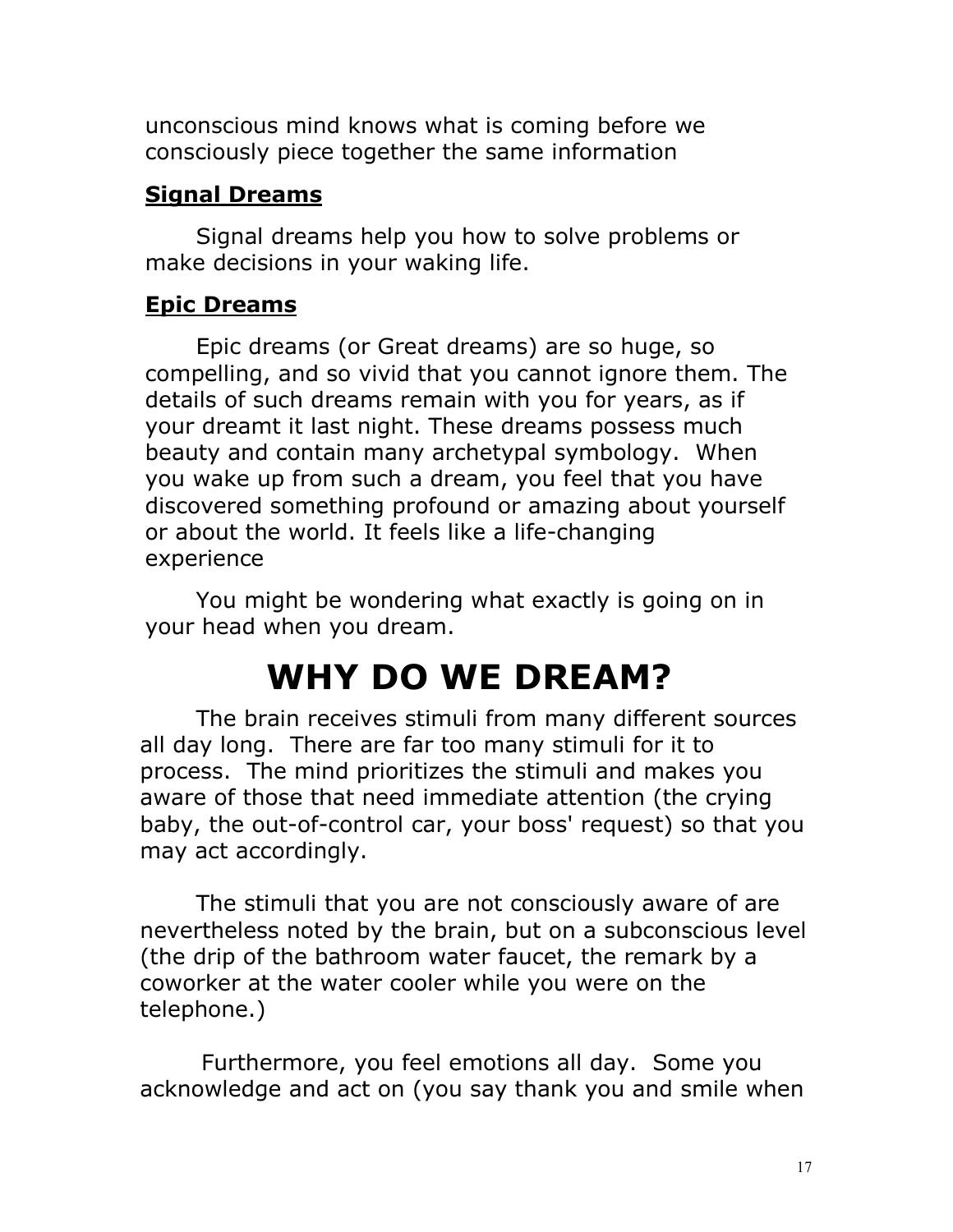unconscious mind knows what is coming before we consciously piece together the same information

### Signal Dreams

Signal dreams help you how to solve problems or make decisions in your waking life.

### Epic Dreams

Epic dreams (or Great dreams) are so huge, so compelling, and so vivid that you cannot ignore them. The details of such dreams remain with you for years, as if your dreamt it last night. These dreams possess much beauty and contain many archetypal symbology. When you wake up from such a dream, you feel that you have discovered something profound or amazing about yourself or about the world. It feels like a life-changing experience

You might be wondering what exactly is going on in your head when you dream.

# WHY DO WE DREAM?

The brain receives stimuli from many different sources all day long. There are far too many stimuli for it to process. The mind prioritizes the stimuli and makes you aware of those that need immediate attention (the crying baby, the out-of-control car, your boss' request) so that you may act accordingly.

The stimuli that you are not consciously aware of are nevertheless noted by the brain, but on a subconscious level (the drip of the bathroom water faucet, the remark by a coworker at the water cooler while you were on the telephone.)

Furthermore, you feel emotions all day. Some you acknowledge and act on (you say thank you and smile when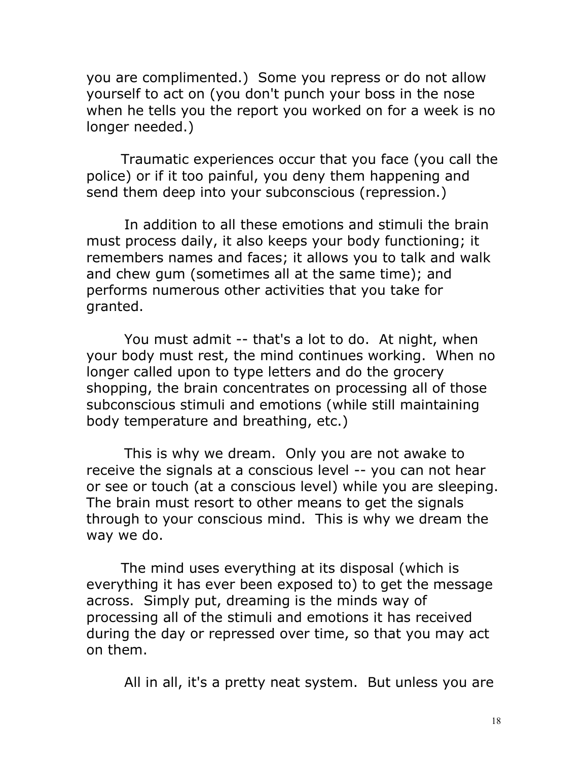you are complimented.) Some you repress or do not allow yourself to act on (you don't punch your boss in the nose when he tells you the report you worked on for a week is no longer needed.)

Traumatic experiences occur that you face (you call the police) or if it too painful, you deny them happening and send them deep into your subconscious (repression.)

In addition to all these emotions and stimuli the brain must process daily, it also keeps your body functioning; it remembers names and faces; it allows you to talk and walk and chew gum (sometimes all at the same time); and performs numerous other activities that you take for granted.

You must admit -- that's a lot to do. At night, when your body must rest, the mind continues working. When no longer called upon to type letters and do the grocery shopping, the brain concentrates on processing all of those subconscious stimuli and emotions (while still maintaining body temperature and breathing, etc.)

This is why we dream. Only you are not awake to receive the signals at a conscious level -- you can not hear or see or touch (at a conscious level) while you are sleeping. The brain must resort to other means to get the signals through to your conscious mind. This is why we dream the way we do.

The mind uses everything at its disposal (which is everything it has ever been exposed to) to get the message across. Simply put, dreaming is the minds way of processing all of the stimuli and emotions it has received during the day or repressed over time, so that you may act on them.

All in all, it's a pretty neat system. But unless you are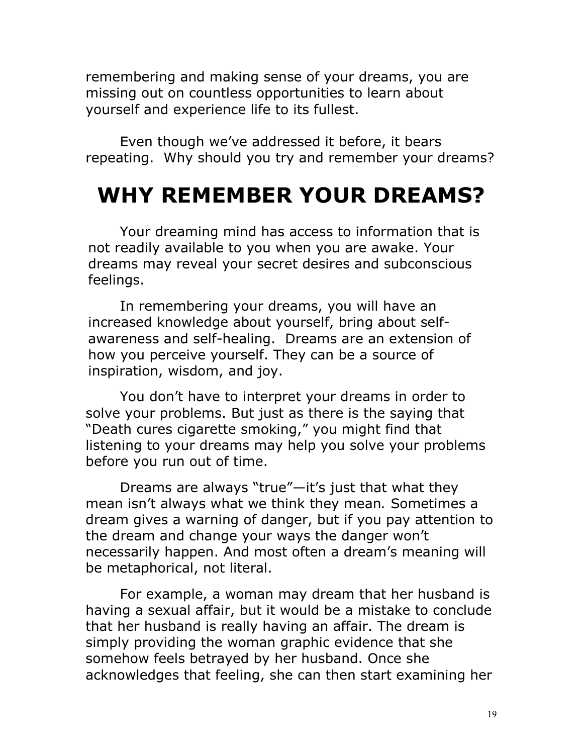remembering and making sense of your dreams, you are missing out on countless opportunities to learn about yourself and experience life to its fullest.

Even though we've addressed it before, it bears repeating. Why should you try and remember your dreams?

# WHY REMEMBER YOUR DREAMS?

Your dreaming mind has access to information that is not readily available to you when you are awake. Your dreams may reveal your secret desires and subconscious feelings.

In remembering your dreams, you will have an increased knowledge about yourself, bring about self-awareness and self-healing. Dreams are an extension of how you perceive yourself. They can be a source of inspiration, wisdom, and joy.

You don't have to interpret your dreams in order to solve your problems. But just as there is the saying that "Death cures cigarette smoking," you might find that listening to your dreams may help you solve your problems before you run out of time.

Dreams are always "true"—it's just that what they mean isn't always what we think they mean*.* Sometimes a dream gives a warning of danger, but if you pay attention to the dream and change your ways the danger won't necessarily happen. And most often a dream's meaning will be metaphorical, not literal.

For example, a woman may dream that her husband is having a sexual affair, but it would be a mistake to conclude that her husband is really having an affair. The dream is simply providing the woman graphic evidence that she somehow feels betrayed by her husband. Once she acknowledges that feeling, she can then start examining her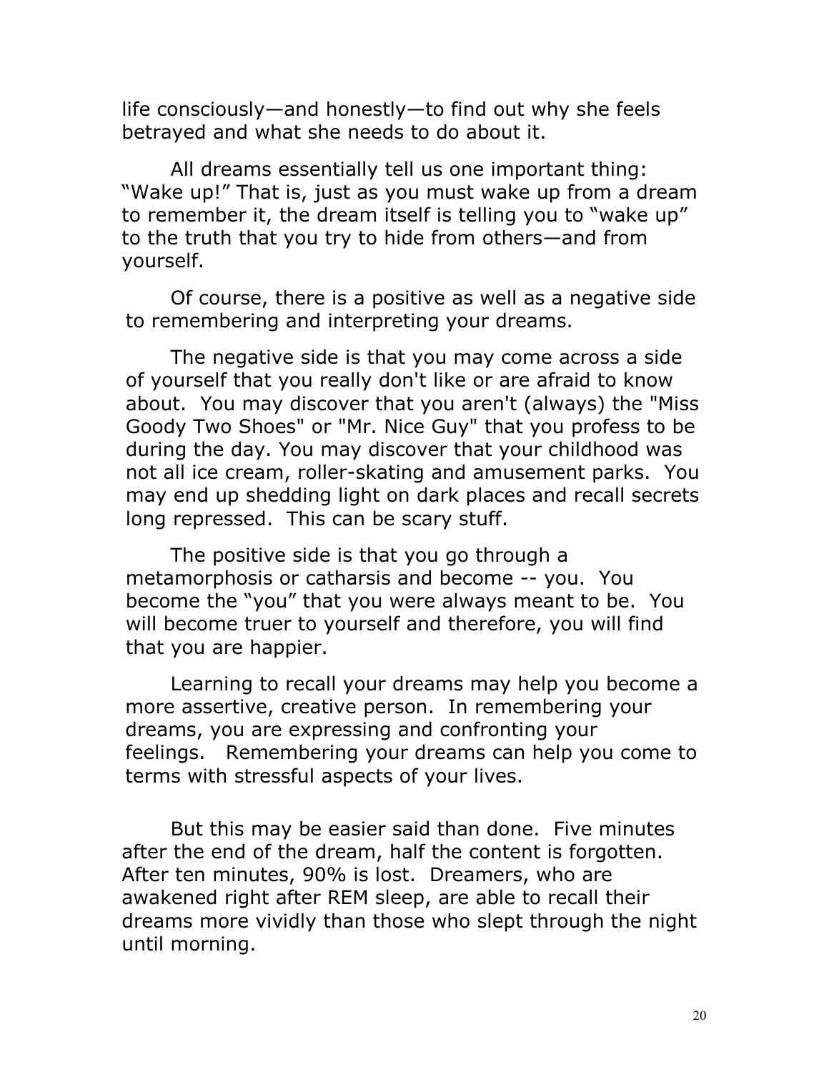life consciously—and honestly—to find out why she feels betrayed and what she needs to do about it.

All dreams essentially tell us one important thing: "Wake up!" That is, just as you must wake up from a dream to remember it, the dream itself is telling you to "wake up" to the truth that you try to hide from others—and from yourself.

Of course, there is a positive as well as a negative side to remembering and interpreting your dreams.

The negative side is that you may come across a side of yourself that you really don't like or are afraid to know about. You may discover that you aren't (always) the "Miss Goody Two Shoes" or "Mr. Nice Guy" that you profess to be during the day. You may discover that your childhood was not all ice cream, roller-skating and amusement parks. You may end up shedding light on dark places and recall secrets long repressed. This can be scary stuff.

The positive side is that you go through a metamorphosis or catharsis and become -- you. You become the "you" that you were always meant to be. You will become truer to yourself and therefore, you will find that you are happier.

Learning to recall your dreams may help you become a more assertive, creative person. In remembering your dreams, you are expressing and confronting your feelings. Remembering your dreams can help you come to terms with stressful aspects of your lives.

But this may be easier said than done. Five minutes after the end of the dream, half the content is forgotten. After ten minutes, 90% is lost. Dreamers, who are awakened right after REM sleep, are able to recall their dreams more vividly than those who slept through the night until morning.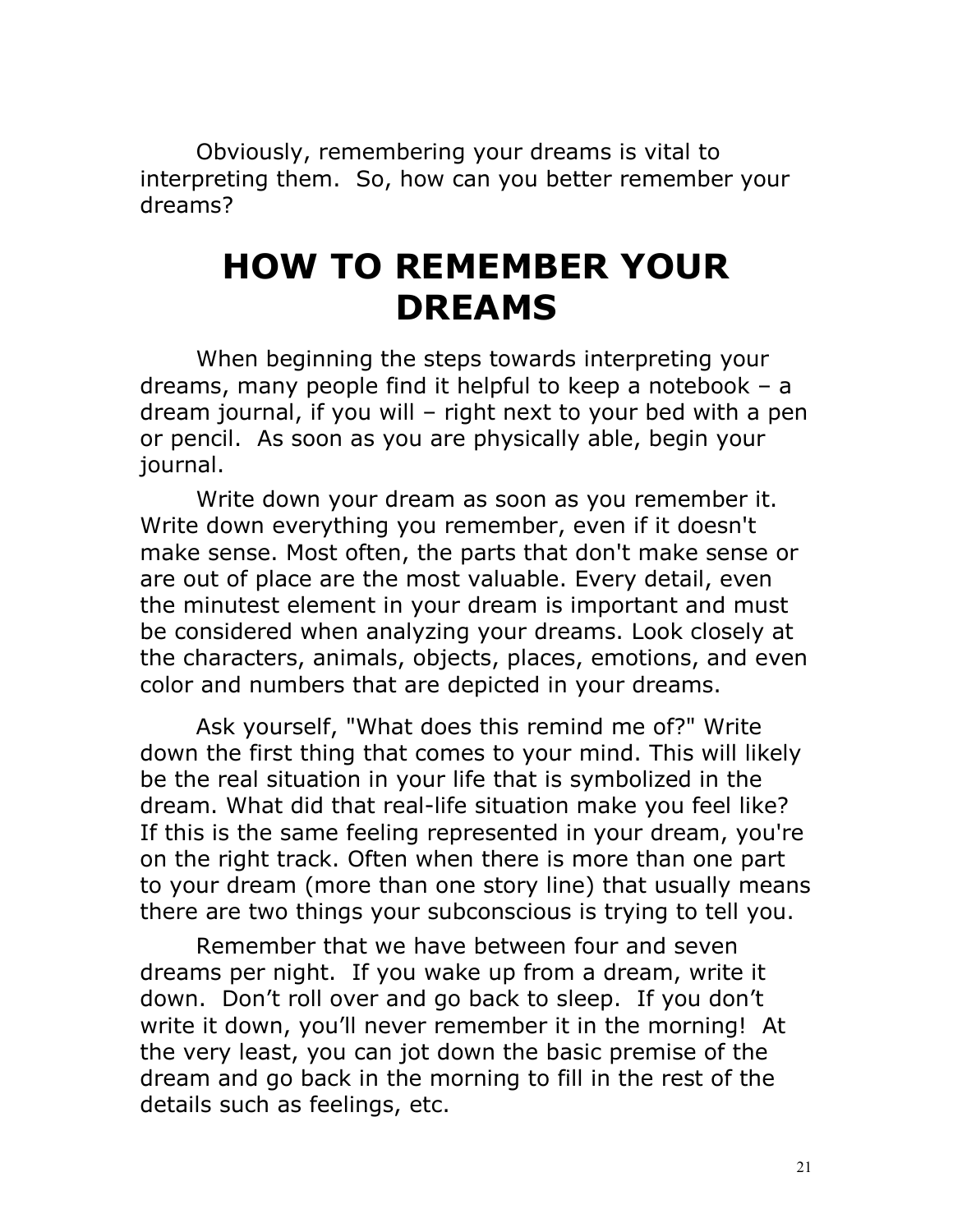Obviously, remembering your dreams is vital to interpreting them. So, how can you better remember your dreams?

# HOW TO REMEMBER YOUR DREAMS

When beginning the steps towards interpreting your dreams, many people find it helpful to keep a notebook – a dream journal, if you will – right next to your bed with a pen or pencil. As soon as you are physically able, begin your journal.

Write down your dream as soon as you remember it. Write down everything you remember, even if it doesn't make sense. Most often, the parts that don't make sense or are out of place are the most valuable. Every detail, even the minutest element in your dream is important and must be considered when analyzing your dreams. Look closely at the characters, animals, objects, places, emotions, and even color and numbers that are depicted in your dreams.

Ask yourself, "What does this remind me of?" Write down the first thing that comes to your mind. This will likely be the real situation in your life that is symbolized in the dream. What did that real-life situation make you feel like? If this is the same feeling represented in your dream, you're on the right track. Often when there is more than one part to your dream (more than one story line) that usually means there are two things your subconscious is trying to tell you.

Remember that we have between four and seven dreams per night. If you wake up from a dream, write it down. Don't roll over and go back to sleep. If you don't write it down, you'll never remember it in the morning! At the very least, you can jot down the basic premise of the dream and go back in the morning to fill in the rest of the details such as feelings, etc.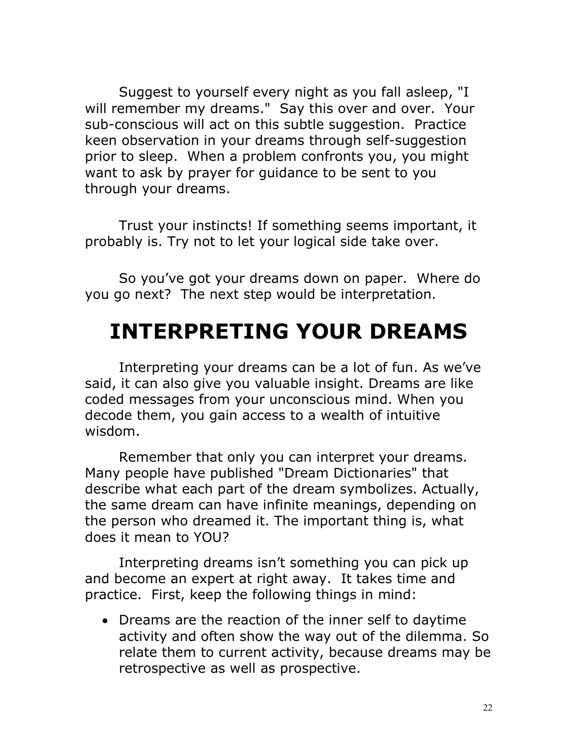Suggest to yourself every night as you fall asleep, "I will remember my dreams." Say this over and over. Your sub-conscious will act on this subtle suggestion. Practice keen observation in your dreams through self-suggestion prior to sleep. When a problem confronts you, you might want to ask by prayer for guidance to be sent to you through your dreams.

Trust your instincts! If something seems important, it probably is. Try not to let your logical side take over.

So you've got your dreams down on paper. Where do you go next? The next step would be interpretation.

# INTERPRETING YOUR DREAMS

Interpreting your dreams can be a lot of fun. As we've said, it can also give you valuable insight. Dreams are like coded messages from your unconscious mind. When you decode them, you gain access to a wealth of intuitive wisdom.

Remember that only you can interpret your dreams. Many people have published "Dream Dictionaries" that describe what each part of the dream symbolizes. Actually, the same dream can have infinite meanings, depending on the person who dreamed it. The important thing is, what does it mean to YOU?

Interpreting dreams isn't something you can pick up and become an expert at right away. It takes time and practice. First, keep the following things in mind:

- Dreams are the reaction of the inner self to daytime activity and often show the way out of the dilemma. So relate them to current activity, because dreams may be retrospective as well as prospective.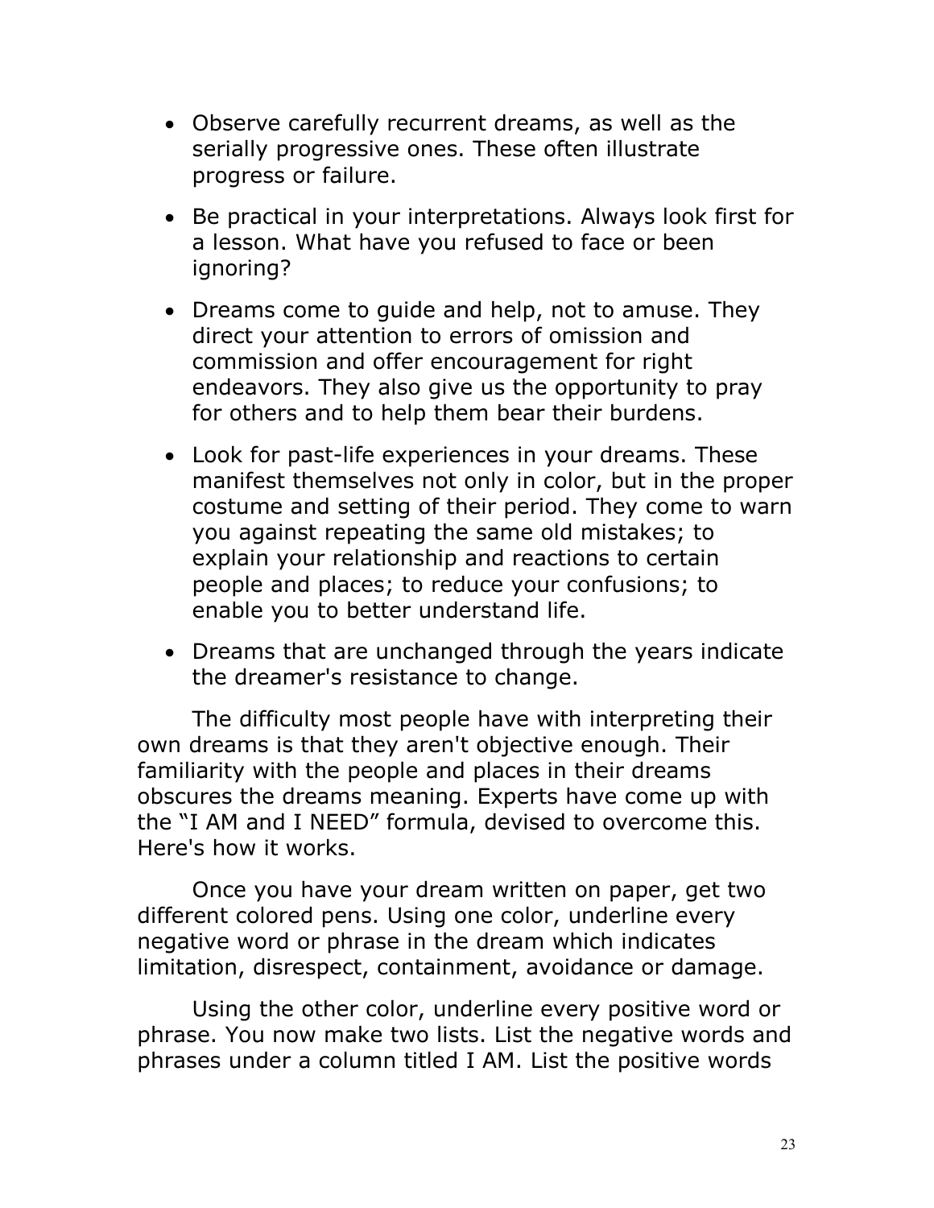- Observe carefully recurrent dreams, as well as the serially progressive ones. These often illustrate progress or failure.
- Be practical in your interpretations. Always look first for a lesson. What have you refused to face or been ignoring?
- Dreams come to guide and help, not to amuse. They direct your attention to errors of omission and commission and offer encouragement for right endeavors. They also give us the opportunity to pray for others and to help them bear their burdens.
- Look for past-life experiences in your dreams. These manifest themselves not only in color, but in the proper costume and setting of their period. They come to warn you against repeating the same old mistakes; to explain your relationship and reactions to certain people and places; to reduce your confusions; to enable you to better understand life.
- Dreams that are unchanged through the years indicate the dreamer's resistance to change.

The difficulty most people have with interpreting their own dreams is that they aren't objective enough. Their familiarity with the people and places in their dreams obscures the dreams meaning. Experts have come up with the "I AM and I NEED" formula, devised to overcome this. Here's how it works.

Once you have your dream written on paper, get two different colored pens. Using one color, underline every negative word or phrase in the dream which indicates limitation, disrespect, containment, avoidance or damage.

Using the other color, underline every positive word or phrase. You now make two lists. List the negative words and phrases under a column titled I AM. List the positive words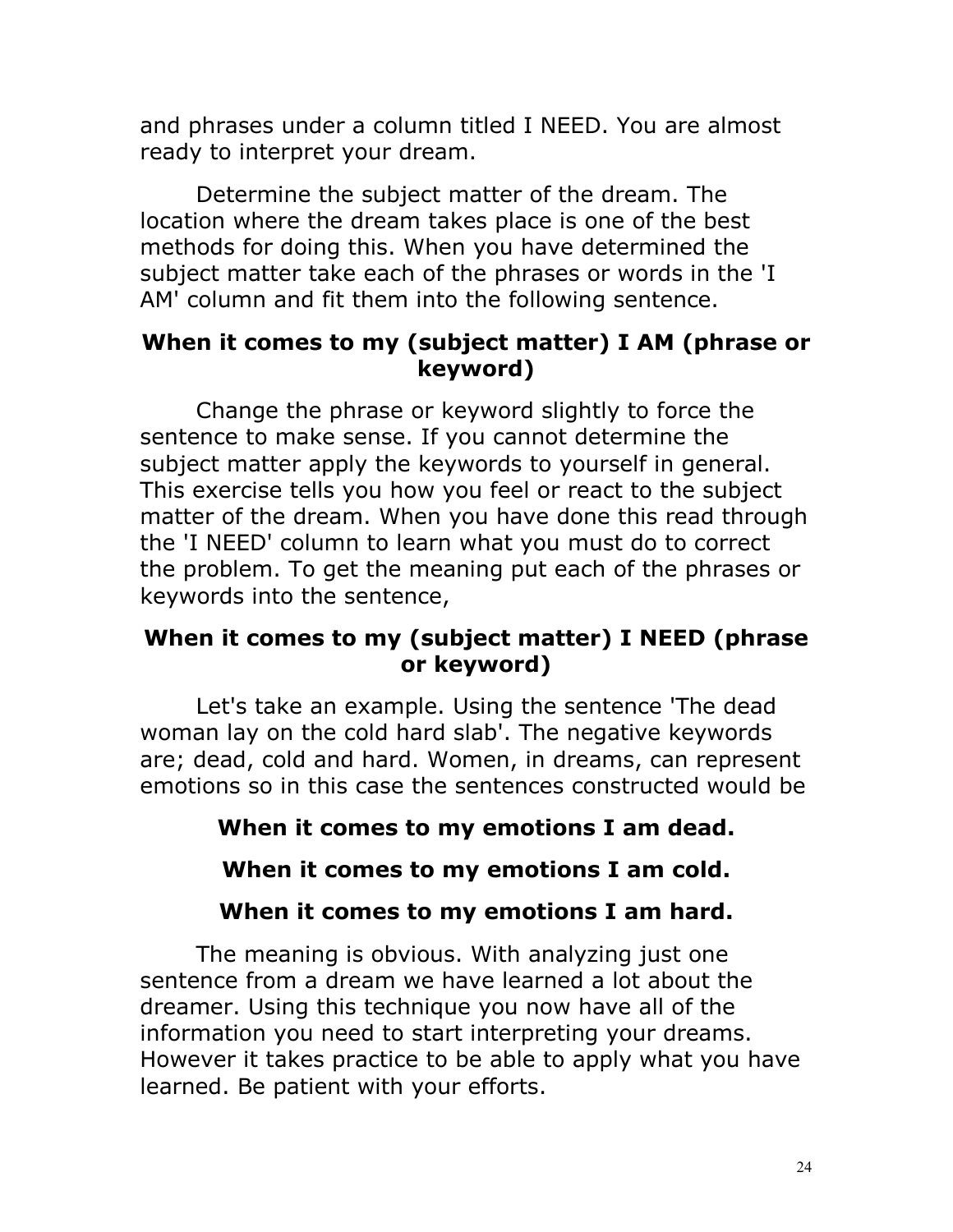and phrases under a column titled I NEED. You are almost ready to interpret your dream.

Determine the subject matter of the dream. The location where the dream takes place is one of the best methods for doing this. When you have determined the subject matter take each of the phrases or words in the 'I AM' column and fit them into the following sentence.

**When it comes to my (subject matter) I AM (phrase or keyword)**

Change the phrase or keyword slightly to force the sentence to make sense. If you cannot determine the subject matter apply the keywords to yourself in general. This exercise tells you how you feel or react to the subject matter of the dream. When you have done this read through the 'I NEED' column to learn what you must do to correct the problem. To get the meaning put each of the phrases or keywords into the sentence,

**When it comes to my (subject matter) I NEED (phrase or keyword)**

Let's take an example. Using the sentence 'The dead woman lay on the cold hard slab'. The negative keywords are; dead, cold and hard. Women, in dreams, can represent emotions so in this case the sentences constructed would be

**When it comes to my emotions I am dead.**

**When it comes to my emotions I am cold.**

**When it comes to my emotions I am hard.**

The meaning is obvious. With analyzing just one sentence from a dream we have learned a lot about the dreamer. Using this technique you now have all of the information you need to start interpreting your dreams. However it takes practice to be able to apply what you have learned. Be patient with your efforts.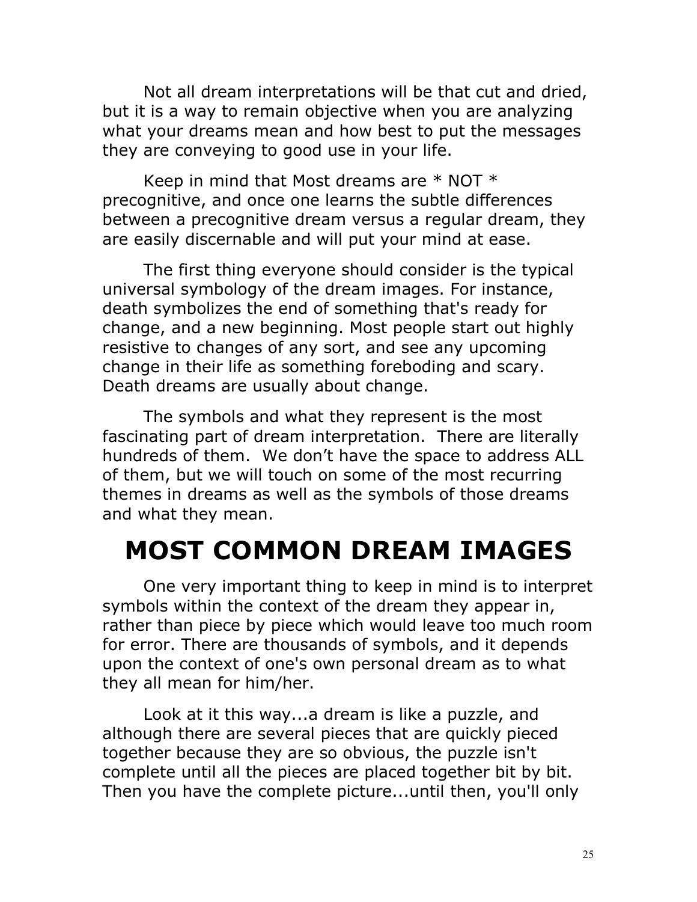Not all dream interpretations will be that cut and dried, but it is a way to remain objective when you are analyzing what your dreams mean and how best to put the messages they are conveying to good use in your life.

Keep in mind that Most dreams are * NOT * precognitive, and once one learns the subtle differences between a precognitive dream versus a regular dream, they are easily discernable and will put your mind at ease.

The first thing everyone should consider is the typical universal symbology of the dream images. For instance, death symbolizes the end of something that's ready for change, and a new beginning. Most people start out highly resistive to changes of any sort, and see any upcoming change in their life as something foreboding and scary. Death dreams are usually about change.

The symbols and what they represent is the most fascinating part of dream interpretation. There are literally hundreds of them. We don't have the space to address ALL of them, but we will touch on some of the most recurring themes in dreams as well as the symbols of those dreams and what they mean.

# MOST COMMON DREAM IMAGES

One very important thing to keep in mind is to interpret symbols within the context of the dream they appear in, rather than piece by piece which would leave too much room for error. There are thousands of symbols, and it depends upon the context of one's own personal dream as to what they all mean for him/her.

Look at it this way...a dream is like a puzzle, and although there are several pieces that are quickly pieced together because they are so obvious, the puzzle isn't complete until all the pieces are placed together bit by bit. Then you have the complete picture...until then, you'll only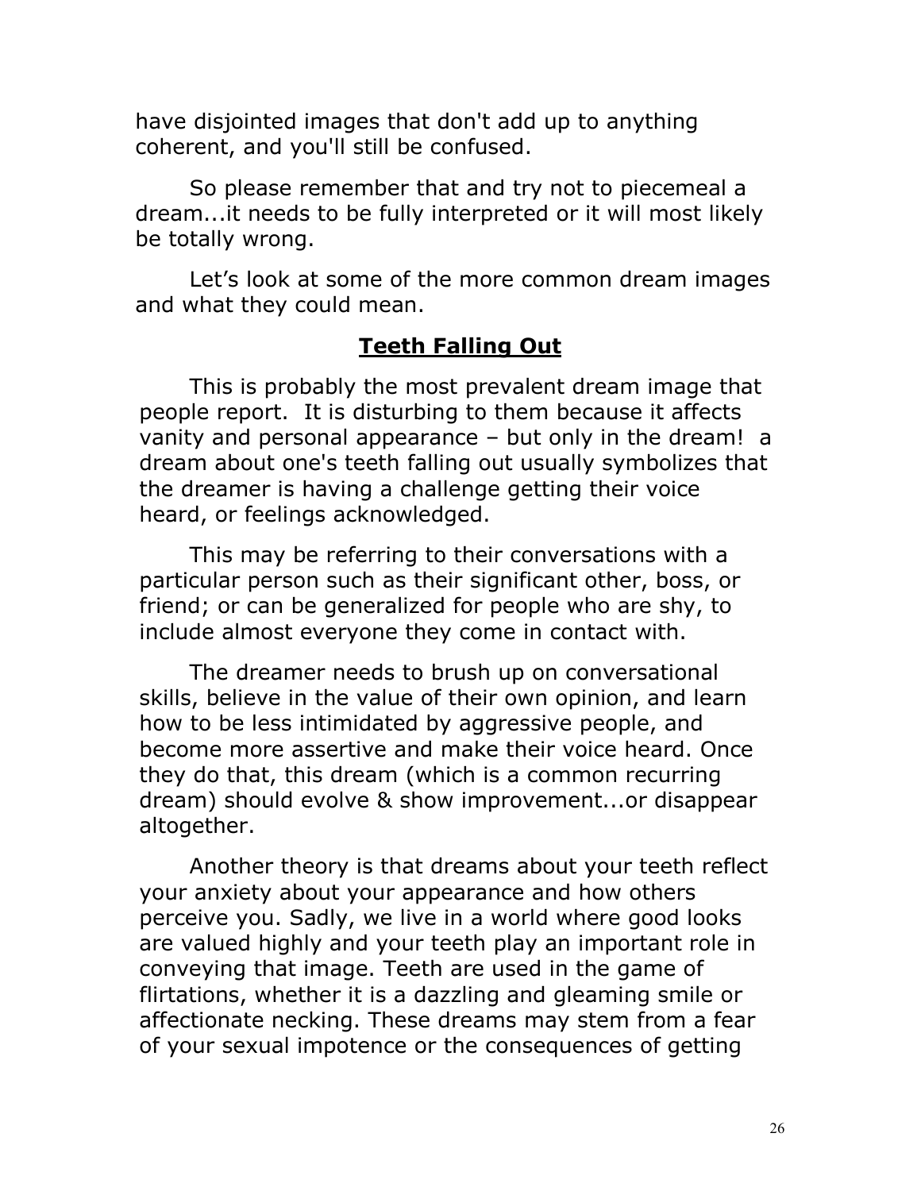have disjointed images that don't add up to anything coherent, and you'll still be confused.

So please remember that and try not to piecemeal a dream...it needs to be fully interpreted or it will most likely be totally wrong.

Let's look at some of the more common dream images and what they could mean.

## **Teeth Falling Out**

This is probably the most prevalent dream image that people report. It is disturbing to them because it affects vanity and personal appearance – but only in the dream! a dream about one's teeth falling out usually symbolizes that the dreamer is having a challenge getting their voice heard, or feelings acknowledged.

This may be referring to their conversations with a particular person such as their significant other, boss, or friend; or can be generalized for people who are shy, to include almost everyone they come in contact with.

The dreamer needs to brush up on conversational skills, believe in the value of their own opinion, and learn how to be less intimidated by aggressive people, and become more assertive and make their voice heard. Once they do that, this dream (which is a common recurring dream) should evolve & show improvement...or disappear altogether.

Another theory is that dreams about your teeth reflect your anxiety about your appearance and how others perceive you. Sadly, we live in a world where good looks are valued highly and your teeth play an important role in conveying that image. Teeth are used in the game of flirtations, whether it is a dazzling and gleaming smile or affectionate necking. These dreams may stem from a fear of your sexual impotence or the consequences of getting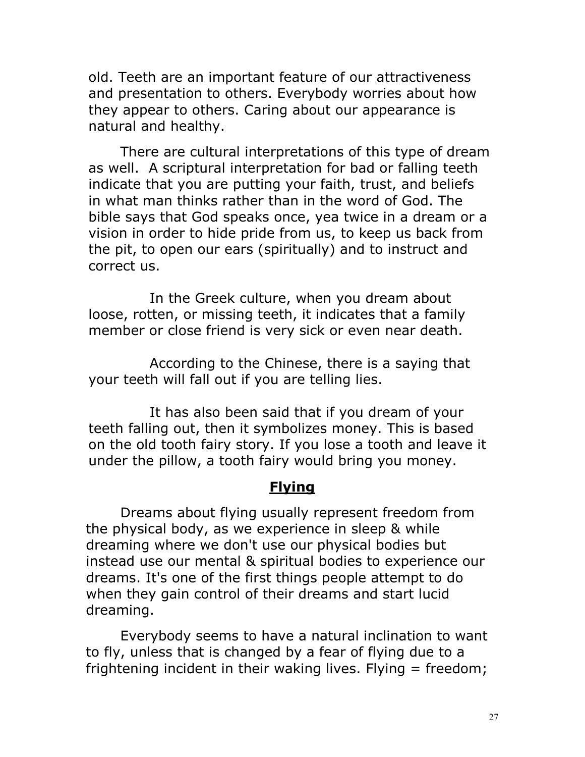old. Teeth are an important feature of our attractiveness and presentation to others. Everybody worries about how they appear to others. Caring about our appearance is natural and healthy.

There are cultural interpretations of this type of dream as well. A scriptural interpretation for bad or falling teeth indicate that you are putting your faith, trust, and beliefs in what man thinks rather than in the word of God. The bible says that God speaks once, yea twice in a dream or a vision in order to hide pride from us, to keep us back from the pit, to open our ears (spiritually) and to instruct and correct us.

In the Greek culture, when you dream about loose, rotten, or missing teeth, it indicates that a family member or close friend is very sick or even near death.

According to the Chinese, there is a saying that your teeth will fall out if you are telling lies.

It has also been said that if you dream of your teeth falling out, then it symbolizes money. This is based on the old tooth fairy story. If you lose a tooth and leave it under the pillow, a tooth fairy would bring you money.

## **Flying**

Dreams about flying usually represent freedom from the physical body, as we experience in sleep & while dreaming where we don't use our physical bodies but instead use our mental & spiritual bodies to experience our dreams. It's one of the first things people attempt to do when they gain control of their dreams and start lucid dreaming.

Everybody seems to have a natural inclination to want to fly, unless that is changed by a fear of flying due to a frightening incident in their waking lives. Flying = freedom;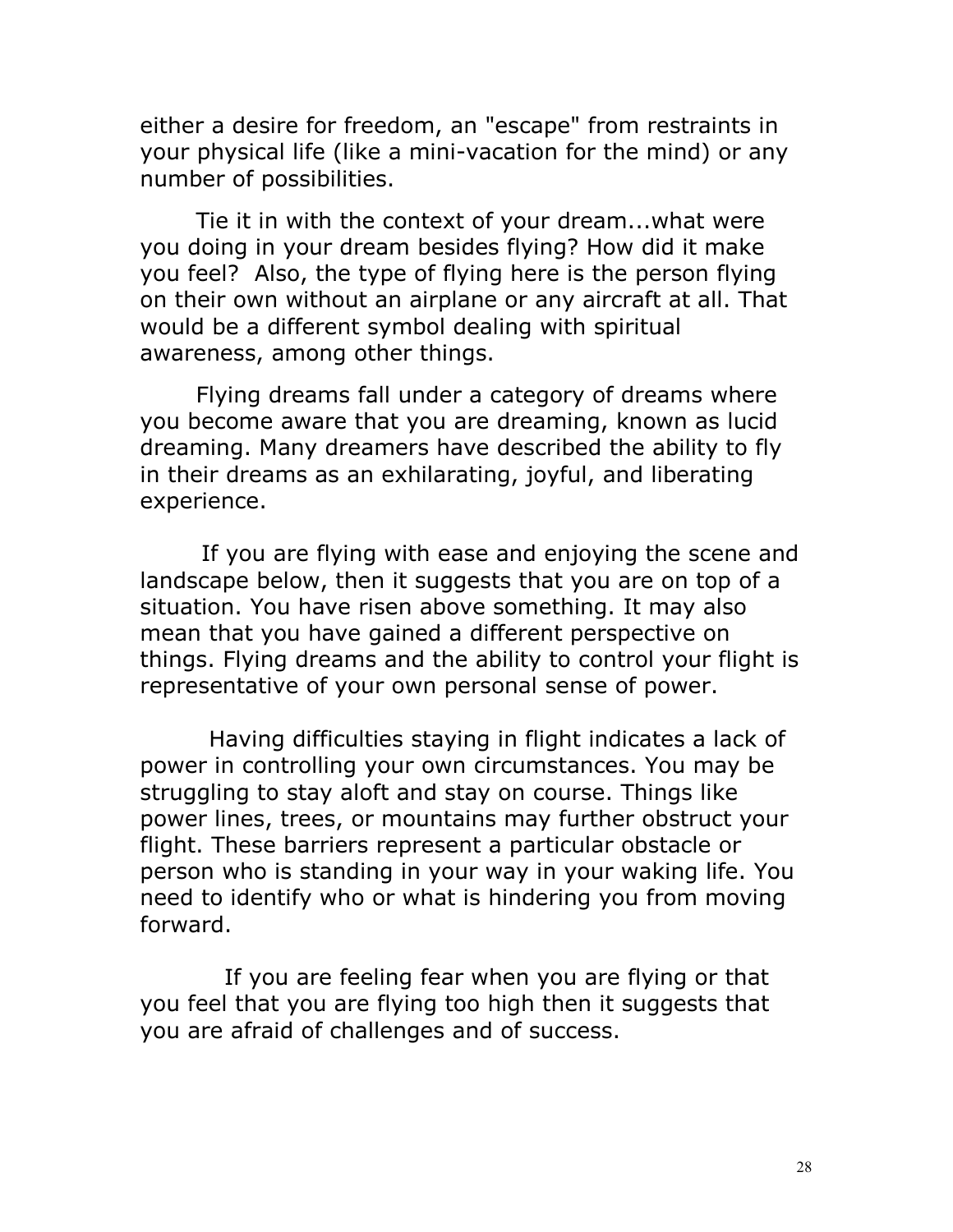either a desire for freedom, an "escape" from restraints in your physical life (like a mini-vacation for the mind) or any number of possibilities.

Tie it in with the context of your dream...what were you doing in your dream besides flying? How did it make you feel? Also, the type of flying here is the person flying on their own without an airplane or any aircraft at all. That would be a different symbol dealing with spiritual awareness, among other things.

Flying dreams fall under a category of dreams where you become aware that you are dreaming, known as lucid dreaming. Many dreamers have described the ability to fly in their dreams as an exhilarating, joyful, and liberating experience.

If you are flying with ease and enjoying the scene and landscape below, then it suggests that you are on top of a situation. You have risen above something. It may also mean that you have gained a different perspective on things. Flying dreams and the ability to control your flight is representative of your own personal sense of power.

Having difficulties staying in flight indicates a lack of power in controlling your own circumstances. You may be struggling to stay aloft and stay on course. Things like power lines, trees, or mountains may further obstruct your flight. These barriers represent a particular obstacle or person who is standing in your way in your waking life. You need to identify who or what is hindering you from moving forward.

If you are feeling fear when you are flying or that you feel that you are flying too high then it suggests that you are afraid of challenges and of success.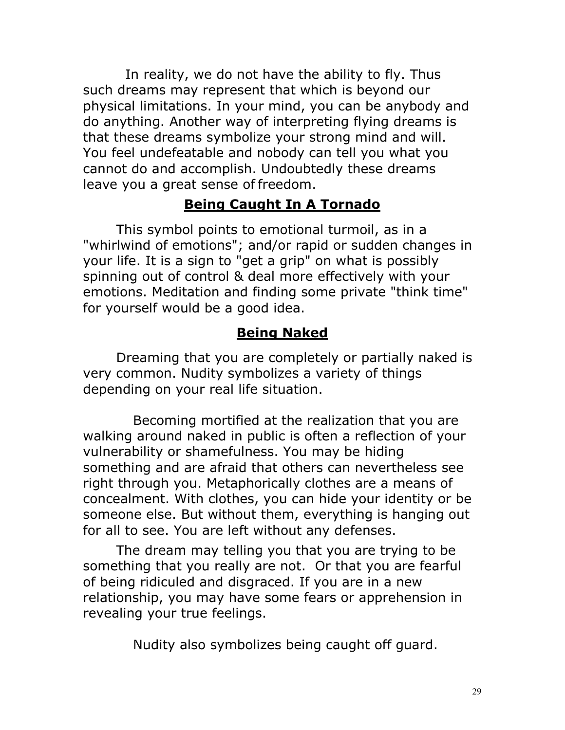In reality, we do not have the ability to fly. Thus such dreams may represent that which is beyond our physical limitations. In your mind, you can be anybody and do anything. Another way of interpreting flying dreams is that these dreams symbolize your strong mind and will. You feel undefeatable and nobody can tell you what you cannot do and accomplish. Undoubtedly these dreams leave you a great sense of freedom.

## Being Caught In A Tornado

This symbol points to emotional turmoil, as in a "whirlwind of emotions"; and/or rapid or sudden changes in your life. It is a sign to "get a grip" on what is possibly spinning out of control & deal more effectively with your emotions. Meditation and finding some private "think time" for yourself would be a good idea.

## Being Naked

Dreaming that you are completely or partially naked is very common. Nudity symbolizes a variety of things depending on your real life situation.

Becoming mortified at the realization that you are walking around naked in public is often a reflection of your vulnerability or shamefulness. You may be hiding something and are afraid that others can nevertheless see right through you. Metaphorically clothes are a means of concealment. With clothes, you can hide your identity or be someone else. But without them, everything is hanging out for all to see. You are left without any defenses.

The dream may telling you that you are trying to be something that you really are not. Or that you are fearful of being ridiculed and disgraced. If you are in a new relationship, you may have some fears or apprehension in revealing your true feelings.

Nudity also symbolizes being caught off guard.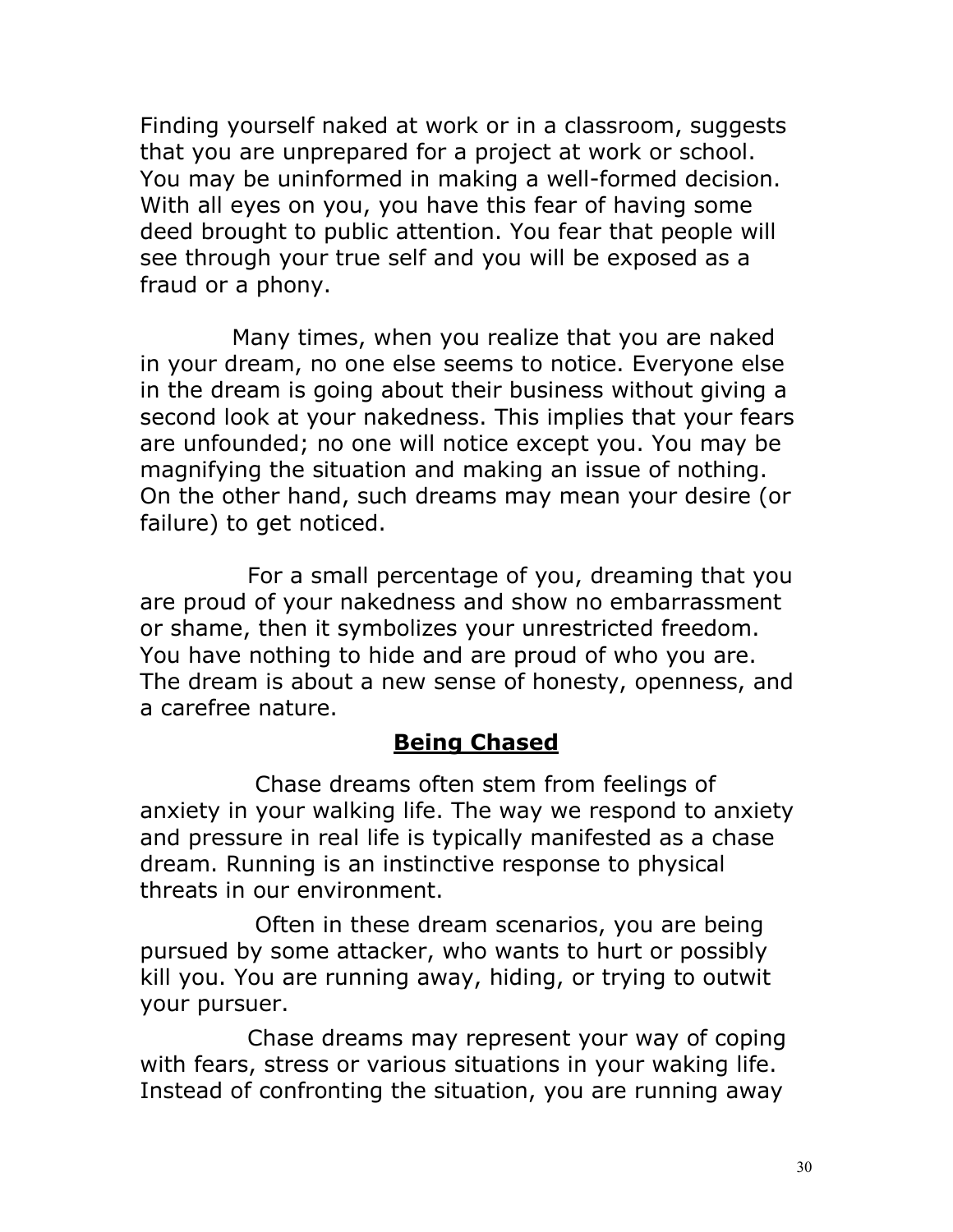Finding yourself naked at work or in a classroom, suggests that you are unprepared for a project at work or school. You may be uninformed in making a well-formed decision. With all eyes on you, you have this fear of having some deed brought to public attention. You fear that people will see through your true self and you will be exposed as a fraud or a phony.

Many times, when you realize that you are naked in your dream, no one else seems to notice. Everyone else in the dream is going about their business without giving a second look at your nakedness. This implies that your fears are unfounded; no one will notice except you. You may be magnifying the situation and making an issue of nothing. On the other hand, such dreams may mean your desire (or failure) to get noticed.

For a small percentage of you, dreaming that you are proud of your nakedness and show no embarrassment or shame, then it symbolizes your unrestricted freedom. You have nothing to hide and are proud of who you are. The dream is about a new sense of honesty, openness, and a carefree nature.

## **Being Chased**

Chase dreams often stem from feelings of anxiety in your walking life. The way we respond to anxiety and pressure in real life is typically manifested as a chase dream. Running is an instinctive response to physical threats in our environment.

Often in these dream scenarios, you are being pursued by some attacker, who wants to hurt or possibly kill you. You are running away, hiding, or trying to outwit your pursuer.

Chase dreams may represent your way of coping with fears, stress or various situations in your waking life. Instead of confronting the situation, you are running away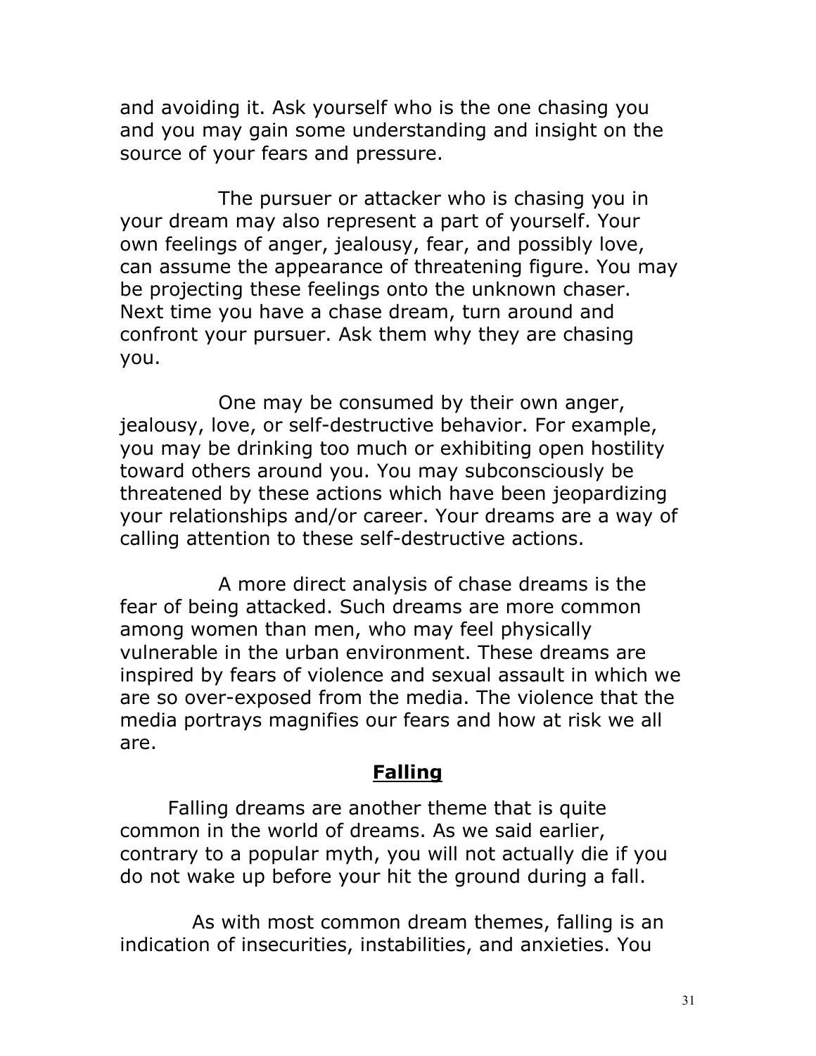and avoiding it. Ask yourself who is the one chasing you and you may gain some understanding and insight on the source of your fears and pressure.

The pursuer or attacker who is chasing you in your dream may also represent a part of yourself. Your own feelings of anger, jealousy, fear, and possibly love, can assume the appearance of threatening figure. You may be projecting these feelings onto the unknown chaser. Next time you have a chase dream, turn around and confront your pursuer. Ask them why they are chasing you.

One may be consumed by their own anger, jealousy, love, or self-destructive behavior. For example, you may be drinking too much or exhibiting open hostility toward others around you. You may subconsciously be threatened by these actions which have been jeopardizing your relationships and/or career. Your dreams are a way of calling attention to these self-destructive actions.

A more direct analysis of chase dreams is the fear of being attacked. Such dreams are more common among women than men, who may feel physically vulnerable in the urban environment. These dreams are inspired by fears of violence and sexual assault in which we are so over-exposed from the media. The violence that the media portrays magnifies our fears and how at risk we all are.

## Falling

Falling dreams are another theme that is quite common in the world of dreams. As we said earlier, contrary to a popular myth, you will not actually die if you do not wake up before your hit the ground during a fall.

As with most common dream themes, falling is an indication of insecurities, instabilities, and anxieties. You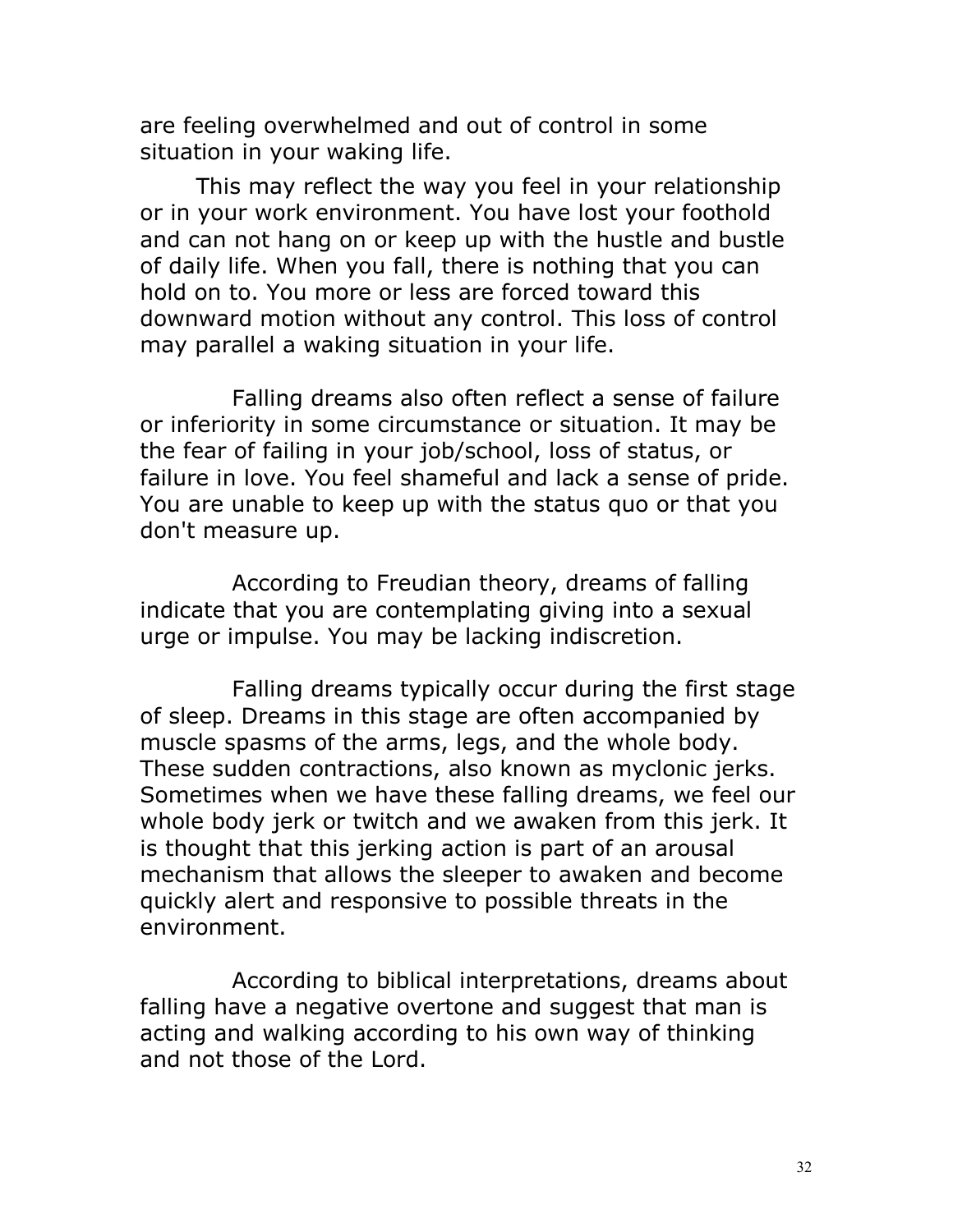are feeling overwhelmed and out of control in some situation in your waking life.

This may reflect the way you feel in your relationship or in your work environment. You have lost your foothold and can not hang on or keep up with the hustle and bustle of daily life. When you fall, there is nothing that you can hold on to. You more or less are forced toward this downward motion without any control. This loss of control may parallel a waking situation in your life.

Falling dreams also often reflect a sense of failure or inferiority in some circumstance or situation. It may be the fear of failing in your job/school, loss of status, or failure in love. You feel shameful and lack a sense of pride. You are unable to keep up with the status quo or that you don't measure up.

According to Freudian theory, dreams of falling indicate that you are contemplating giving into a sexual urge or impulse. You may be lacking indiscretion.

Falling dreams typically occur during the first stage of sleep. Dreams in this stage are often accompanied by muscle spasms of the arms, legs, and the whole body. These sudden contractions, also known as myclonic jerks. Sometimes when we have these falling dreams, we feel our whole body jerk or twitch and we awaken from this jerk. It is thought that this jerking action is part of an arousal mechanism that allows the sleeper to awaken and become quickly alert and responsive to possible threats in the environment.

According to biblical interpretations, dreams about falling have a negative overtone and suggest that man is acting and walking according to his own way of thinking and not those of the Lord.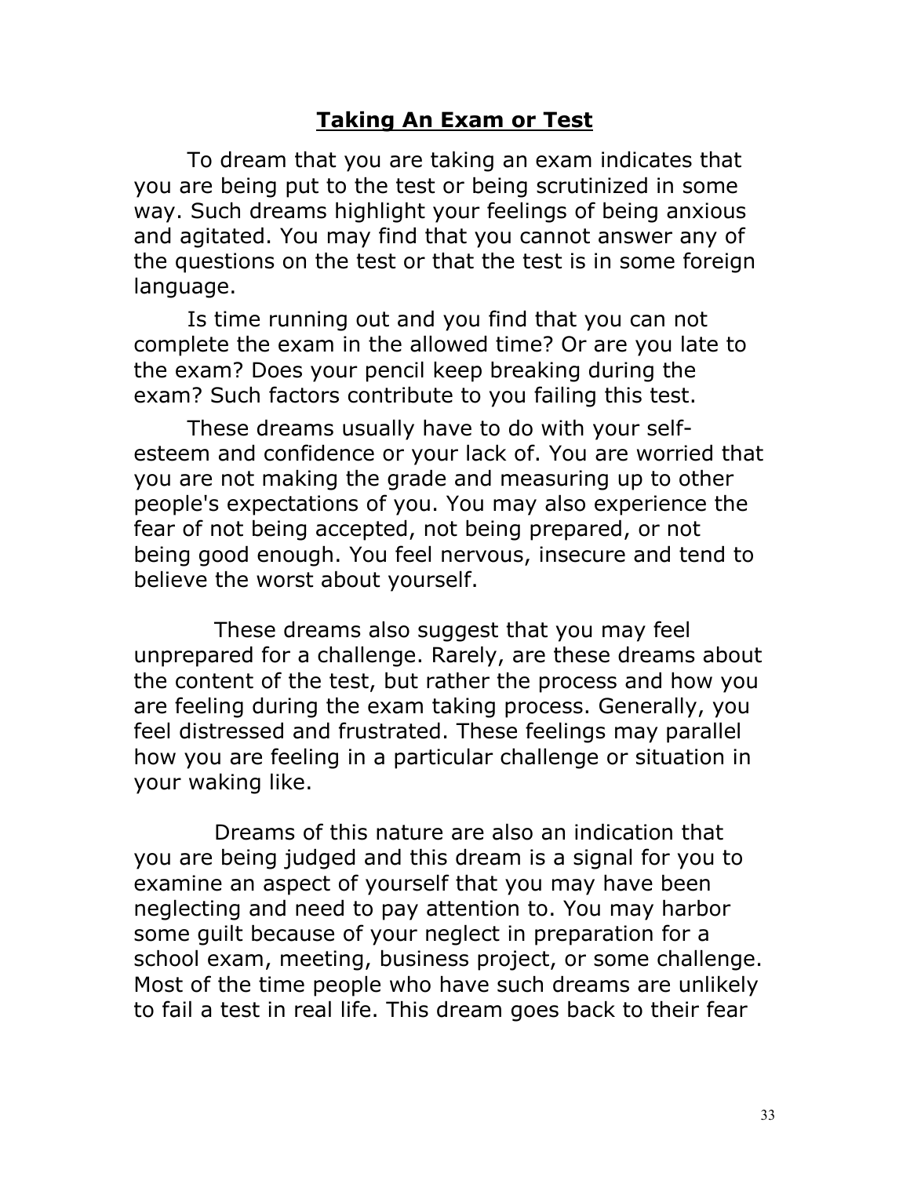## **Taking An Exam or Test**

To dream that you are taking an exam indicates that you are being put to the test or being scrutinized in some way. Such dreams highlight your feelings of being anxious and agitated. You may find that you cannot answer any of the questions on the test or that the test is in some foreign language.

Is time running out and you find that you can not complete the exam in the allowed time? Or are you late to the exam? Does your pencil keep breaking during the exam? Such factors contribute to you failing this test.

These dreams usually have to do with your self-esteem and confidence or your lack of. You are worried that you are not making the grade and measuring up to other people's expectations of you. You may also experience the fear of not being accepted, not being prepared, or not being good enough. You feel nervous, insecure and tend to believe the worst about yourself.

These dreams also suggest that you may feel unprepared for a challenge. Rarely, are these dreams about the content of the test, but rather the process and how you are feeling during the exam taking process. Generally, you feel distressed and frustrated. These feelings may parallel how you are feeling in a particular challenge or situation in your waking like.

Dreams of this nature are also an indication that you are being judged and this dream is a signal for you to examine an aspect of yourself that you may have been neglecting and need to pay attention to. You may harbor some guilt because of your neglect in preparation for a school exam, meeting, business project, or some challenge. Most of the time people who have such dreams are unlikely to fail a test in real life. This dream goes back to their fear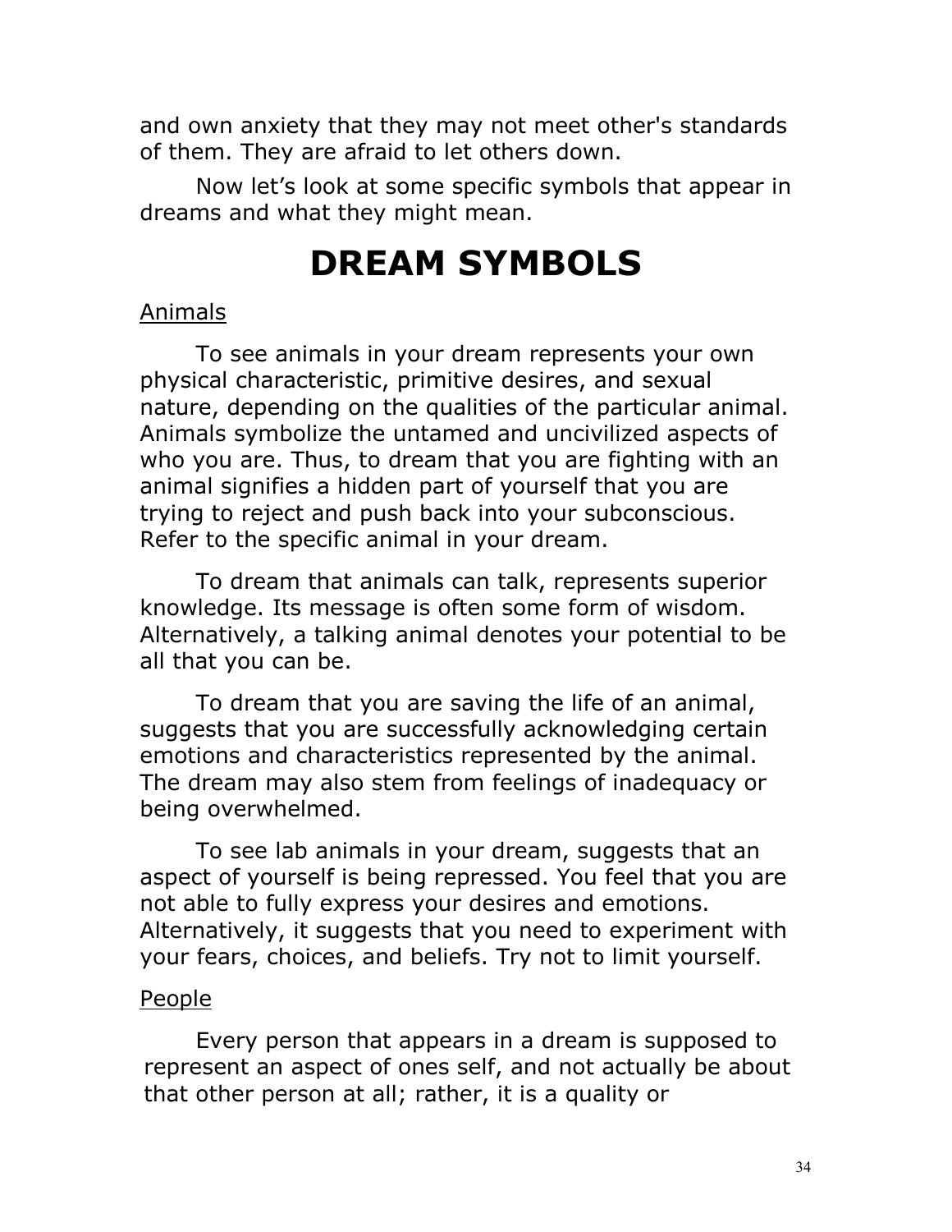and own anxiety that they may not meet other's standards of them. They are afraid to let others down.

Now let's look at some specific symbols that appear in dreams and what they might mean.

# DREAM SYMBOLS

Animals

To see animals in your dream represents your own physical characteristic, primitive desires, and sexual nature, depending on the qualities of the particular animal. Animals symbolize the untamed and uncivilized aspects of who you are. Thus, to dream that you are fighting with an animal signifies a hidden part of yourself that you are trying to reject and push back into your subconscious. Refer to the specific animal in your dream.

To dream that animals can talk, represents superior knowledge. Its message is often some form of wisdom. Alternatively, a talking animal denotes your potential to be all that you can be.

To dream that you are saving the life of an animal, suggests that you are successfully acknowledging certain emotions and characteristics represented by the animal. The dream may also stem from feelings of inadequacy or being overwhelmed.

To see lab animals in your dream, suggests that an aspect of yourself is being repressed. You feel that you are not able to fully express your desires and emotions. Alternatively, it suggests that you need to experiment with your fears, choices, and beliefs. Try not to limit yourself.

People

Every person that appears in a dream is supposed to represent an aspect of ones self, and not actually be about that other person at all; rather, it is a quality or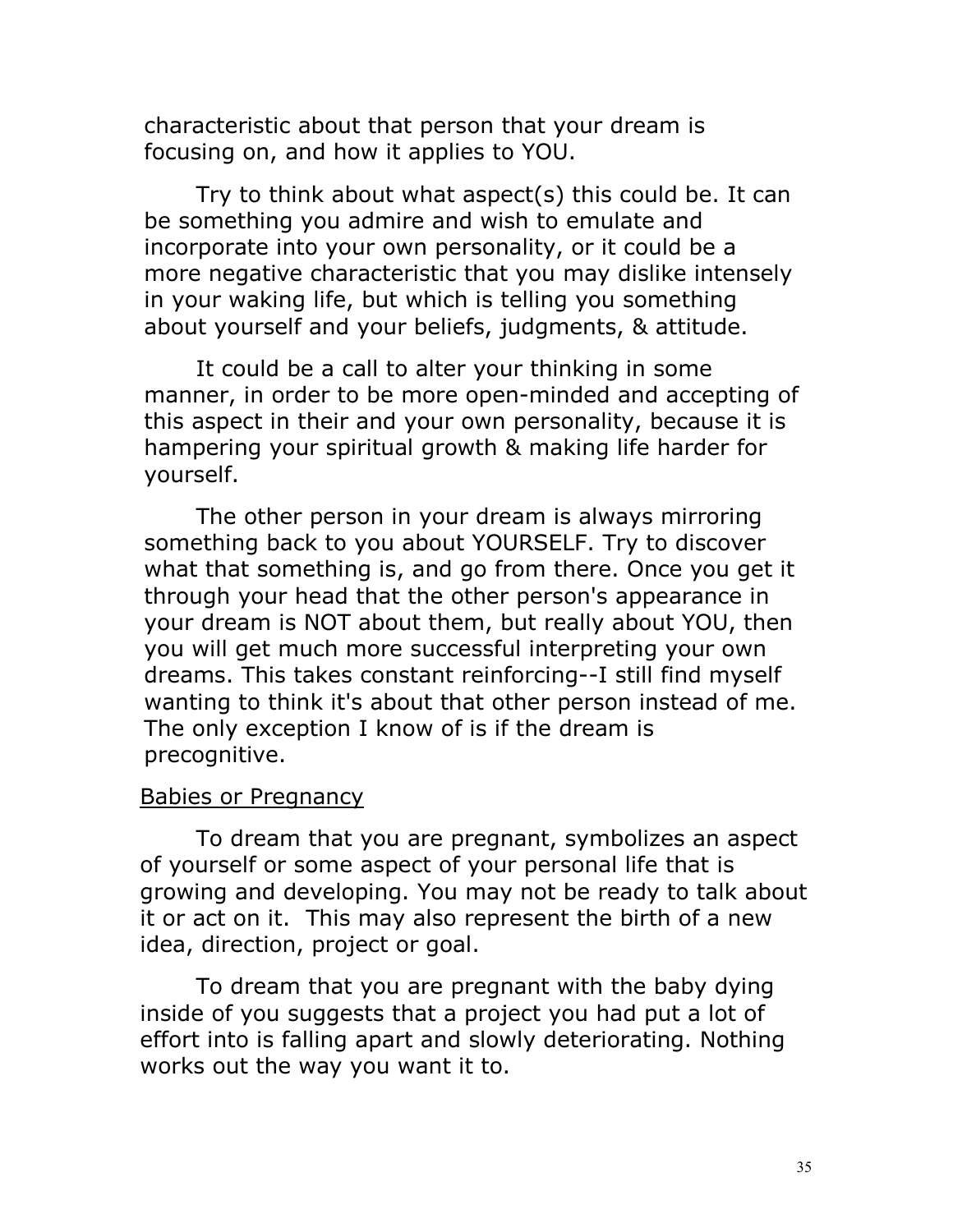characteristic about that person that your dream is focusing on, and how it applies to YOU.

Try to think about what aspect(s) this could be. It can be something you admire and wish to emulate and incorporate into your own personality, or it could be a more negative characteristic that you may dislike intensely in your waking life, but which is telling you something about yourself and your beliefs, judgments, & attitude.

It could be a call to alter your thinking in some manner, in order to be more open-minded and accepting of this aspect in their and your own personality, because it is hampering your spiritual growth & making life harder for yourself.

The other person in your dream is always mirroring something back to you about YOURSELF. Try to discover what that something is, and go from there. Once you get it through your head that the other person's appearance in your dream is NOT about them, but really about YOU, then you will get much more successful interpreting your own dreams. This takes constant reinforcing--I still find myself wanting to think it's about that other person instead of me. The only exception I know of is if the dream is precognitive.

<u>Babies or Pregnancy</u>

To dream that you are pregnant, symbolizes an aspect of yourself or some aspect of your personal life that is growing and developing. You may not be ready to talk about it or act on it.  This may also represent the birth of a new idea, direction, project or goal.

To dream that you are pregnant with the baby dying inside of you suggests that a project you had put a lot of effort into is falling apart and slowly deteriorating. Nothing works out the way you want it to.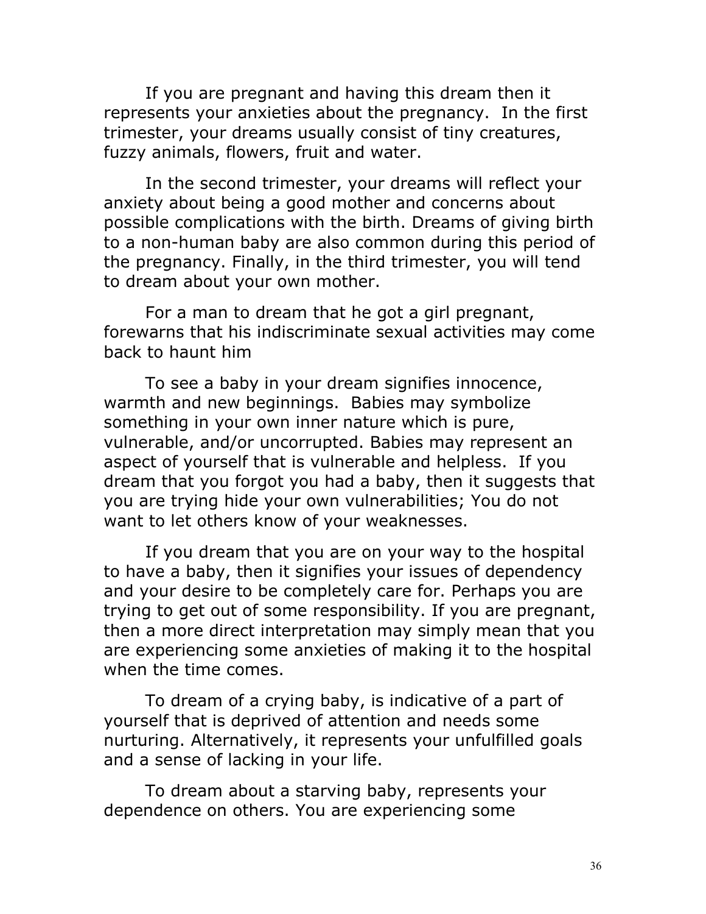If you are pregnant and having this dream then it represents your anxieties about the pregnancy. In the first trimester, your dreams usually consist of tiny creatures, fuzzy animals, flowers, fruit and water.

In the second trimester, your dreams will reflect your anxiety about being a good mother and concerns about possible complications with the birth. Dreams of giving birth to a non-human baby are also common during this period of the pregnancy. Finally, in the third trimester, you will tend to dream about your own mother.

For a man to dream that he got a girl pregnant, forewarns that his indiscriminate sexual activities may come back to haunt him

To see a baby in your dream signifies innocence, warmth and new beginnings. Babies may symbolize something in your own inner nature which is pure, vulnerable, and/or uncorrupted. Babies may represent an aspect of yourself that is vulnerable and helpless. If you dream that you forgot you had a baby, then it suggests that you are trying hide your own vulnerabilities; You do not want to let others know of your weaknesses.

If you dream that you are on your way to the hospital to have a baby, then it signifies your issues of dependency and your desire to be completely care for. Perhaps you are trying to get out of some responsibility. If you are pregnant, then a more direct interpretation may simply mean that you are experiencing some anxieties of making it to the hospital when the time comes.

To dream of a crying baby, is indicative of a part of yourself that is deprived of attention and needs some nurturing. Alternatively, it represents your unfulfilled goals and a sense of lacking in your life.

To dream about a starving baby, represents your dependence on others. You are experiencing some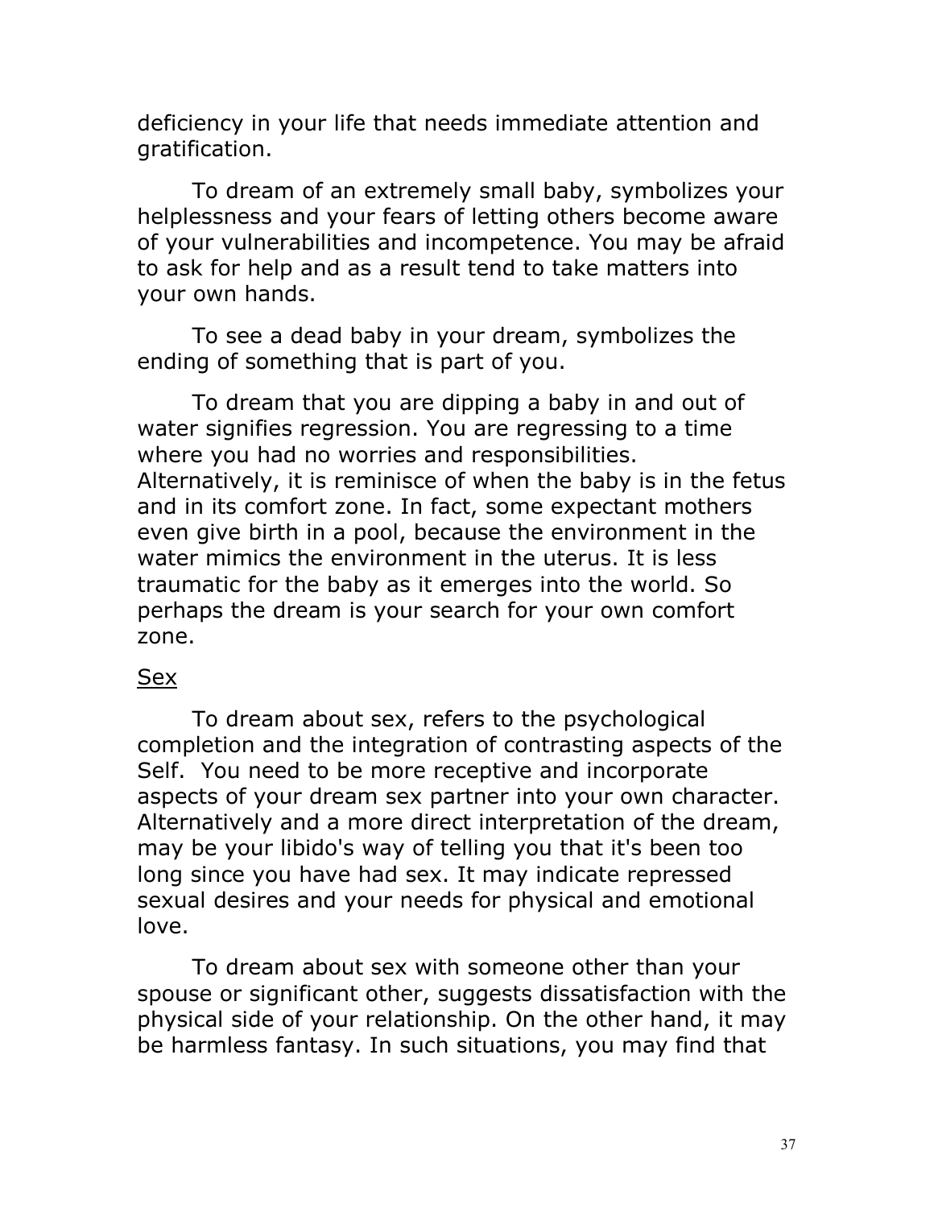deficiency in your life that needs immediate attention and gratification.

To dream of an extremely small baby, symbolizes your helplessness and your fears of letting others become aware of your vulnerabilities and incompetence. You may be afraid to ask for help and as a result tend to take matters into your own hands.

To see a dead baby in your dream, symbolizes the ending of something that is part of you.

To dream that you are dipping a baby in and out of water signifies regression. You are regressing to a time where you had no worries and responsibilities. Alternatively, it is reminisce of when the baby is in the fetus and in its comfort zone. In fact, some expectant mothers even give birth in a pool, because the environment in the water mimics the environment in the uterus. It is less traumatic for the baby as it emerges into the world. So perhaps the dream is your search for your own comfort zone.

<u>Sex</u>

To dream about sex, refers to the psychological completion and the integration of contrasting aspects of the Self. You need to be more receptive and incorporate aspects of your dream sex partner into your own character. Alternatively and a more direct interpretation of the dream, may be your libido's way of telling you that it's been too long since you have had sex. It may indicate repressed sexual desires and your needs for physical and emotional love.

To dream about sex with someone other than your spouse or significant other, suggests dissatisfaction with the physical side of your relationship. On the other hand, it may be harmless fantasy. In such situations, you may find that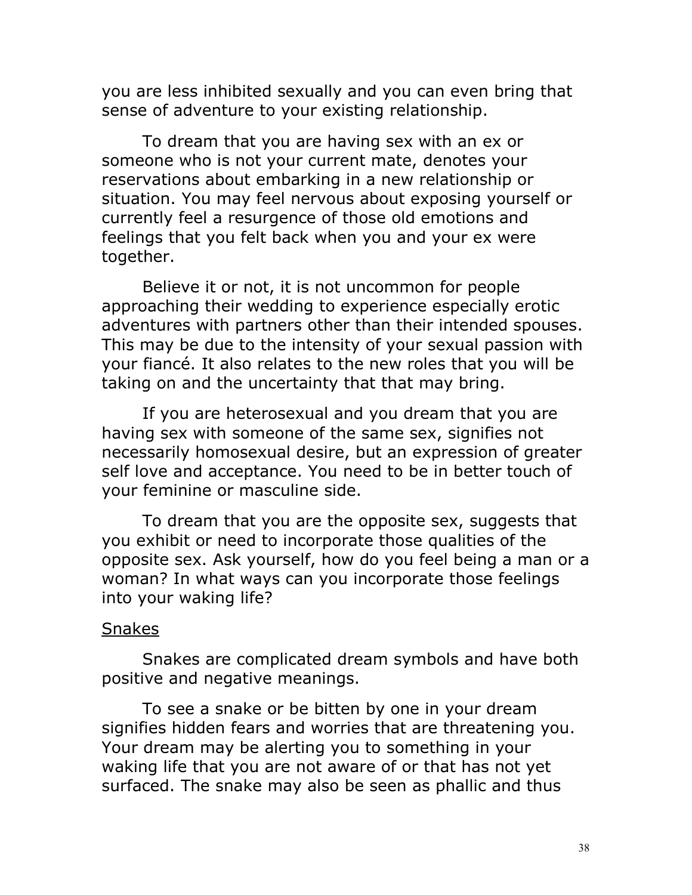you are less inhibited sexually and you can even bring that sense of adventure to your existing relationship.

To dream that you are having sex with an ex or someone who is not your current mate, denotes your reservations about embarking in a new relationship or situation. You may feel nervous about exposing yourself or currently feel a resurgence of those old emotions and feelings that you felt back when you and your ex were together.

Believe it or not, it is not uncommon for people approaching their wedding to experience especially erotic adventures with partners other than their intended spouses. This may be due to the intensity of your sexual passion with your fiancé. It also relates to the new roles that you will be taking on and the uncertainty that that may bring.

If you are heterosexual and you dream that you are having sex with someone of the same sex, signifies not necessarily homosexual desire, but an expression of greater self love and acceptance. You need to be in better touch of your feminine or masculine side.

To dream that you are the opposite sex, suggests that you exhibit or need to incorporate those qualities of the opposite sex. Ask yourself, how do you feel being a man or a woman? In what ways can you incorporate those feelings into your waking life?

<u>Snakes</u>

Snakes are complicated dream symbols and have both positive and negative meanings.

To see a snake or be bitten by one in your dream signifies hidden fears and worries that are threatening you. Your dream may be alerting you to something in your waking life that you are not aware of or that has not yet surfaced. The snake may also be seen as phallic and thus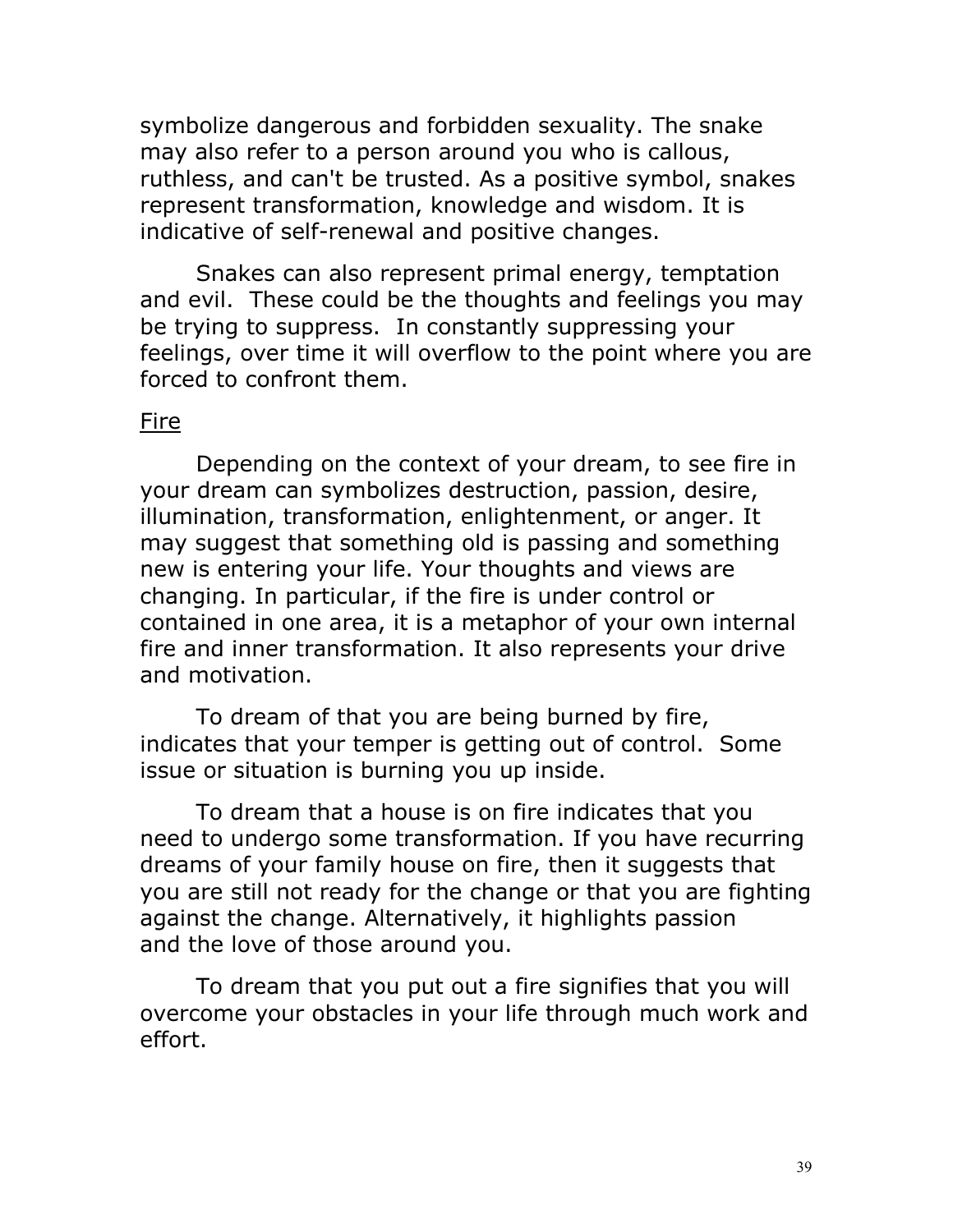symbolize dangerous and forbidden sexuality. The snake may also refer to a person around you who is callous, ruthless, and can't be trusted. As a positive symbol, snakes represent transformation, knowledge and wisdom. It is indicative of self-renewal and positive changes.

Snakes can also represent primal energy, temptation and evil. These could be the thoughts and feelings you may be trying to suppress. In constantly suppressing your feelings, over time it will overflow to the point where you are forced to confront them.

<u>Fire</u>

Depending on the context of your dream, to see fire in your dream can symbolizes destruction, passion, desire, illumination, transformation, enlightenment, or anger. It may suggest that something old is passing and something new is entering your life. Your thoughts and views are changing. In particular, if the fire is under control or contained in one area, it is a metaphor of your own internal fire and inner transformation. It also represents your drive and motivation.

To dream of that you are being burned by fire, indicates that your temper is getting out of control. Some issue or situation is burning you up inside.

To dream that a house is on fire indicates that you need to undergo some transformation. If you have recurring dreams of your family house on fire, then it suggests that you are still not ready for the change or that you are fighting against the change. Alternatively, it highlights passion and the love of those around you.

To dream that you put out a fire signifies that you will overcome your obstacles in your life through much work and effort.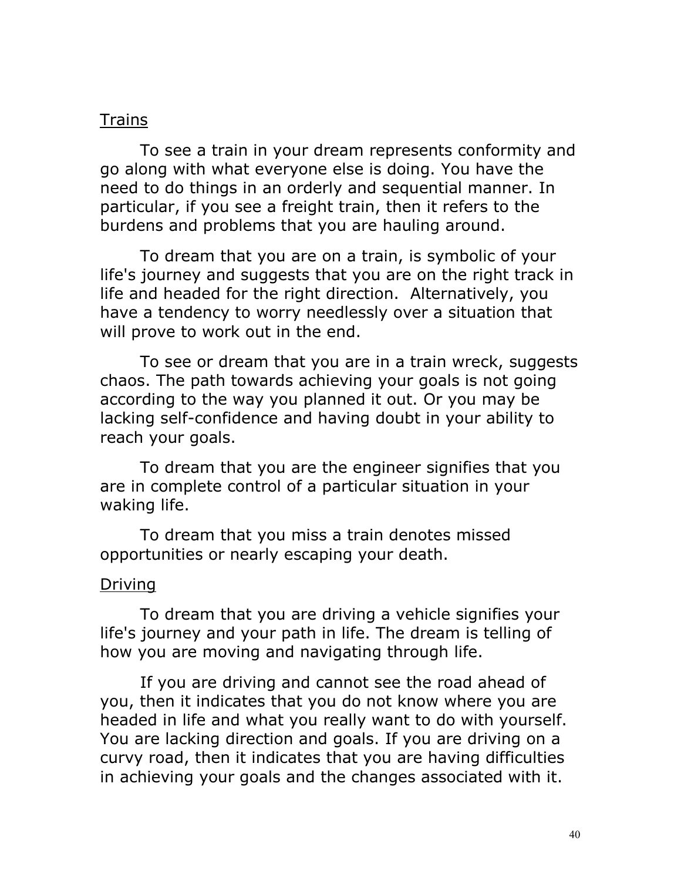## Trains

To see a train in your dream represents conformity and go along with what everyone else is doing. You have the need to do things in an orderly and sequential manner. In particular, if you see a freight train, then it refers to the burdens and problems that you are hauling around.

To dream that you are on a train, is symbolic of your life's journey and suggests that you are on the right track in life and headed for the right direction. Alternatively, you have a tendency to worry needlessly over a situation that will prove to work out in the end.

To see or dream that you are in a train wreck, suggests chaos. The path towards achieving your goals is not going according to the way you planned it out. Or you may be lacking self-confidence and having doubt in your ability to reach your goals.

To dream that you are the engineer signifies that you are in complete control of a particular situation in your waking life.

To dream that you miss a train denotes missed opportunities or nearly escaping your death.

## Driving

To dream that you are driving a vehicle signifies your life's journey and your path in life. The dream is telling of how you are moving and navigating through life.

If you are driving and cannot see the road ahead of you, then it indicates that you do not know where you are headed in life and what you really want to do with yourself. You are lacking direction and goals. If you are driving on a curvy road, then it indicates that you are having difficulties in achieving your goals and the changes associated with it.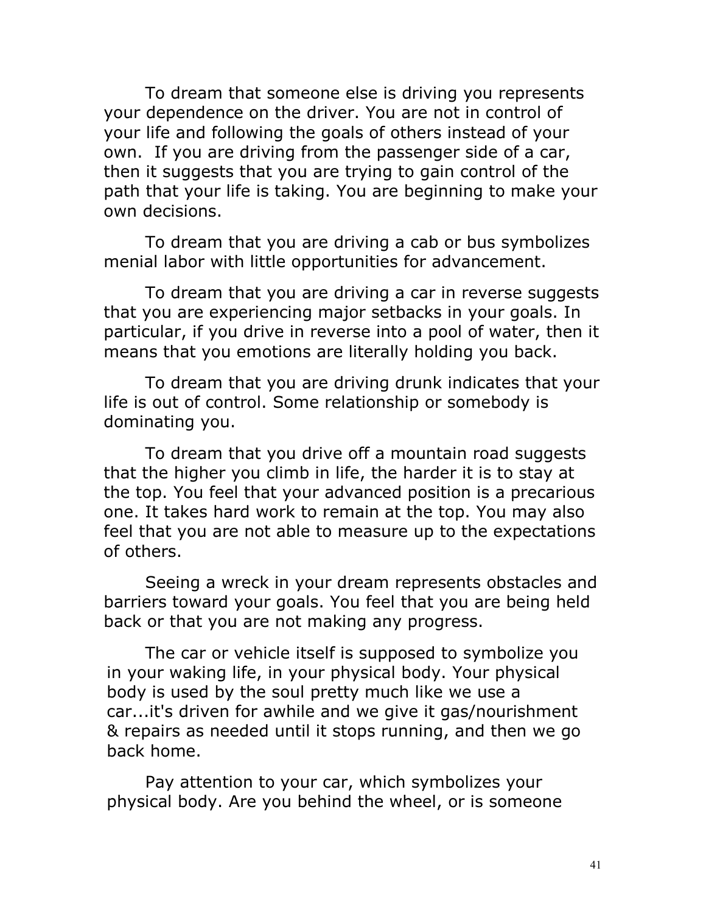To dream that someone else is driving you represents your dependence on the driver. You are not in control of your life and following the goals of others instead of your own. If you are driving from the passenger side of a car, then it suggests that you are trying to gain control of the path that your life is taking. You are beginning to make your own decisions.

To dream that you are driving a cab or bus symbolizes menial labor with little opportunities for advancement.

To dream that you are driving a car in reverse suggests that you are experiencing major setbacks in your goals. In particular, if you drive in reverse into a pool of water, then it means that you emotions are literally holding you back.

To dream that you are driving drunk indicates that your life is out of control. Some relationship or somebody is dominating you.

To dream that you drive off a mountain road suggests that the higher you climb in life, the harder it is to stay at the top. You feel that your advanced position is a precarious one. It takes hard work to remain at the top. You may also feel that you are not able to measure up to the expectations of others.

Seeing a wreck in your dream represents obstacles and barriers toward your goals. You feel that you are being held back or that you are not making any progress.

The car or vehicle itself is supposed to symbolize you in your waking life, in your physical body. Your physical body is used by the soul pretty much like we use a car...it's driven for awhile and we give it gas/nourishment & repairs as needed until it stops running, and then we go back home.

Pay attention to your car, which symbolizes your physical body. Are you behind the wheel, or is someone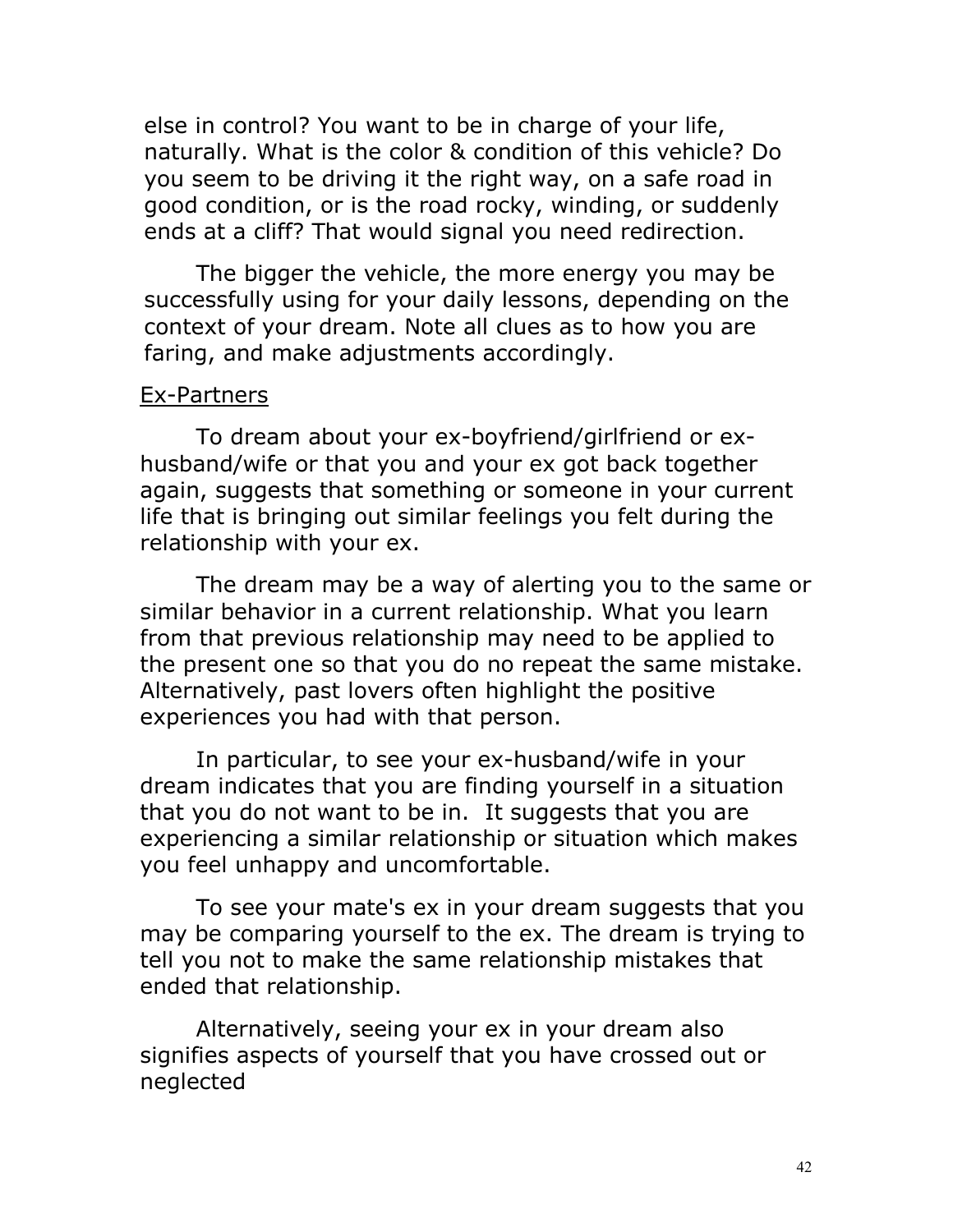else in control? You want to be in charge of your life, naturally. What is the color & condition of this vehicle? Do you seem to be driving it the right way, on a safe road in good condition, or is the road rocky, winding, or suddenly ends at a cliff? That would signal you need redirection.

The bigger the vehicle, the more energy you may be successfully using for your daily lessons, depending on the context of your dream. Note all clues as to how you are faring, and make adjustments accordingly.

<u>Ex-Partners</u>

To dream about your ex-boyfriend/girlfriend or ex-husband/wife or that you and your ex got back together again, suggests that something or someone in your current life that is bringing out similar feelings you felt during the relationship with your ex.

The dream may be a way of alerting you to the same or similar behavior in a current relationship. What you learn from that previous relationship may need to be applied to the present one so that you do no repeat the same mistake. Alternatively, past lovers often highlight the positive experiences you had with that person.

In particular, to see your ex-husband/wife in your dream indicates that you are finding yourself in a situation that you do not want to be in. It suggests that you are experiencing a similar relationship or situation which makes you feel unhappy and uncomfortable.

To see your mate's ex in your dream suggests that you may be comparing yourself to the ex. The dream is trying to tell you not to make the same relationship mistakes that ended that relationship.

Alternatively, seeing your ex in your dream also signifies aspects of yourself that you have crossed out or neglected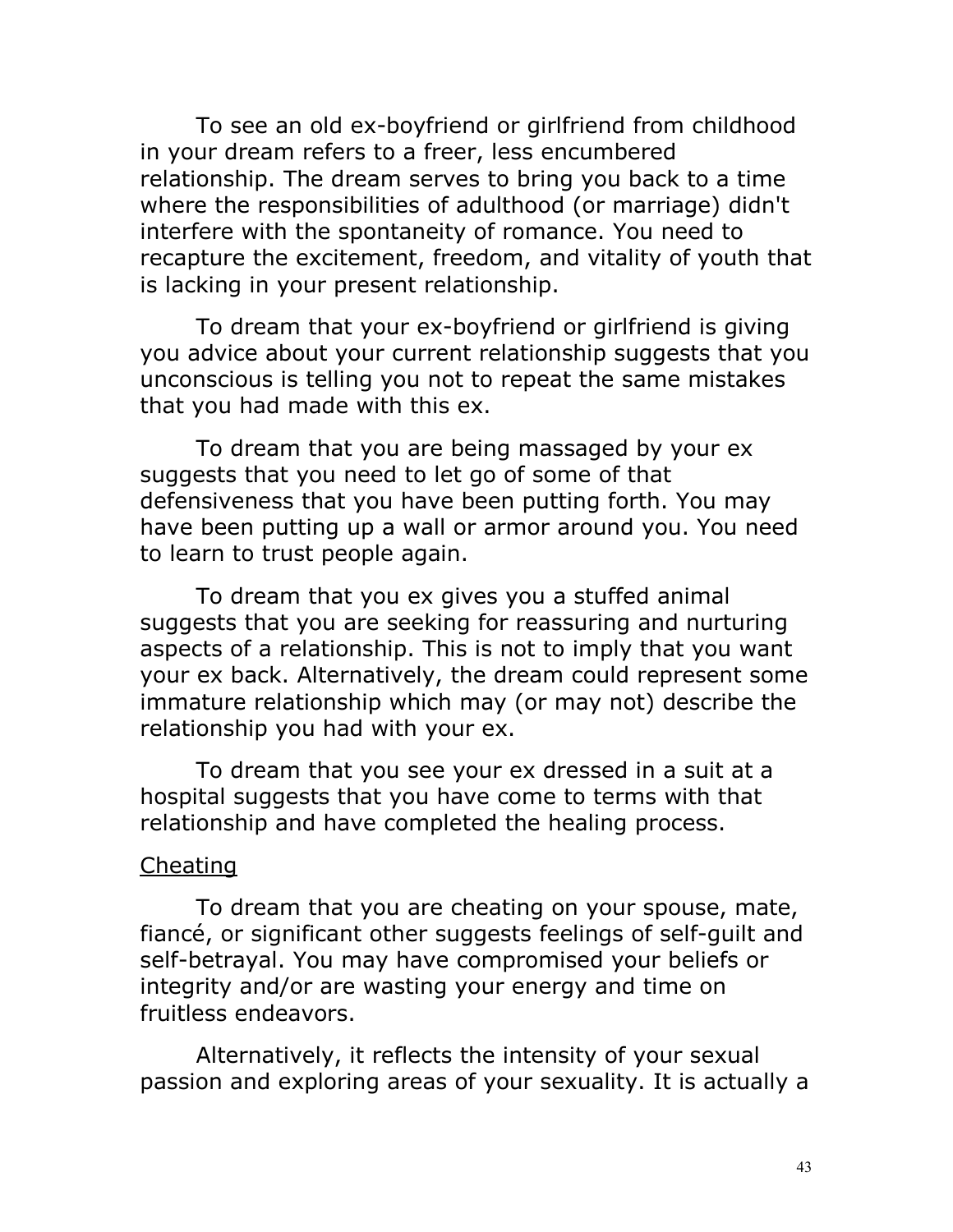To see an old ex-boyfriend or girlfriend from childhood in your dream refers to a freer, less encumbered relationship. The dream serves to bring you back to a time where the responsibilities of adulthood (or marriage) didn't interfere with the spontaneity of romance. You need to recapture the excitement, freedom, and vitality of youth that is lacking in your present relationship.

To dream that your ex-boyfriend or girlfriend is giving you advice about your current relationship suggests that you unconscious is telling you not to repeat the same mistakes that you had made with this ex.

To dream that you are being massaged by your ex suggests that you need to let go of some of that defensiveness that you have been putting forth. You may have been putting up a wall or armor around you. You need to learn to trust people again.

To dream that you ex gives you a stuffed animal suggests that you are seeking for reassuring and nurturing aspects of a relationship. This is not to imply that you want your ex back. Alternatively, the dream could represent some immature relationship which may (or may not) describe the relationship you had with your ex.

To dream that you see your ex dressed in a suit at a hospital suggests that you have come to terms with that relationship and have completed the healing process.

<u>Cheating</u>

To dream that you are cheating on your spouse, mate, fiancé, or significant other suggests feelings of self-guilt and self-betrayal. You may have compromised your beliefs or integrity and/or are wasting your energy and time on fruitless endeavors.

Alternatively, it reflects the intensity of your sexual passion and exploring areas of your sexuality. It is actually a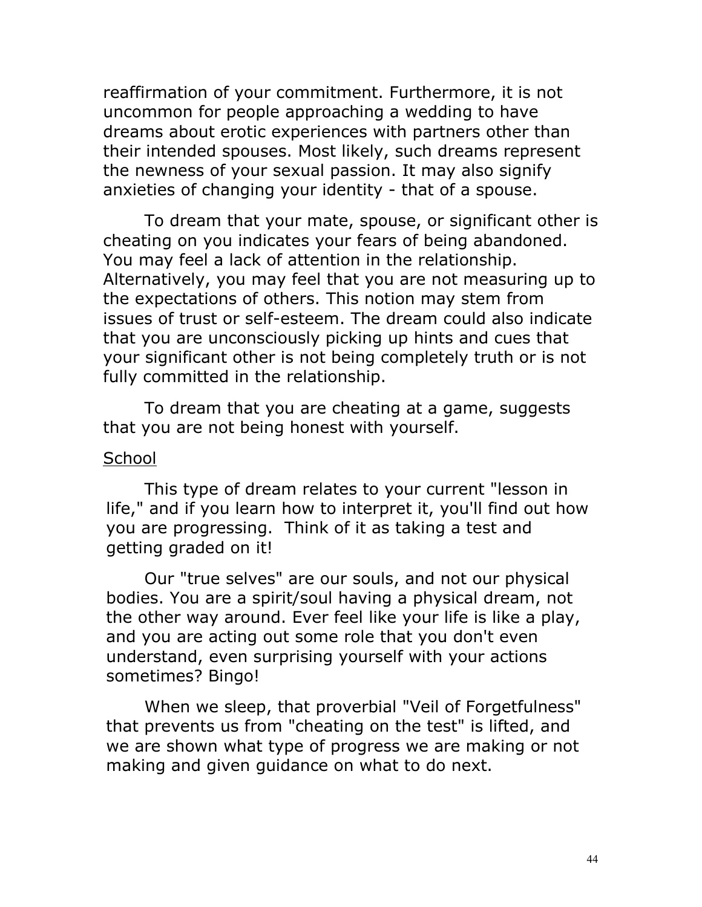reaffirmation of your commitment. Furthermore, it is not uncommon for people approaching a wedding to have dreams about erotic experiences with partners other than their intended spouses. Most likely, such dreams represent the newness of your sexual passion. It may also signify anxieties of changing your identity - that of a spouse.

To dream that your mate, spouse, or significant other is cheating on you indicates your fears of being abandoned. You may feel a lack of attention in the relationship. Alternatively, you may feel that you are not measuring up to the expectations of others. This notion may stem from issues of trust or self-esteem. The dream could also indicate that you are unconsciously picking up hints and cues that your significant other is not being completely truth or is not fully committed in the relationship.

To dream that you are cheating at a game, suggests that you are not being honest with yourself.

<u>School</u>

This type of dream relates to your current "lesson in life," and if you learn how to interpret it, you'll find out how you are progressing. Think of it as taking a test and getting graded on it!

Our "true selves" are our souls, and not our physical bodies. You are a spirit/soul having a physical dream, not the other way around. Ever feel like your life is like a play, and you are acting out some role that you don't even understand, even surprising yourself with your actions sometimes? Bingo!

When we sleep, that proverbial "Veil of Forgetfulness" that prevents us from "cheating on the test" is lifted, and we are shown what type of progress we are making or not making and given guidance on what to do next.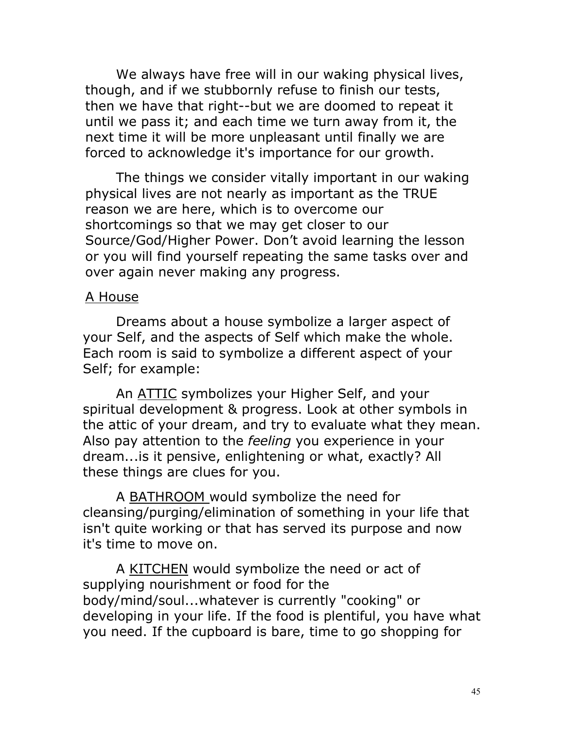We always have free will in our waking physical lives, though, and if we stubbornly refuse to finish our tests, then we have that right--but we are doomed to repeat it until we pass it; and each time we turn away from it, the next time it will be more unpleasant until finally we are forced to acknowledge it's importance for our growth.

The things we consider vitally important in our waking physical lives are not nearly as important as the TRUE reason we are here, which is to overcome our shortcomings so that we may get closer to our Source/God/Higher Power. Don't avoid learning the lesson or you will find yourself repeating the same tasks over and over again never making any progress.

<u>A House</u>

Dreams about a house symbolize a larger aspect of your Self, and the aspects of Self which make the whole. Each room is said to symbolize a different aspect of your Self; for example:

An <u>ATTIC</u> symbolizes your Higher Self, and your spiritual development & progress. Look at other symbols in the attic of your dream, and try to evaluate what they mean. Also pay attention to the *feeling* you experience in your dream...is it pensive, enlightening or what, exactly? All these things are clues for you.

A <u>BATHROOM</u> would symbolize the need for cleansing/purging/elimination of something in your life that isn't quite working or that has served its purpose and now it's time to move on.

A <u>KITCHEN</u> would symbolize the need or act of supplying nourishment or food for the body/mind/soul...whatever is currently "cooking" or developing in your life. If the food is plentiful, you have what you need. If the cupboard is bare, time to go shopping for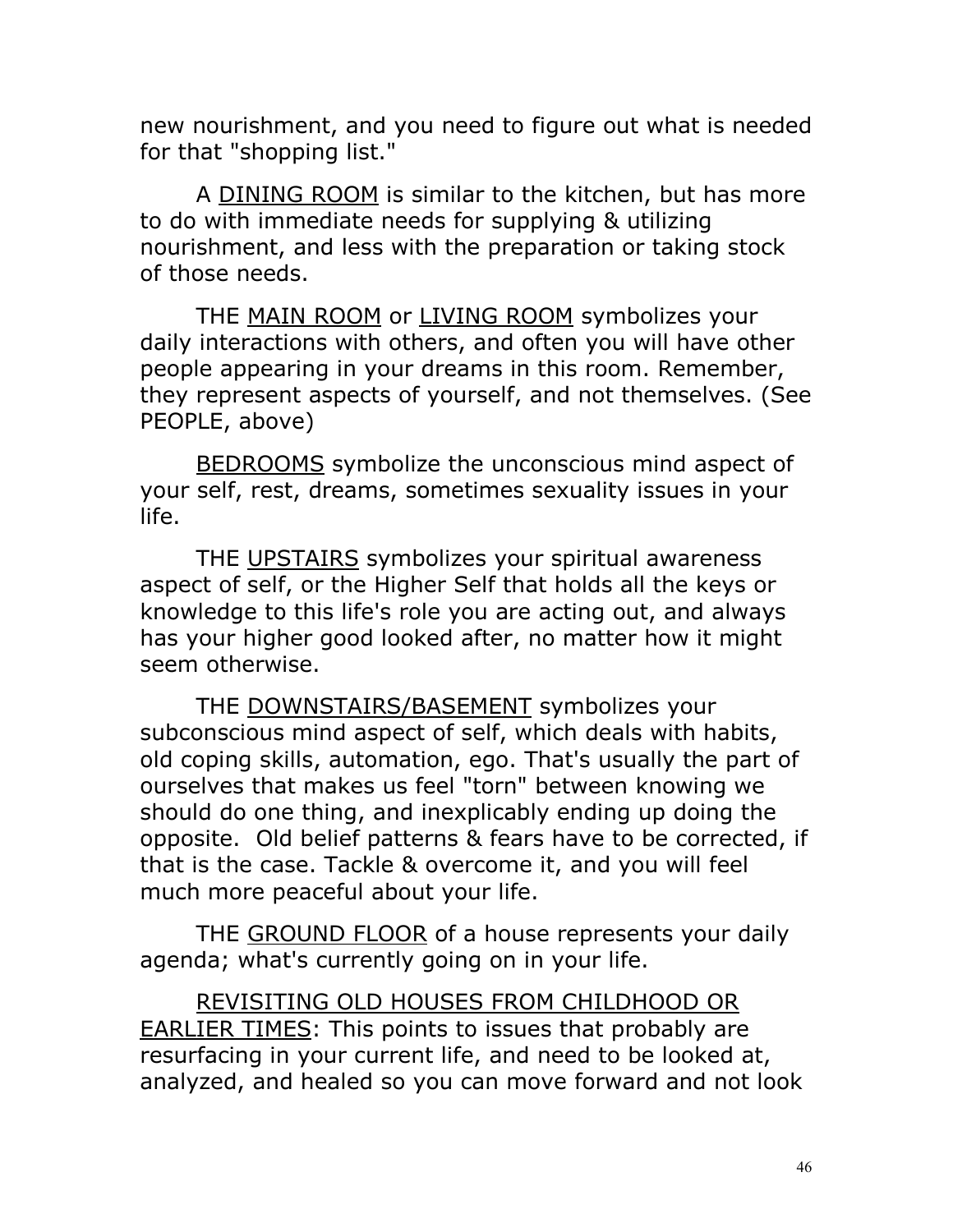new nourishment, and you need to figure out what is needed for that "shopping list."

A <u>DINING ROOM</u> is similar to the kitchen, but has more to do with immediate needs for supplying & utilizing nourishment, and less with the preparation or taking stock of those needs.

THE <u>MAIN ROOM</u> or <u>LIVING ROOM</u> symbolizes your daily interactions with others, and often you will have other people appearing in your dreams in this room. Remember, they represent aspects of yourself, and not themselves. (See PEOPLE, above)

<u>BEDROOMS</u> symbolize the unconscious mind aspect of your self, rest, dreams, sometimes sexuality issues in your life.

THE <u>UPSTAIRS</u> symbolizes your spiritual awareness aspect of self, or the Higher Self that holds all the keys or knowledge to this life's role you are acting out, and always has your higher good looked after, no matter how it might seem otherwise.

THE <u>DOWNSTAIRS/BASEMENT</u> symbolizes your subconscious mind aspect of self, which deals with habits, old coping skills, automation, ego. That's usually the part of ourselves that makes us feel "torn" between knowing we should do one thing, and inexplicably ending up doing the opposite. Old belief patterns & fears have to be corrected, if that is the case. Tackle & overcome it, and you will feel much more peaceful about your life.

THE <u>GROUND FLOOR</u> of a house represents your daily agenda; what's currently going on in your life.

<u>REVISITING OLD HOUSES FROM CHILDHOOD OR EARLIER TIMES</u>: This points to issues that probably are resurfacing in your current life, and need to be looked at, analyzed, and healed so you can move forward and not look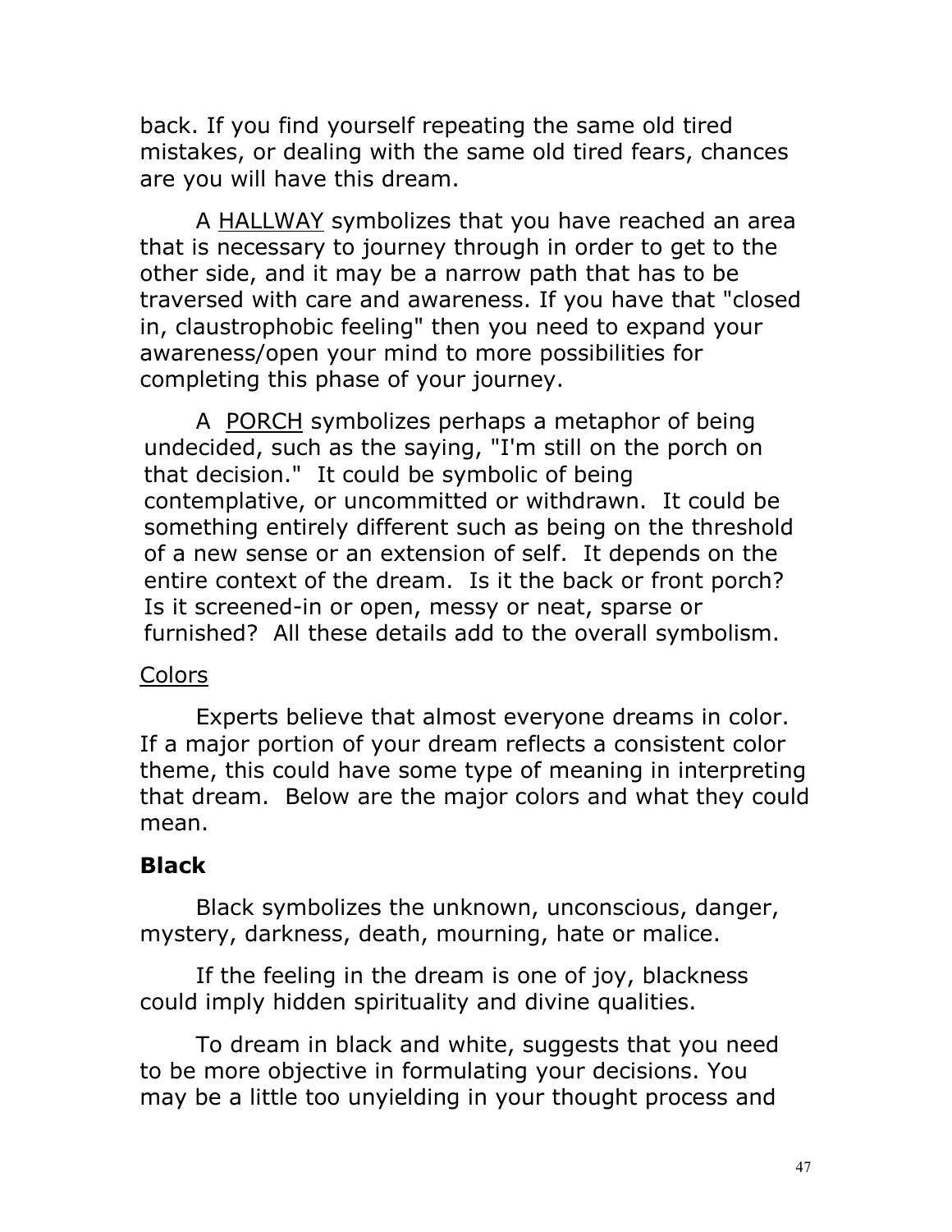back. If you find yourself repeating the same old tired mistakes, or dealing with the same old tired fears, chances are you will have this dream.

A HALLWAY symbolizes that you have reached an area that is necessary to journey through in order to get to the other side, and it may be a narrow path that has to be traversed with care and awareness. If you have that "closed in, claustrophobic feeling" then you need to expand your awareness/open your mind to more possibilities for completing this phase of your journey.

A PORCH symbolizes perhaps a metaphor of being undecided, such as the saying, "I'm still on the porch on that decision." It could be symbolic of being contemplative, or uncommitted or withdrawn. It could be something entirely different such as being on the threshold of a new sense or an extension of self. It depends on the entire context of the dream. Is it the back or front porch? Is it screened-in or open, messy or neat, sparse or furnished? All these details add to the overall symbolism.

Colors

Experts believe that almost everyone dreams in color. If a major portion of your dream reflects a consistent color theme, this could have some type of meaning in interpreting that dream. Below are the major colors and what they could mean.

**Black**

Black symbolizes the unknown, unconscious, danger, mystery, darkness, death, mourning, hate or malice.

If the feeling in the dream is one of joy, blackness could imply hidden spirituality and divine qualities.

To dream in black and white, suggests that you need to be more objective in formulating your decisions. You may be a little too unyielding in your thought process and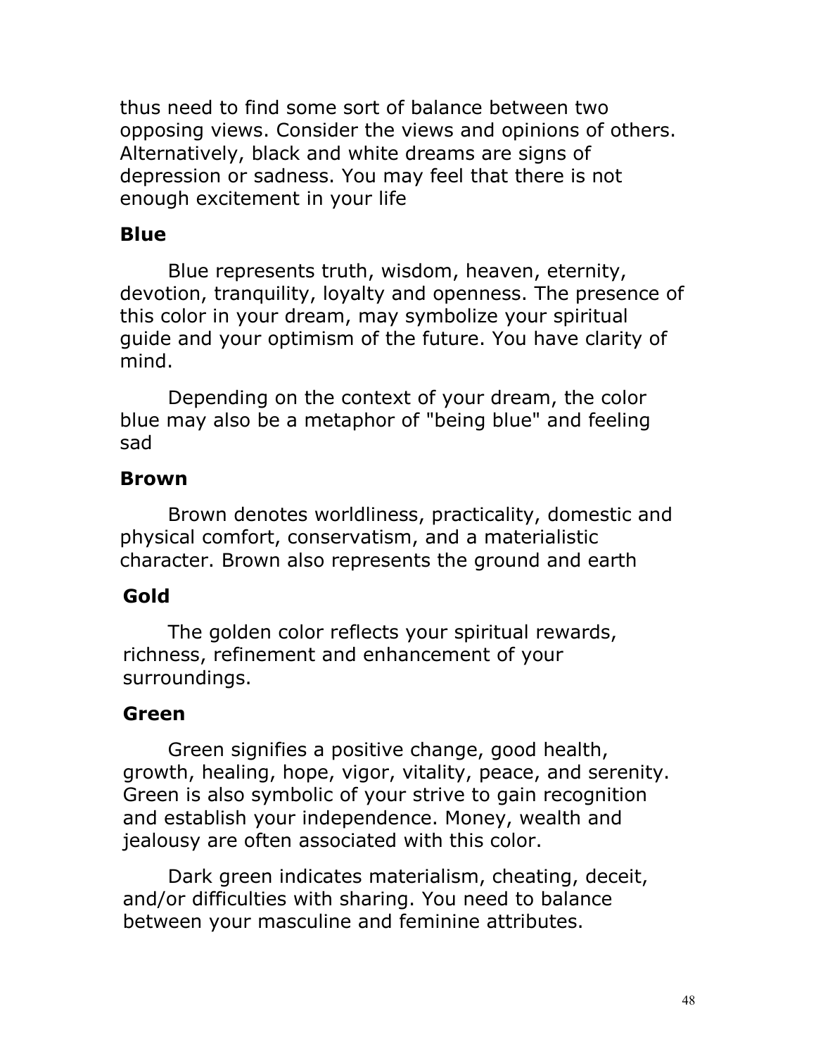thus need to find some sort of balance between two opposing views. Consider the views and opinions of others. Alternatively, black and white dreams are signs of depression or sadness. You may feel that there is not enough excitement in your life

**Blue**

Blue represents truth, wisdom, heaven, eternity, devotion, tranquility, loyalty and openness. The presence of this color in your dream, may symbolize your spiritual guide and your optimism of the future. You have clarity of mind.

Depending on the context of your dream, the color blue may also be a metaphor of "being blue" and feeling sad

**Brown**

Brown denotes worldliness, practicality, domestic and physical comfort, conservatism, and a materialistic character. Brown also represents the ground and earth

**Gold**

The golden color reflects your spiritual rewards, richness, refinement and enhancement of your surroundings.

**Green**

Green signifies a positive change, good health, growth, healing, hope, vigor, vitality, peace, and serenity. Green is also symbolic of your strive to gain recognition and establish your independence. Money, wealth and jealousy are often associated with this color.

Dark green indicates materialism, cheating, deceit, and/or difficulties with sharing. You need to balance between your masculine and feminine attributes.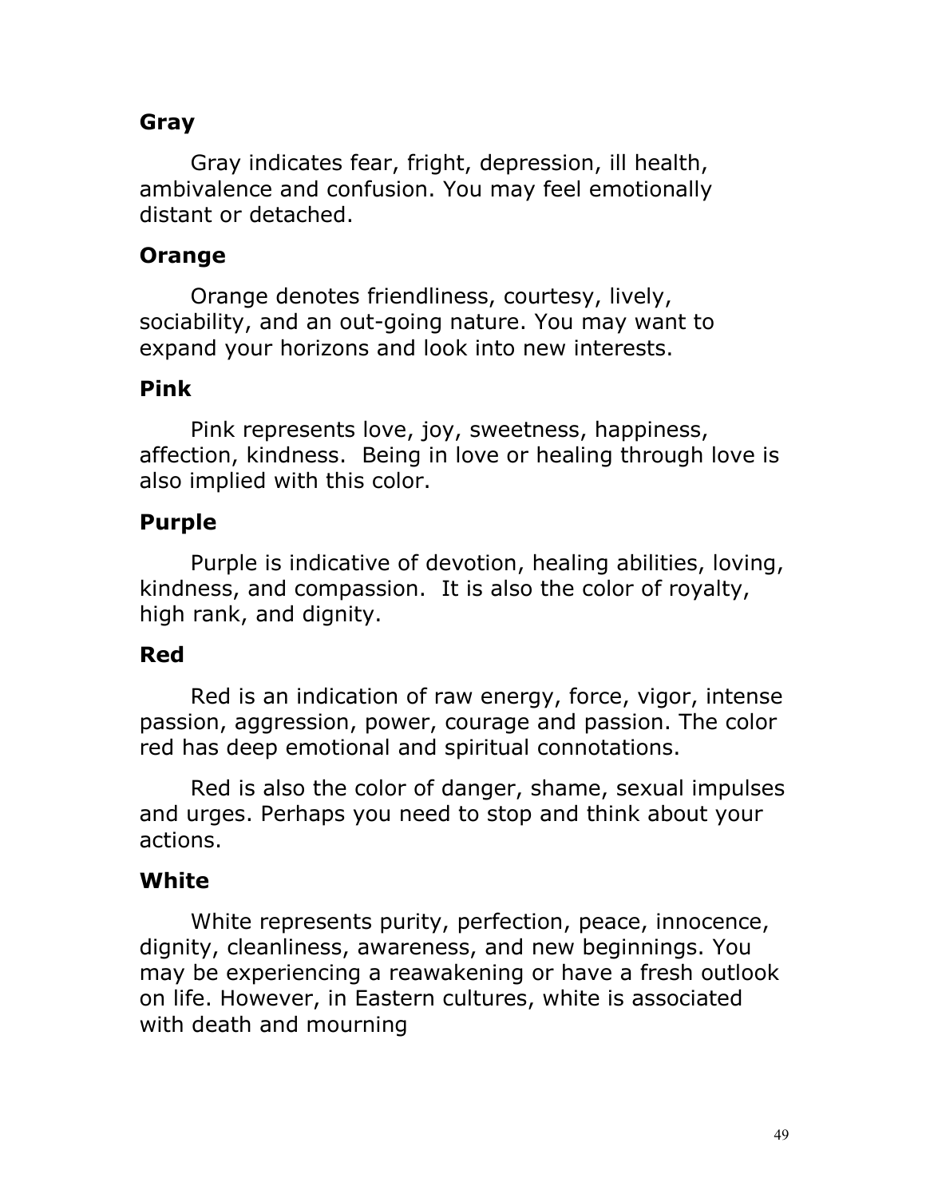### Gray

Gray indicates fear, fright, depression, ill health, ambivalence and confusion. You may feel emotionally distant or detached.

### Orange

Orange denotes friendliness, courtesy, lively, sociability, and an out-going nature. You may want to expand your horizons and look into new interests.

### Pink

Pink represents love, joy, sweetness, happiness, affection, kindness. Being in love or healing through love is also implied with this color.

### Purple

Purple is indicative of devotion, healing abilities, loving, kindness, and compassion. It is also the color of royalty, high rank, and dignity.

### Red

Red is an indication of raw energy, force, vigor, intense passion, aggression, power, courage and passion. The color red has deep emotional and spiritual connotations.

Red is also the color of danger, shame, sexual impulses and urges. Perhaps you need to stop and think about your actions.

### White

White represents purity, perfection, peace, innocence, dignity, cleanliness, awareness, and new beginnings. You may be experiencing a reawakening or have a fresh outlook on life. However, in Eastern cultures, white is associated with death and mourning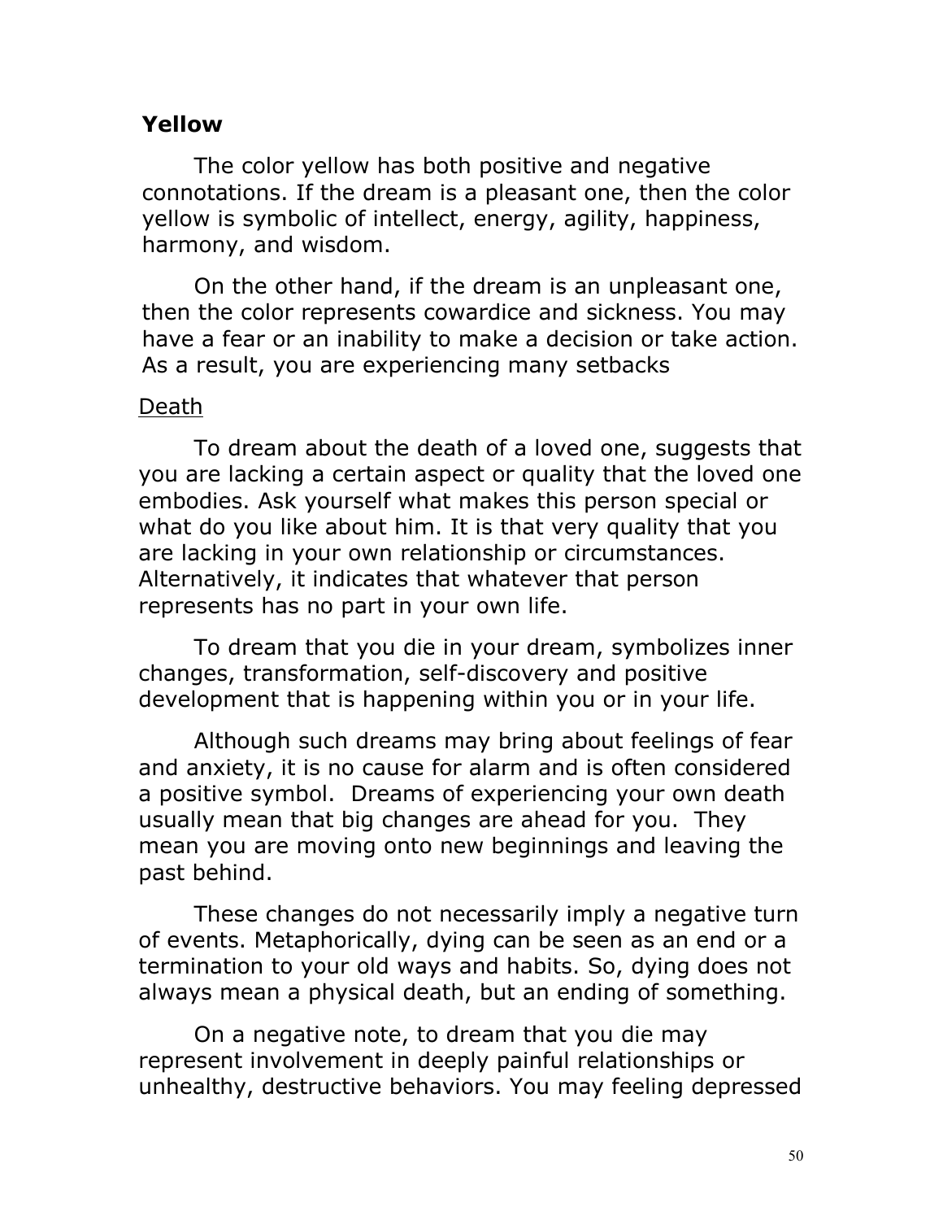**Yellow**

The color yellow has both positive and negative connotations. If the dream is a pleasant one, then the color yellow is symbolic of intellect, energy, agility, happiness, harmony, and wisdom.

On the other hand, if the dream is an unpleasant one, then the color represents cowardice and sickness. You may have a fear or an inability to make a decision or take action. As a result, you are experiencing many setbacks

<u>Death</u>

To dream about the death of a loved one, suggests that you are lacking a certain aspect or quality that the loved one embodies. Ask yourself what makes this person special or what do you like about him. It is that very quality that you are lacking in your own relationship or circumstances. Alternatively, it indicates that whatever that person represents has no part in your own life.

To dream that you die in your dream, symbolizes inner changes, transformation, self-discovery and positive development that is happening within you or in your life.

Although such dreams may bring about feelings of fear and anxiety, it is no cause for alarm and is often considered a positive symbol. Dreams of experiencing your own death usually mean that big changes are ahead for you. They mean you are moving onto new beginnings and leaving the past behind.

These changes do not necessarily imply a negative turn of events. Metaphorically, dying can be seen as an end or a termination to your old ways and habits. So, dying does not always mean a physical death, but an ending of something.

On a negative note, to dream that you die may represent involvement in deeply painful relationships or unhealthy, destructive behaviors. You may feeling depressed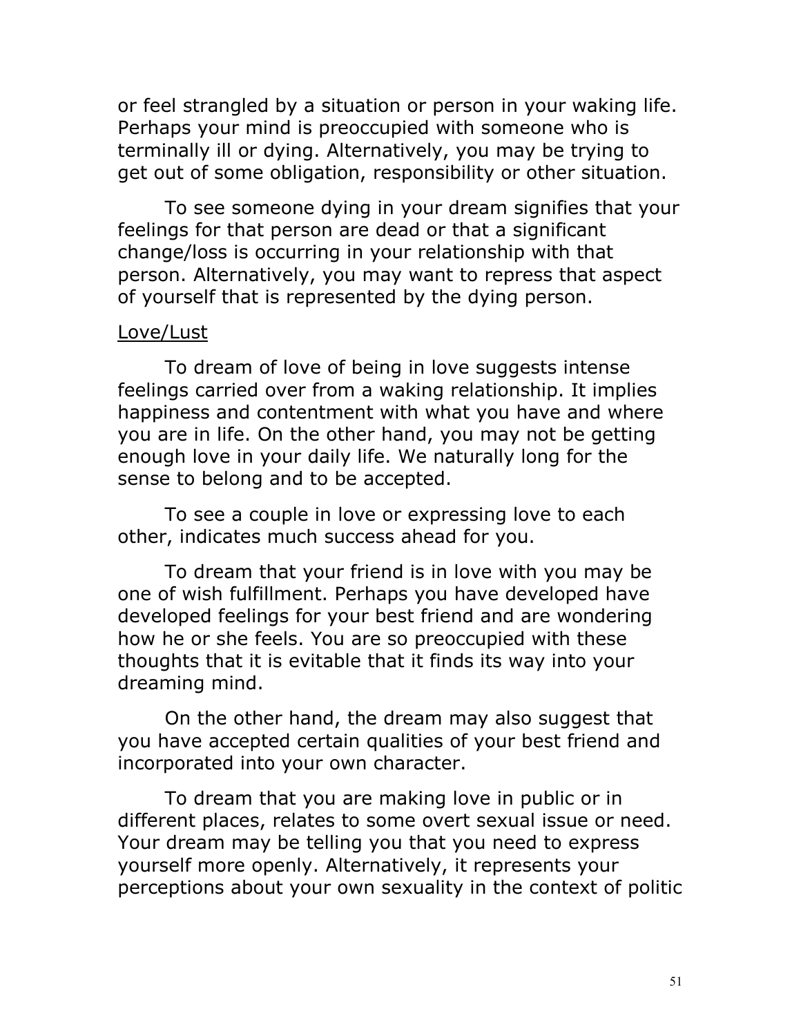or feel strangled by a situation or person in your waking life. Perhaps your mind is preoccupied with someone who is terminally ill or dying. Alternatively, you may be trying to get out of some obligation, responsibility or other situation.

To see someone dying in your dream signifies that your feelings for that person are dead or that a significant change/loss is occurring in your relationship with that person. Alternatively, you may want to repress that aspect of yourself that is represented by the dying person.

<u>Love/Lust</u>

To dream of love of being in love suggests intense feelings carried over from a waking relationship. It implies happiness and contentment with what you have and where you are in life. On the other hand, you may not be getting enough love in your daily life. We naturally long for the sense to belong and to be accepted.

To see a couple in love or expressing love to each other, indicates much success ahead for you.

To dream that your friend is in love with you may be one of wish fulfillment. Perhaps you have developed have developed feelings for your best friend and are wondering how he or she feels. You are so preoccupied with these thoughts that it is evitable that it finds its way into your dreaming mind.

On the other hand, the dream may also suggest that you have accepted certain qualities of your best friend and incorporated into your own character.

To dream that you are making love in public or in different places, relates to some overt sexual issue or need. Your dream may be telling you that you need to express yourself more openly. Alternatively, it represents your perceptions about your own sexuality in the context of politic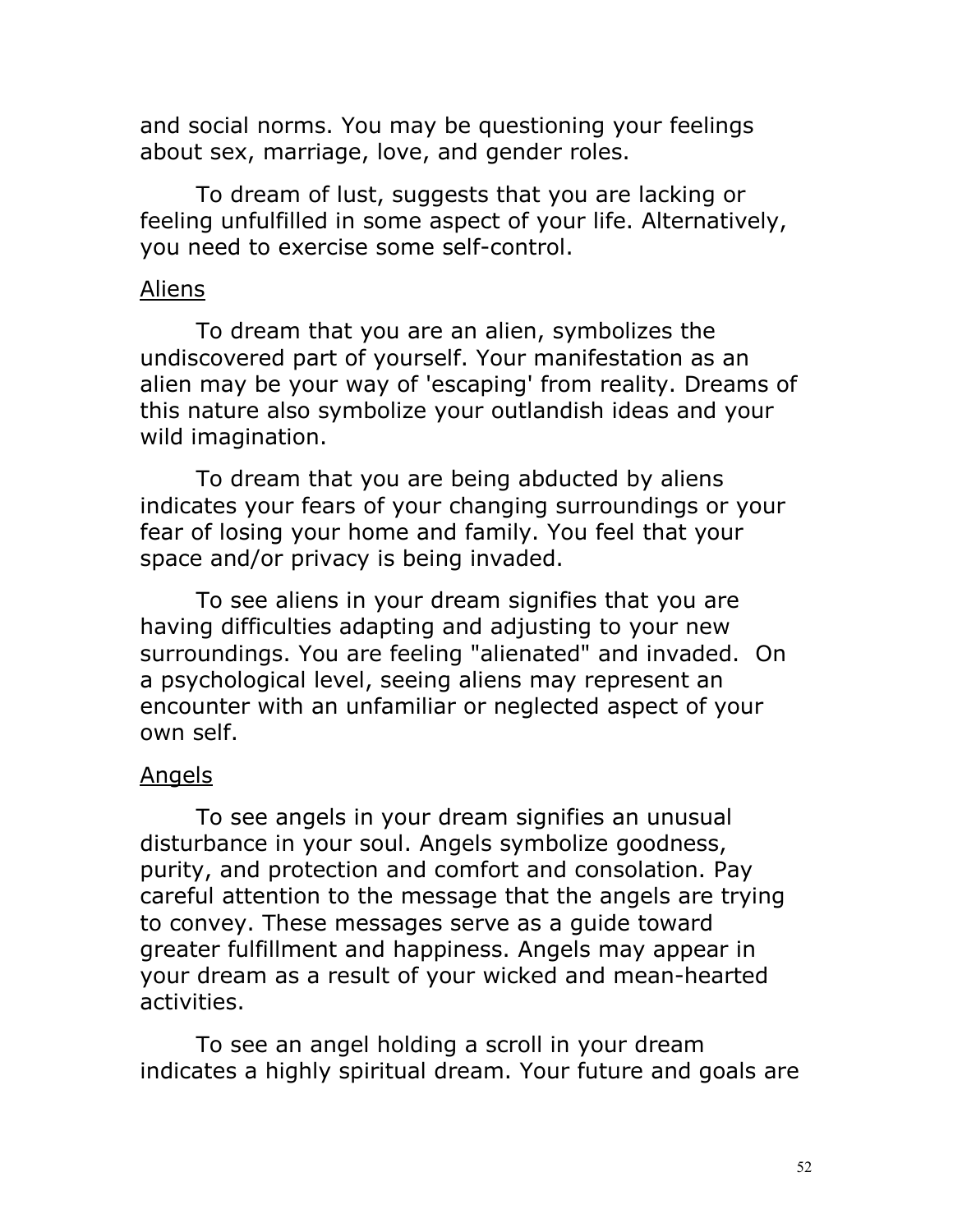and social norms. You may be questioning your feelings about sex, marriage, love, and gender roles.

To dream of lust, suggests that you are lacking or feeling unfulfilled in some aspect of your life. Alternatively, you need to exercise some self-control.

<u>Aliens</u>

To dream that you are an alien, symbolizes the undiscovered part of yourself. Your manifestation as an alien may be your way of 'escaping' from reality. Dreams of this nature also symbolize your outlandish ideas and your wild imagination.

To dream that you are being abducted by aliens indicates your fears of your changing surroundings or your fear of losing your home and family. You feel that your space and/or privacy is being invaded.

To see aliens in your dream signifies that you are having difficulties adapting and adjusting to your new surroundings. You are feeling "alienated" and invaded. On a psychological level, seeing aliens may represent an encounter with an unfamiliar or neglected aspect of your own self.

<u>Angels</u>

To see angels in your dream signifies an unusual disturbance in your soul. Angels symbolize goodness, purity, and protection and comfort and consolation. Pay careful attention to the message that the angels are trying to convey. These messages serve as a guide toward greater fulfillment and happiness. Angels may appear in your dream as a result of your wicked and mean-hearted activities.

To see an angel holding a scroll in your dream indicates a highly spiritual dream. Your future and goals are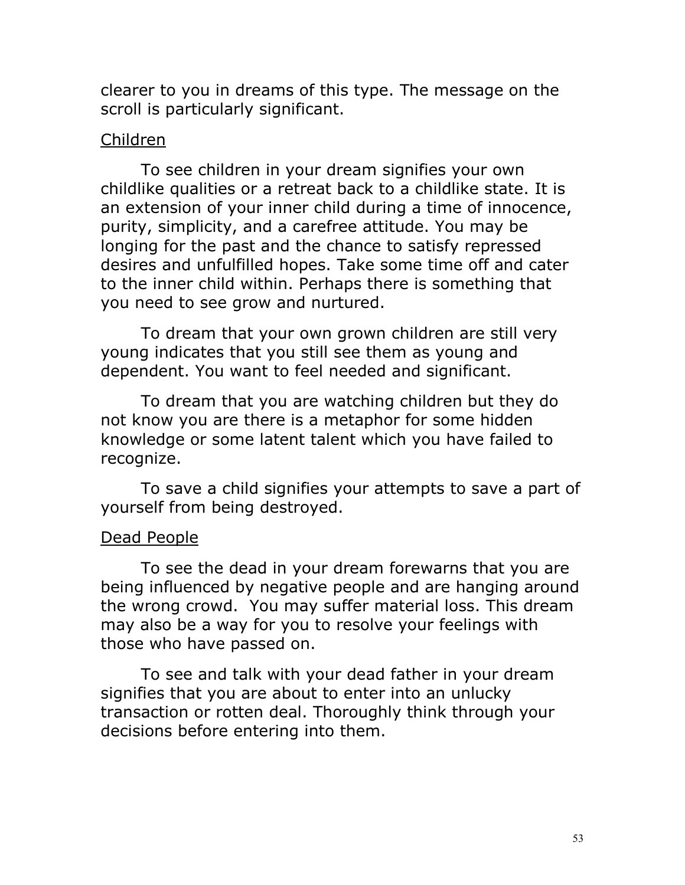clearer to you in dreams of this type. The message on the scroll is particularly significant.

### Children

To see children in your dream signifies your own childlike qualities or a retreat back to a childlike state. It is an extension of your inner child during a time of innocence, purity, simplicity, and a carefree attitude. You may be longing for the past and the chance to satisfy repressed desires and unfulfilled hopes. Take some time off and cater to the inner child within. Perhaps there is something that you need to see grow and nurtured.

To dream that your own grown children are still very young indicates that you still see them as young and dependent. You want to feel needed and significant.

To dream that you are watching children but they do not know you are there is a metaphor for some hidden knowledge or some latent talent which you have failed to recognize.

To save a child signifies your attempts to save a part of yourself from being destroyed.

### Dead People

To see the dead in your dream forewarns that you are being influenced by negative people and are hanging around the wrong crowd. You may suffer material loss. This dream may also be a way for you to resolve your feelings with those who have passed on.

To see and talk with your dead father in your dream signifies that you are about to enter into an unlucky transaction or rotten deal. Thoroughly think through your decisions before entering into them.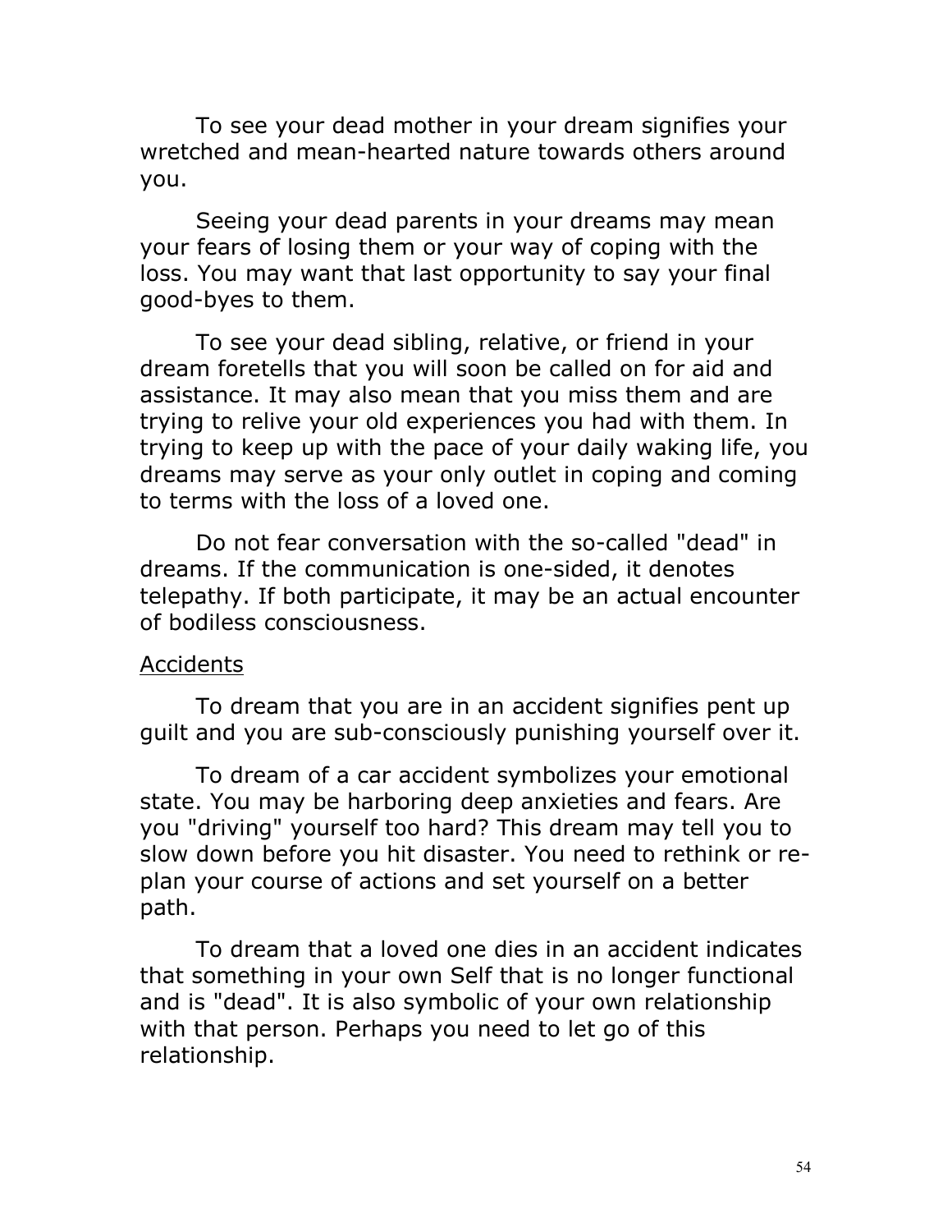To see your dead mother in your dream signifies your wretched and mean-hearted nature towards others around you.

Seeing your dead parents in your dreams may mean your fears of losing them or your way of coping with the loss. You may want that last opportunity to say your final good-byes to them.

To see your dead sibling, relative, or friend in your dream foretells that you will soon be called on for aid and assistance. It may also mean that you miss them and are trying to relive your old experiences you had with them. In trying to keep up with the pace of your daily waking life, you dreams may serve as your only outlet in coping and coming to terms with the loss of a loved one.

Do not fear conversation with the so-called "dead" in dreams. If the communication is one-sided, it denotes telepathy. If both participate, it may be an actual encounter of bodiless consciousness.

<u>Accidents</u>

To dream that you are in an accident signifies pent up guilt and you are sub-consciously punishing yourself over it.

To dream of a car accident symbolizes your emotional state. You may be harboring deep anxieties and fears. Are you "driving" yourself too hard? This dream may tell you to slow down before you hit disaster. You need to rethink or re-plan your course of actions and set yourself on a better path.

To dream that a loved one dies in an accident indicates that something in your own Self that is no longer functional and is "dead". It is also symbolic of your own relationship with that person. Perhaps you need to let go of this relationship.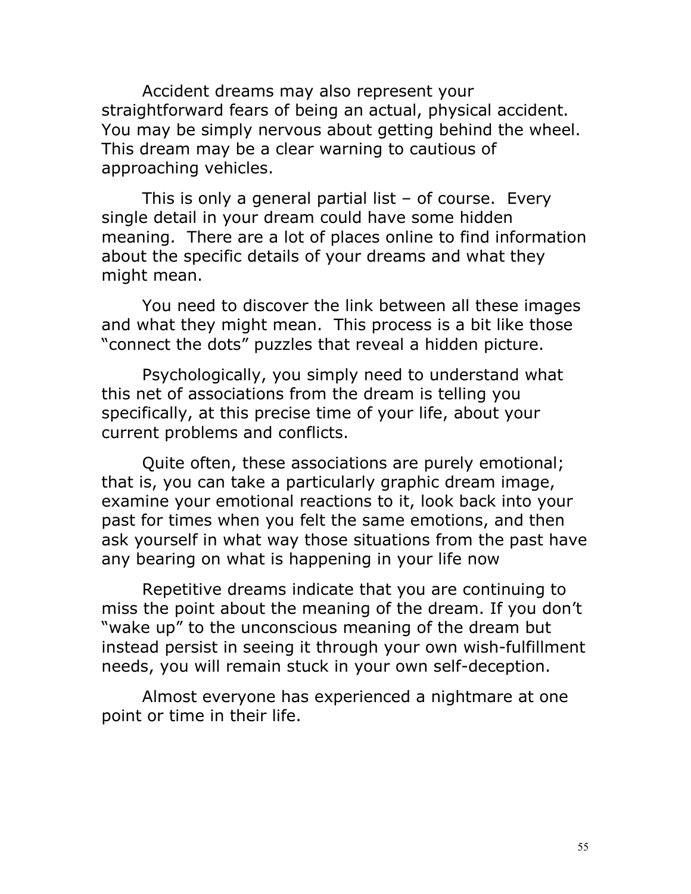Accident dreams may also represent your straightforward fears of being an actual, physical accident. You may be simply nervous about getting behind the wheel. This dream may be a clear warning to cautious of approaching vehicles.

This is only a general partial list – of course. Every single detail in your dream could have some hidden meaning. There are a lot of places online to find information about the specific details of your dreams and what they might mean.

You need to discover the link between all these images and what they might mean. This process is a bit like those "connect the dots" puzzles that reveal a hidden picture.

Psychologically, you simply need to understand what this net of associations from the dream is telling you specifically, at this precise time of your life, about your current problems and conflicts.

Quite often, these associations are purely emotional; that is, you can take a particularly graphic dream image, examine your emotional reactions to it, look back into your past for times when you felt the same emotions, and then ask yourself in what way those situations from the past have any bearing on what is happening in your life now

Repetitive dreams indicate that you are continuing to miss the point about the meaning of the dream. If you don't "wake up" to the unconscious meaning of the dream but instead persist in seeing it through your own wish-fulfillment needs, you will remain stuck in your own self-deception.

Almost everyone has experienced a nightmare at one point or time in their life.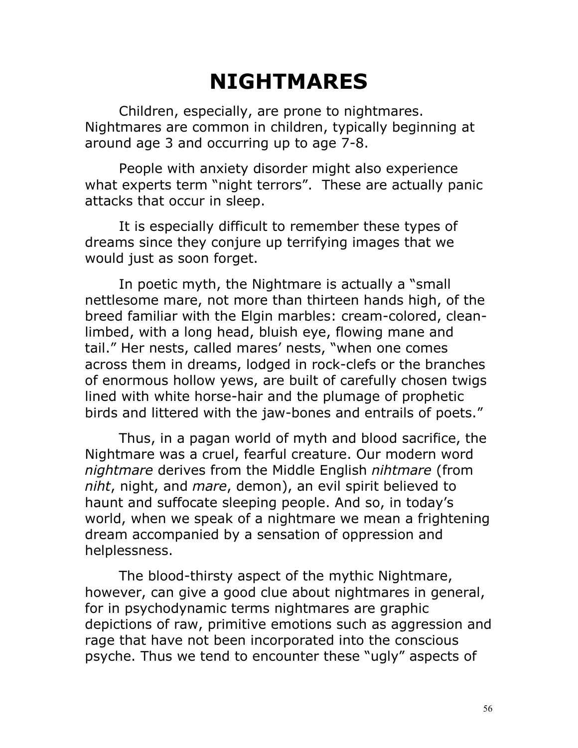# NIGHTMARES

Children, especially, are prone to nightmares. Nightmares are common in children, typically beginning at around age 3 and occurring up to age 7-8.

People with anxiety disorder might also experience what experts term "night terrors". These are actually panic attacks that occur in sleep.

It is especially difficult to remember these types of dreams since they conjure up terrifying images that we would just as soon forget.

In poetic myth, the Nightmare is actually a "small nettlesome mare, not more than thirteen hands high, of the breed familiar with the Elgin marbles: cream-colored, clean-limbed, with a long head, bluish eye, flowing mane and tail." Her nests, called mares' nests, "when one comes across them in dreams, lodged in rock-clefs or the branches of enormous hollow yews, are built of carefully chosen twigs lined with white horse-hair and the plumage of prophetic birds and littered with the jaw-bones and entrails of poets."

Thus, in a pagan world of myth and blood sacrifice, the Nightmare was a cruel, fearful creature. Our modern word *nightmare* derives from the Middle English *nihtmare* (from *niht*, night, and *mare*, demon), an evil spirit believed to haunt and suffocate sleeping people. And so, in today's world, when we speak of a nightmare we mean a frightening dream accompanied by a sensation of oppression and helplessness.

The blood-thirsty aspect of the mythic Nightmare, however, can give a good clue about nightmares in general, for in psychodynamic terms nightmares are graphic depictions of raw, primitive emotions such as aggression and rage that have not been incorporated into the conscious psyche. Thus we tend to encounter these "ugly" aspects of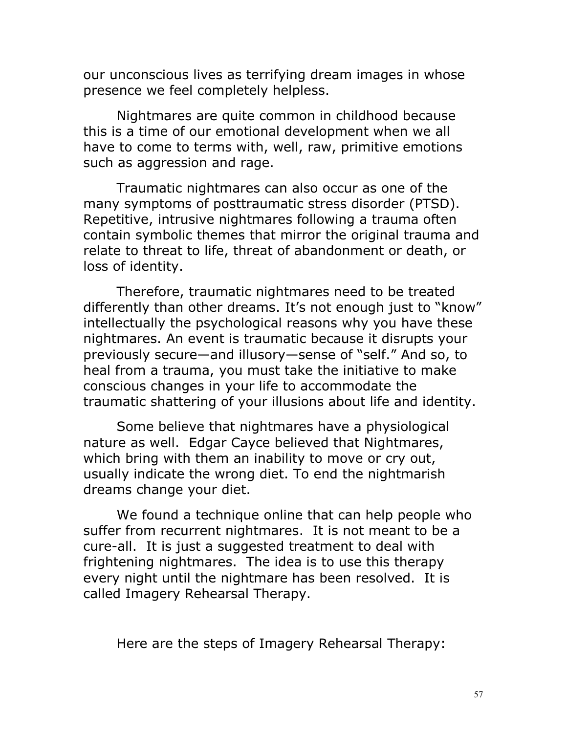our unconscious lives as terrifying dream images in whose presence we feel completely helpless.

Nightmares are quite common in childhood because this is a time of our emotional development when we all have to come to terms with, well, raw, primitive emotions such as aggression and rage.

Traumatic nightmares can also occur as one of the many symptoms of posttraumatic stress disorder (PTSD). Repetitive, intrusive nightmares following a trauma often contain symbolic themes that mirror the original trauma and relate to threat to life, threat of abandonment or death, or loss of identity.

Therefore, traumatic nightmares need to be treated differently than other dreams. It's not enough just to "know" intellectually the psychological reasons why you have these nightmares. An event is traumatic because it disrupts your previously secure—and illusory—sense of "self." And so, to heal from a trauma, you must take the initiative to make conscious changes in your life to accommodate the traumatic shattering of your illusions about life and identity.

Some believe that nightmares have a physiological nature as well. Edgar Cayce believed that Nightmares, which bring with them an inability to move or cry out, usually indicate the wrong diet. To end the nightmarish dreams change your diet.

We found a technique online that can help people who suffer from recurrent nightmares. It is not meant to be a cure-all. It is just a suggested treatment to deal with frightening nightmares. The idea is to use this therapy every night until the nightmare has been resolved. It is called Imagery Rehearsal Therapy.

Here are the steps of Imagery Rehearsal Therapy: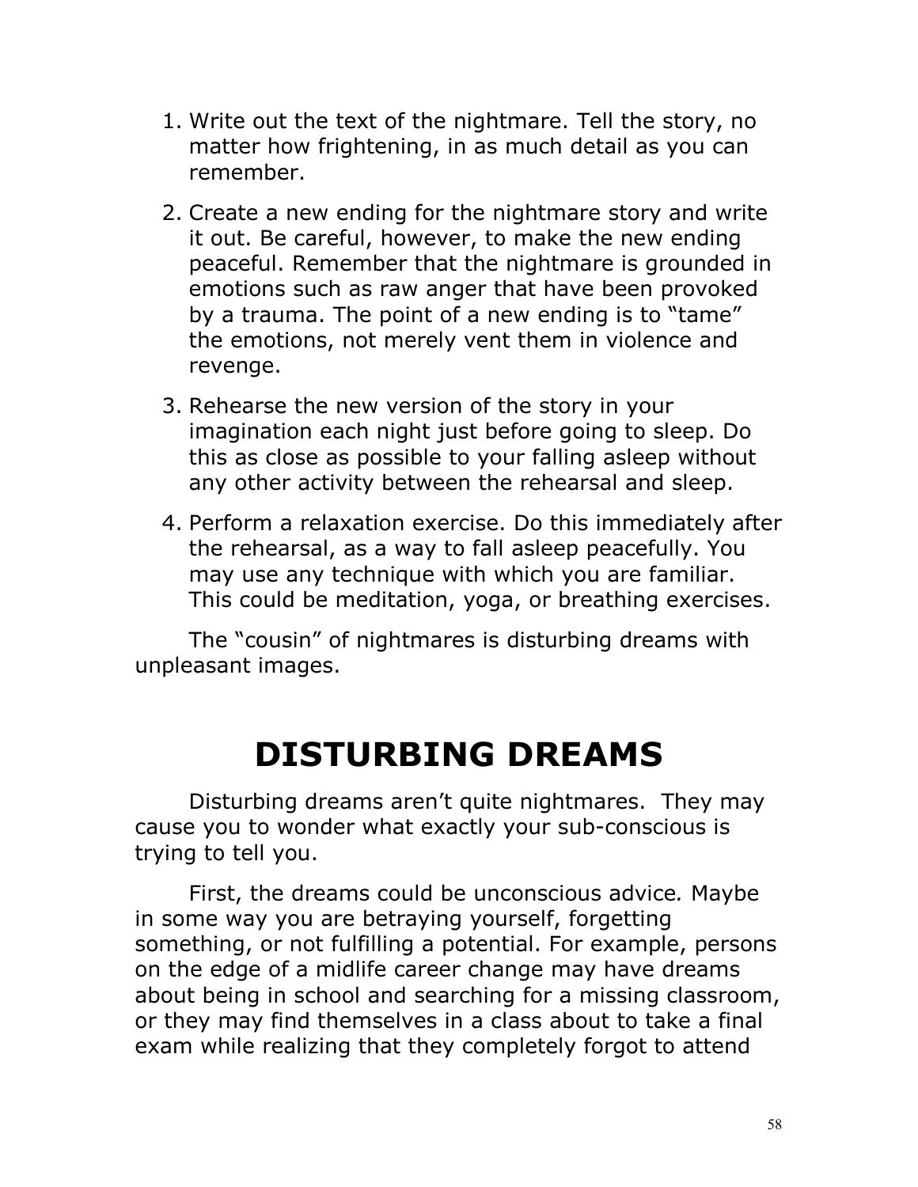1. Write out the text of the nightmare. Tell the story, no matter how frightening, in as much detail as you can remember.

2. Create a new ending for the nightmare story and write it out. Be careful, however, to make the new ending peaceful. Remember that the nightmare is grounded in emotions such as raw anger that have been provoked by a trauma. The point of a new ending is to "tame" the emotions, not merely vent them in violence and revenge.

3. Rehearse the new version of the story in your imagination each night just before going to sleep. Do this as close as possible to your falling asleep without any other activity between the rehearsal and sleep.

4. Perform a relaxation exercise. Do this immediately after the rehearsal, as a way to fall asleep peacefully. You may use any technique with which you are familiar. This could be meditation, yoga, or breathing exercises.

The "cousin" of nightmares is disturbing dreams with unpleasant images.

# DISTURBING DREAMS

Disturbing dreams aren't quite nightmares. They may cause you to wonder what exactly your sub-conscious is trying to tell you.

First, the dreams could be unconscious advice*.* Maybe in some way you are betraying yourself, forgetting something, or not fulfilling a potential. For example, persons on the edge of a midlife career change may have dreams about being in school and searching for a missing classroom, or they may find themselves in a class about to take a final exam while realizing that they completely forgot to attend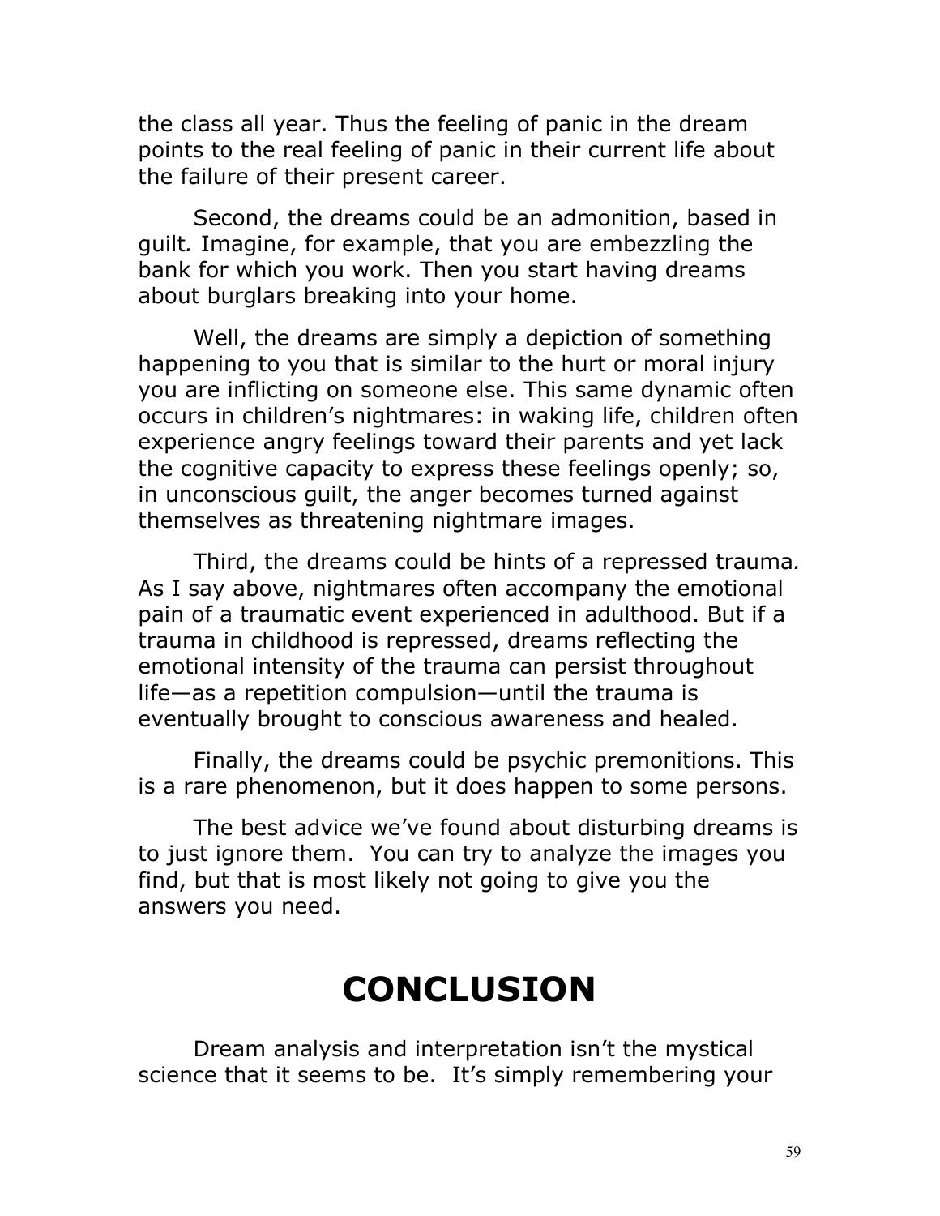the class all year. Thus the feeling of panic in the dream points to the real feeling of panic in their current life about the failure of their present career.

Second, the dreams could be an admonition, based in guilt*.* Imagine, for example, that you are embezzling the bank for which you work. Then you start having dreams about burglars breaking into your home.

Well, the dreams are simply a depiction of something happening to you that is similar to the hurt or moral injury you are inflicting on someone else. This same dynamic often occurs in children's nightmares: in waking life, children often experience angry feelings toward their parents and yet lack the cognitive capacity to express these feelings openly; so, in unconscious guilt, the anger becomes turned against themselves as threatening nightmare images.

Third, the dreams could be hints of a repressed trauma*.* As I say above, nightmares often accompany the emotional pain of a traumatic event experienced in adulthood. But if a trauma in childhood is repressed, dreams reflecting the emotional intensity of the trauma can persist throughout life—as a repetition compulsion—until the trauma is eventually brought to conscious awareness and healed.

Finally, the dreams could be psychic premonitions. This is a rare phenomenon, but it does happen to some persons.

The best advice we've found about disturbing dreams is to just ignore them. You can try to analyze the images you find, but that is most likely not going to give you the answers you need.

# CONCLUSION

Dream analysis and interpretation isn't the mystical science that it seems to be. It's simply remembering your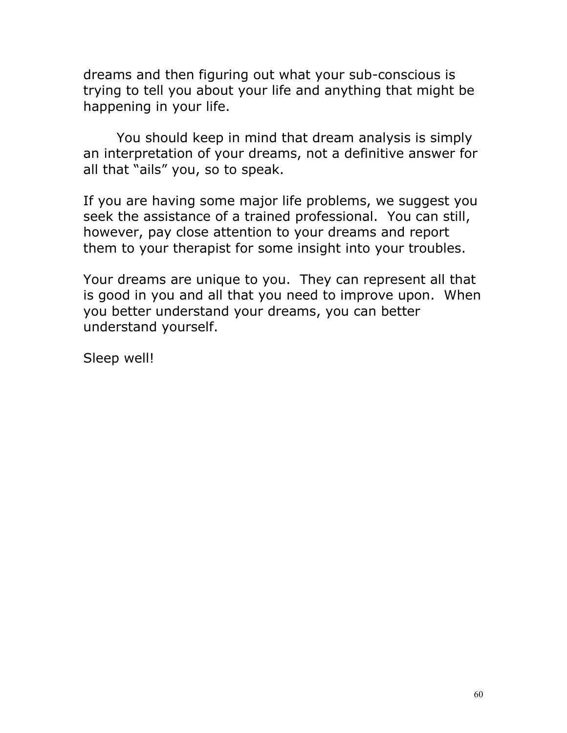dreams and then figuring out what your sub-conscious is trying to tell you about your life and anything that might be happening in your life.

You should keep in mind that dream analysis is simply an interpretation of your dreams, not a definitive answer for all that "ails" you, so to speak.

If you are having some major life problems, we suggest you seek the assistance of a trained professional. You can still, however, pay close attention to your dreams and report them to your therapist for some insight into your troubles.

Your dreams are unique to you. They can represent all that is good in you and all that you need to improve upon. When you better understand your dreams, you can better understand yourself.

Sleep well!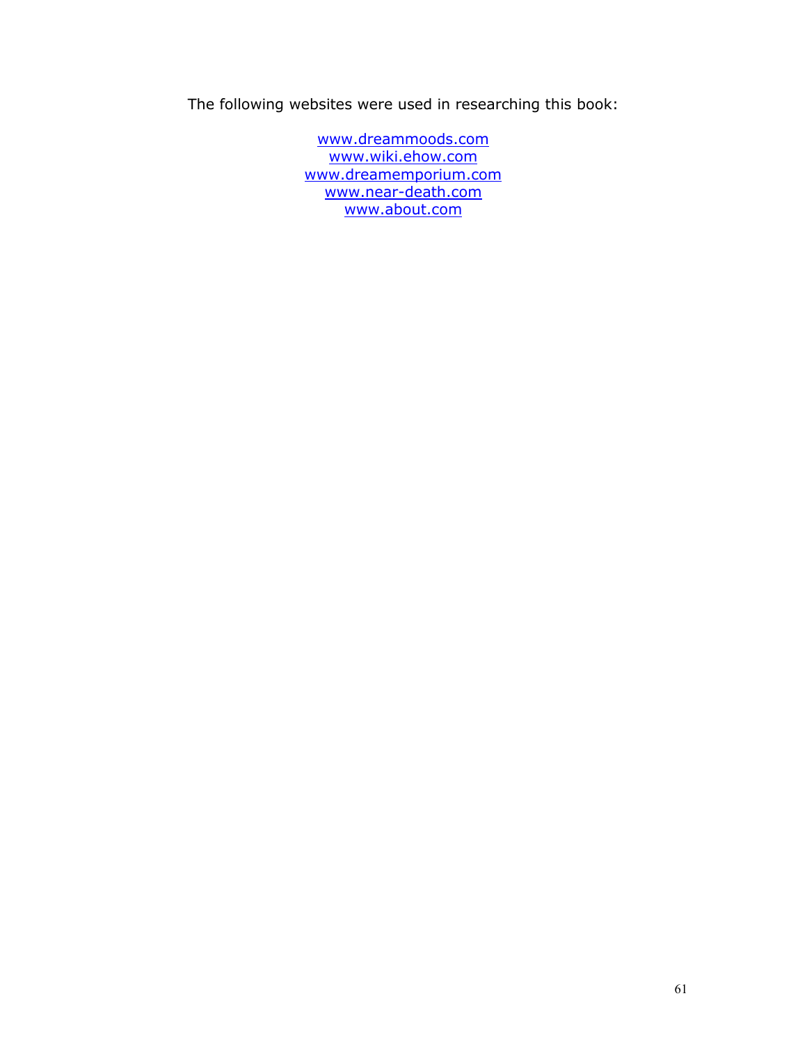The following websites were used in researching this book:

www.dreammoods.com
www.wiki.ehow.com
www.dreamemporium.com
www.near-death.com
www.about.com